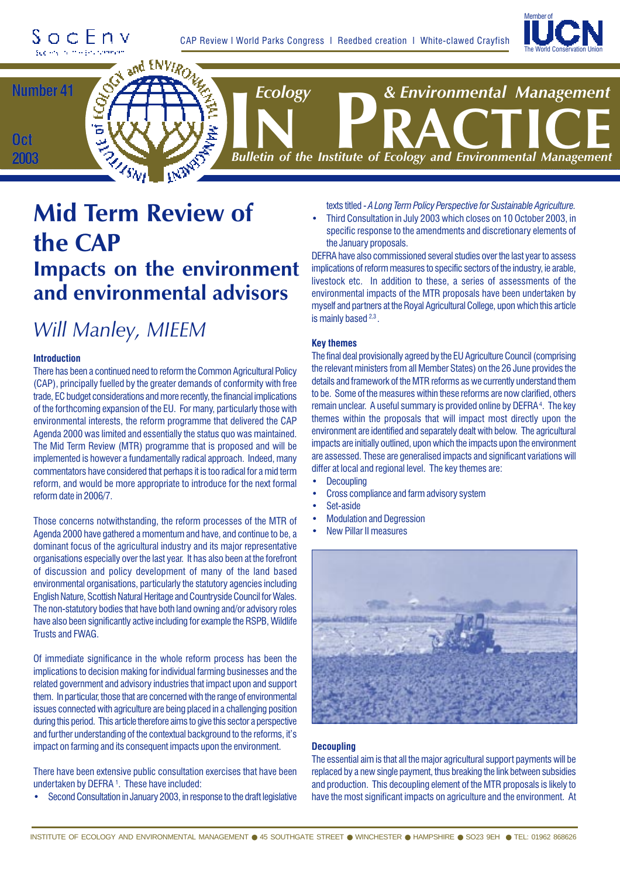# Mid Term Review of the CAP

## Impacts on the environment and environmental advisors

*Will Manley, MIEEM*

#### Introduction

There has been a continued need to reform the Common Agricultural Policy (CAP), principally fuelled by the greater demands of conformity with free trade, EC budget considerations and more recently, the financial implications of the forthcoming expansion of the EU. For many, particularly those with environmental interests, the reform programme that delivered the CAP Agenda 2000 was limited and essentially the status quo was maintained. The Mid Term Review (MTR) programme that is proposed and will be implemented is however a fundamentally radical approach. Indeed, many commentators have considered that perhaps it is too radical for a mid term reform, and would be more appropriate to introduce for the next formal reform date in 2006/7.

Those concerns notwithstanding, the reform processes of the MTR of Agenda 2000 have gathered a momentum and have, and continue to be, a dominant focus of the agricultural industry and its major representative organisations especially over the last year. It has also been at the forefront of discussion and policy development of many of the land based environmental organisations, particularly the statutory agencies including English Nature, Scottish Natural Heritage and Countryside Council for Wales. The non-statutory bodies that have both land owning and/or advisory roles have also been significantly active including for example the RSPB, Wildlife Trusts and FWAG.

Of immediate significance in the whole reform process has been the implications to decision making for individual farming businesses and the related government and advisory industries that impact upon and support them. In particular, those that are concerned with the range of environmental issues connected with agriculture are being placed in a challenging position during this period. This article therefore aims to give this sector a perspective and further understanding of the contextual background to the reforms, it's impact on farming and its consequent impacts upon the environment.

There have been extensive public consultation exercises that have been undertaken by DEFRA [1]. These have included:

- Second Consultation in January 2003, in response to the draft legislative texts titled - *A Long Term Policy Perspective for Sustainable Agriculture.*
- Third Consultation in July 2003 which closes on 10 October 2003, in specific response to the amendments and discretionary elements of the January proposals.

DEFRA have also commissioned several studies over the last year to assess implications of reform measures to specific sectors of the industry, ie arable, livestock etc. In addition to these, a series of assessments of the environmental impacts of the MTR proposals have been undertaken by myself and partners at the Royal Agricultural College, upon which this article is mainly based [2,3].

#### Key themes

The final deal provisionally agreed by the EU Agriculture Council (comprising the relevant ministers from all Member States) on the 26 June provides the details and framework of the MTR reforms as we currently understand them to be. Some of the measures within these reforms are now clarified, others remain unclear. A useful summary is provided online by DEFRA [4]. The key themes within the proposals that will impact most directly upon the environment are identified and separately dealt with below. The agricultural impacts are initially outlined, upon which the impacts upon the environment are assessed. These are generalised impacts and significant variations will differ at local and regional level. The key themes are:

- Decoupling
- Cross compliance and farm advisory system
- Set-aside
- Modulation and Degression
- New Pillar II measures

#### Decoupling

The essential aim is that all the major agricultural support payments will be replaced by a new single payment, thus breaking the link between subsidies and production. This decoupling element of the MTR proposals is likely to have the most significant impacts on agriculture and the environment. At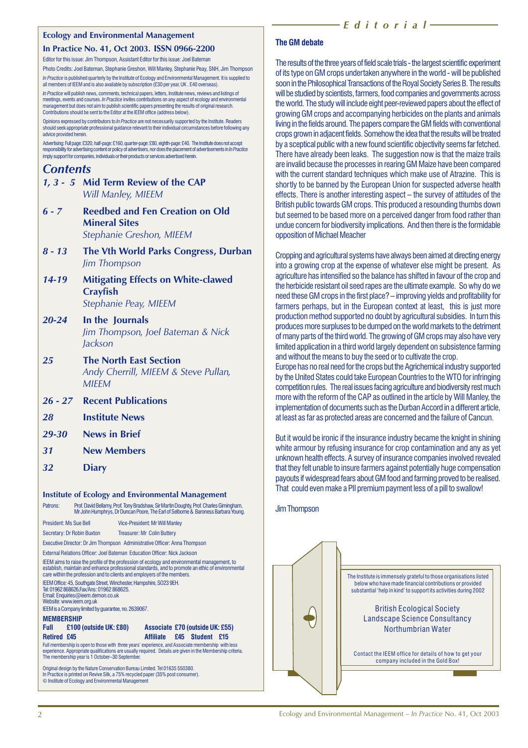## Ecology and Environmental Management

### In Practice No. 41, Oct 2003. ISSN 0966-2200

Editor for this issue: Jim Thompson, Assistant Editor for this issue: Joel Bateman

Photo Credits: Joel Bateman, Stephanie Greshon, Will Manley, Stephanie Peay, SNH, Jim Thompson

*In Practice* is published quarterly by the Institute of Ecology and Environmental Management. It is supplied to all members of IEEM and is also available by subscription (£30 per year, UK . £40 overseas).

*In Practice* will publish news, comments, technical papers, letters, Institute news, reviews and listings of meetings, events and courses. *In Practice* invites contributions on any aspect of ecology and environmental management but does not aim to publish scientific papers presenting the results of original research. Contributions should be sent to the Editor at the IEEM office (address below).

Opinions expressed by contributors to *In Practice* are not necessarily supported by the Institute. Readers should seek appropriate professional guidance relevant to their individual circumstances before following any advice provided herein.

Advertising: Full page: £320, half-page: £160, quarter-page: £80, eighth-page: £40. The Institute does not accept responsibility for advertising content or policy of advertisers, nor does the placement of advertisements in *In Practice* imply support for companies, individuals or their products or services advertised herein.

## Contents

- ***1, 3 - 5*** **Mid Term Review of the CAP** *Will Manley, MIEEM*
- ***6 - 7*** **Reedbed and Fen Creation on Old Mineral Sites** *Stephanie Greshon, MIEEM*
- ***8 - 13*** **The Vth World Parks Congress, Durban** *Jim Thompson*
- ***14-19*** **Mitigating Effects on White-clawed Crayfish** *Stephanie Peay, MIEEM*
- ***20-24*** **In the Journals** *Jim Thompson, Joel Bateman & Nick Jackson*
- ***25*** **The North East Section** *Andy Cherrill, MIEEM & Steve Pullan, MIEEM*
- ***26 - 27*** **Recent Publications**
- ***28*** **Institute News**
- ***29-30*** **News in Brief**
- ***31*** **New Members**
- ***32*** **Diary**

### Institute of Ecology and Environmental Management

Patrons: Prof. David Bellamy, Prof. Tony Bradshaw, Sir Martin Doughty, Prof. Charles Gimingham, Mr John Humphrys, Dr Duncan Poore, The Earl of Selborne & Baroness Barbara Young.

President: Ms Sue Bell — Vice-President: Mr Will Manley

Secretary: Dr Robin Buxton — Treasurer: Mr Colin Buttery

Executive Director: Dr Jim Thompson — Administrative Officer: Anna Thompson

External Relations Officer: Joel Bateman — Education Officer: Nick Jackson

IEEM aims to raise the profile of the profession of ecology and environmental management, to establish, maintain and enhance professional standards, and to promote an ethic of environmental care within the profession and to clients and employers of the members.

IEEM Office: 45, Southgate Street, Winchester, Hampshire, SO23 9EH.
Tel: 01962 868626,Fax/Ans: 01962 868625.
Email: Enquiries@ieem.demon.co.uk
Website: www.ieem.org.uk
IEEM is a Company limited by guarantee, no. 2639067.

**MEMBERSHIP**

**Full £100 (outside UK: £80)** — **Associate £70 (outside UK: £55)**
**Retired £45** — **Affiliate £45** — **Student £15**

Full membership is open to those with three years' experience, and Associate membership with less experience. Appropriate qualifications are usually required. Details are given in the Membership criteria. The membership year is 1 October–30 September.

Original design by the Nature Conservation Bureau Limited. Tel 01635 550380.
In Practice is printed on Revive Silk, a 75% recycled paper (35% post consumer).
© Institute of Ecology and Environmental Management

# Editorial

## The GM debate

The results of the three years of field scale trials - the largest scientific experiment of its type on GM crops undertaken anywhere in the world - will be published soon in the Philosophical Transactions of the Royal Society Series B. The results will be studied by scientists, farmers, food companies and governments across the world. The study will include eight peer-reviewed papers about the effect of growing GM crops and accompanying herbicides on the plants and animals living in the fields around. The papers compare the GM fields with conventional crops grown in adjacent fields. Somehow the idea that the results will be treated by a sceptical public with a new found scientific objectivity seems far fetched. There have already been leaks. The suggestion now is that the maize trails are invalid because the processes in rearing GM Maize have been compared with the current standard techniques which make use of Atrazine. This is shortly to be banned by the European Union for suspected adverse health effects. There is another interesting aspect – the survey of attitudes of the British public towards GM crops. This produced a resounding thumbs down but seemed to be based more on a perceived danger from food rather than undue concern for biodiversity implications. And then there is the formidable opposition of Michael Meacher

Cropping and agricultural systems have always been aimed at directing energy into a growing crop at the expense of whatever else might be present. As agriculture has intensified so the balance has shifted in favour of the crop and the herbicide resistant oil seed rapes are the ultimate example. So why do we need these GM crops in the first place? – improving yields and profitability for farmers perhaps, but in the European context at least, this is just more production method supported no doubt by agricultural subsidies. In turn this produces more surpluses to be dumped on the world markets to the detriment of many parts of the third world. The growing of GM crops may also have very limited application in a third world largely dependent on subsistence farming and without the means to buy the seed or to cultivate the crop.
Europe has no real need for the crops but the Agrichemical industry supported by the United States could take European Countries to the WTO for infringing competition rules. The real issues facing agriculture and biodiversity rest much more with the reform of the CAP as outlined in the article by Will Manley, the implementation of documents such as the Durban Accord in a different article, at least as far as protected areas are concerned and the failure of Cancun.

But it would be ironic if the insurance industry became the knight in shining white armour by refusing insurance for crop contamination and any as yet unknown health effects. A survey of insurance companies involved revealed that they felt unable to insure farmers against potentially huge compensation payouts if widespread fears about GM food and farming proved to be realised. That could even make a PII premium payment less of a pill to swallow!

Jim Thompson

The Institute is immensely grateful to those organisations listed below who have made financial contributions or provided substantial 'help in kind' to support its activities during 2002

British Ecological Society
Landscape Science Consultancy
Northumbrian Water

Contact the IEEM office for details of how to get your company included in the Gold Box!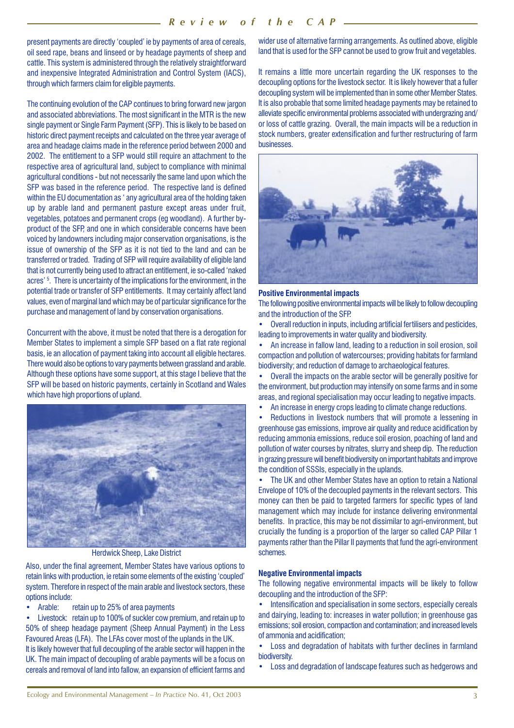present payments are directly 'coupled' ie by payments of area of cereals, oil seed rape, beans and linseed or by headage payments of sheep and cattle. This system is administered through the relatively straightforward and inexpensive Integrated Administration and Control System (IACS), through which farmers claim for eligible payments.

The continuing evolution of the CAP continues to bring forward new jargon and associated abbreviations. The most significant in the MTR is the new single payment or Single Farm Payment (SFP). This is likely to be based on historic direct payment receipts and calculated on the three year average of area and headage claims made in the reference period between 2000 and 2002. The entitlement to a SFP would still require an attachment to the respective area of agricultural land, subject to compliance with minimal agricultural conditions - but not necessarily the same land upon which the SFP was based in the reference period. The respective land is defined within the EU documentation as ' any agricultural area of the holding taken up by arable land and permanent pasture except areas under fruit, vegetables, potatoes and permanent crops (eg woodland). A further by-product of the SFP, and one in which considerable concerns have been voiced by landowners including major conservation organisations, is the issue of ownership of the SFP as it is not tied to the land and can be transferred or traded. Trading of SFP will require availability of eligible land that is not currently being used to attract an entitlement, ie so-called 'naked acres' [5]. There is uncertainty of the implications for the environment, in the potential trade or transfer of SFP entitlements. It may certainly affect land values, even of marginal land which may be of particular significance for the purchase and management of land by conservation organisations.

Concurrent with the above, it must be noted that there is a derogation for Member States to implement a simple SFP based on a flat rate regional basis, ie an allocation of payment taking into account all eligible hectares. There would also be options to vary payments between grassland and arable. Although these options have some support, at this stage I believe that the SFP will be based on historic payments, certainly in Scotland and Wales which have high proportions of upland.

Herdwick Sheep, Lake District

Also, under the final agreement, Member States have various options to retain links with production, ie retain some elements of the existing 'coupled' system. Therefore in respect of the main arable and livestock sectors, these options include:

- Arable: retain up to 25% of area payments
- Livestock: retain up to 100% of suckler cow premium, and retain up to 50% of sheep headage payment (Sheep Annual Payment) in the Less Favoured Areas (LFA). The LFAs cover most of the uplands in the UK.

It is likely however that full decoupling of the arable sector will happen in the UK. The main impact of decoupling of arable payments will be a focus on cereals and removal of land into fallow, an expansion of efficient farms and wider use of alternative farming arrangements. As outlined above, eligible land that is used for the SFP cannot be used to grow fruit and vegetables.

It remains a little more uncertain regarding the UK responses to the decoupling options for the livestock sector. It is likely however that a fuller decoupling system will be implemented than in some other Member States. It is also probable that some limited headage payments may be retained to alleviate specific environmental problems associated with undergrazing and/or loss of cattle grazing. Overall, the main impacts will be a reduction in stock numbers, greater extensification and further restructuring of farm businesses.

**Positive Environmental impacts**

The following positive environmental impacts will be likely to follow decoupling and the introduction of the SFP.

- Overall reduction in inputs, including artificial fertilisers and pesticides, leading to improvements in water quality and biodiversity.
- An increase in fallow land, leading to a reduction in soil erosion, soil compaction and pollution of watercourses; providing habitats for farmland biodiversity; and reduction of damage to archaeological features.
- Overall the impacts on the arable sector will be generally positive for the environment, but production may intensify on some farms and in some areas, and regional specialisation may occur leading to negative impacts.
- An increase in energy crops leading to climate change reductions.
- Reductions in livestock numbers that will promote a lessening in greenhouse gas emissions, improve air quality and reduce acidification by reducing ammonia emissions, reduce soil erosion, poaching of land and pollution of water courses by nitrates, slurry and sheep dip. The reduction in grazing pressure will benefit biodiversity on important habitats and improve the condition of SSSIs, especially in the uplands.
- The UK and other Member States have an option to retain a National Envelope of 10% of the decoupled payments in the relevant sectors. This money can then be paid to targeted farmers for specific types of land management which may include for instance delivering environmental benefits. In practice, this may be not dissimilar to agri-environment, but crucially the funding is a proportion of the larger so called CAP Pillar 1 payments rather than the Pillar II payments that fund the agri-environment schemes.

**Negative Environmental impacts**

The following negative environmental impacts will be likely to follow decoupling and the introduction of the SFP:

- Intensification and specialisation in some sectors, especially cereals and dairying, leading to: increases in water pollution; in greenhouse gas emissions; soil erosion, compaction and contamination; and increased levels of ammonia and acidification;
- Loss and degradation of habitats with further declines in farmland biodiversity.
- Loss and degradation of landscape features such as hedgerows and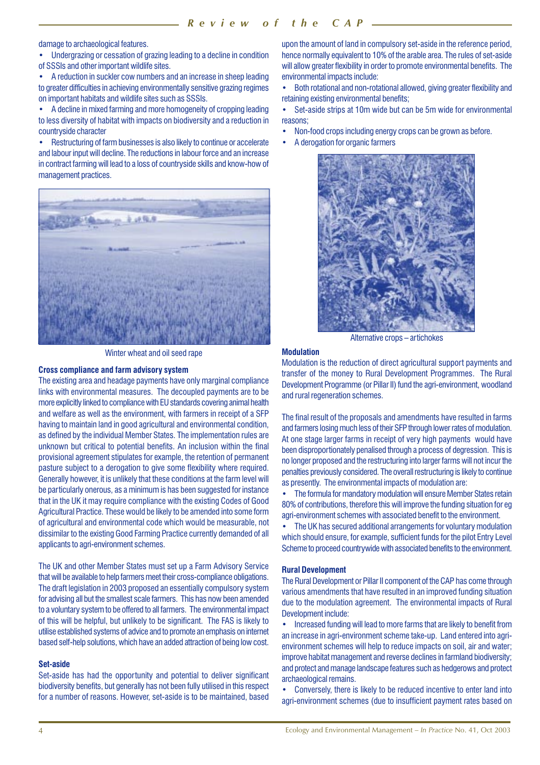damage to archaeological features.

- Undergrazing or cessation of grazing leading to a decline in condition of SSSIs and other important wildlife sites.
- A reduction in suckler cow numbers and an increase in sheep leading to greater difficulties in achieving environmentally sensitive grazing regimes on important habitats and wildlife sites such as SSSIs.
- A decline in mixed farming and more homogeneity of cropping leading to less diversity of habitat with impacts on biodiversity and a reduction in countryside character
- Restructuring of farm businesses is also likely to continue or accelerate and labour input will decline. The reductions in labour force and an increase in contract farming will lead to a loss of countryside skills and know-how of management practices.

Winter wheat and oil seed rape

**Cross compliance and farm advisory system**

The existing area and headage payments have only marginal compliance links with environmental measures. The decoupled payments are to be more explicitly linked to compliance with EU standards covering animal health and welfare as well as the environment, with farmers in receipt of a SFP having to maintain land in good agricultural and environmental condition, as defined by the individual Member States. The implementation rules are unknown but critical to potential benefits. An inclusion within the final provisional agreement stipulates for example, the retention of permanent pasture subject to a derogation to give some flexibility where required. Generally however, it is unlikely that these conditions at the farm level will be particularly onerous, as a minimum is has been suggested for instance that in the UK it may require compliance with the existing Codes of Good Agricultural Practice. These would be likely to be amended into some form of agricultural and environmental code which would be measurable, not dissimilar to the existing Good Farming Practice currently demanded of all applicants to agri-environment schemes.

The UK and other Member States must set up a Farm Advisory Service that will be available to help farmers meet their cross-compliance obligations. The draft legislation in 2003 proposed an essentially compulsory system for advising all but the smallest scale farmers. This has now been amended to a voluntary system to be offered to all farmers. The environmental impact of this will be helpful, but unlikely to be significant. The FAS is likely to utilise established systems of advice and to promote an emphasis on internet based self-help solutions, which have an added attraction of being low cost.

**Set-aside**

Set-aside has had the opportunity and potential to deliver significant biodiversity benefits, but generally has not been fully utilised in this respect for a number of reasons. However, set-aside is to be maintained, based upon the amount of land in compulsory set-aside in the reference period, hence normally equivalent to 10% of the arable area. The rules of set-aside will allow greater flexibility in order to promote environmental benefits. The environmental impacts include:

- Both rotational and non-rotational allowed, giving greater flexibility and retaining existing environmental benefits;
- Set-aside strips at 10m wide but can be 5m wide for environmental reasons;
- Non-food crops including energy crops can be grown as before.
- A derogation for organic farmers

Alternative crops – artichokes

**Modulation**

Modulation is the reduction of direct agricultural support payments and transfer of the money to Rural Development Programmes. The Rural Development Programme (or Pillar II) fund the agri-environment, woodland and rural regeneration schemes.

The final result of the proposals and amendments have resulted in farms and farmers losing much less of their SFP through lower rates of modulation. At one stage larger farms in receipt of very high payments would have been disproportionately penalised through a process of degression. This is no longer proposed and the restructuring into larger farms will not incur the penalties previously considered. The overall restructuring is likely to continue as presently. The environmental impacts of modulation are:

- The formula for mandatory modulation will ensure Member States retain 80% of contributions, therefore this will improve the funding situation for eg agri-environment schemes with associated benefit to the environment.
- The UK has secured additional arrangements for voluntary modulation which should ensure, for example, sufficient funds for the pilot Entry Level Scheme to proceed countrywide with associated benefits to the environment.

**Rural Development**

The Rural Development or Pillar II component of the CAP has come through various amendments that have resulted in an improved funding situation due to the modulation agreement. The environmental impacts of Rural Development include:

- Increased funding will lead to more farms that are likely to benefit from an increase in agri-environment scheme take-up. Land entered into agri-environment schemes will help to reduce impacts on soil, air and water; improve habitat management and reverse declines in farmland biodiversity; and protect and manage landscape features such as hedgerows and protect archaeological remains.
- Conversely, there is likely to be reduced incentive to enter land into agri-environment schemes (due to insufficient payment rates based on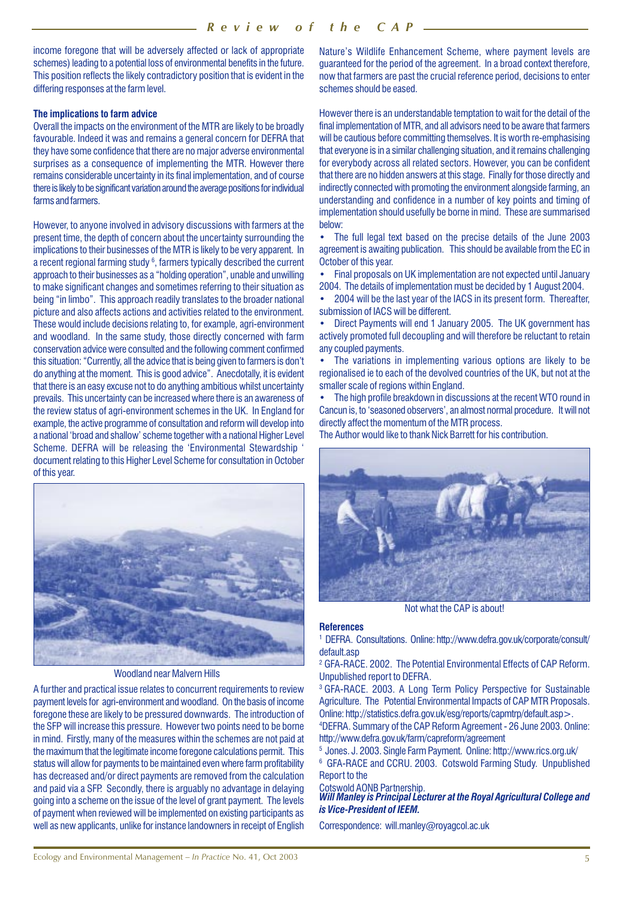income foregone that will be adversely affected or lack of appropriate schemes) leading to a potential loss of environmental benefits in the future. This position reflects the likely contradictory position that is evident in the differing responses at the farm level.

**The implications to farm advice**

Overall the impacts on the environment of the MTR are likely to be broadly favourable. Indeed it was and remains a general concern for DEFRA that they have some confidence that there are no major adverse environmental surprises as a consequence of implementing the MTR. However there remains considerable uncertainty in its final implementation, and of course there is likely to be significant variation around the average positions for individual farms and farmers.

However, to anyone involved in advisory discussions with farmers at the present time, the depth of concern about the uncertainty surrounding the implications to their businesses of the MTR is likely to be very apparent. In a recent regional farming study [6], farmers typically described the current approach to their businesses as a "holding operation", unable and unwilling to make significant changes and sometimes referring to their situation as being "in limbo". This approach readily translates to the broader national picture and also affects actions and activities related to the environment. These would include decisions relating to, for example, agri-environment and woodland. In the same study, those directly concerned with farm conservation advice were consulted and the following comment confirmed this situation: "Currently, all the advice that is being given to farmers is don't do anything at the moment. This is good advice". Anecdotally, it is evident that there is an easy excuse not to do anything ambitious whilst uncertainty prevails. This uncertainty can be increased where there is an awareness of the review status of agri-environment schemes in the UK. In England for example, the active programme of consultation and reform will develop into a national 'broad and shallow' scheme together with a national Higher Level Scheme. DEFRA will be releasing the 'Environmental Stewardship ' document relating to this Higher Level Scheme for consultation in October of this year.

Woodland near Malvern Hills

A further and practical issue relates to concurrent requirements to review payment levels for agri-environment and woodland. On the basis of income foregone these are likely to be pressured downwards. The introduction of the SFP will increase this pressure. However two points need to be borne in mind. Firstly, many of the measures within the schemes are not paid at the maximum that the legitimate income foregone calculations permit. This status will allow for payments to be maintained even where farm profitability has decreased and/or direct payments are removed from the calculation and paid via a SFP. Secondly, there is arguably no advantage in delaying going into a scheme on the issue of the level of grant payment. The levels of payment when reviewed will be implemented on existing participants as well as new applicants, unlike for instance landowners in receipt of English Nature's Wildlife Enhancement Scheme, where payment levels are guaranteed for the period of the agreement. In a broad context therefore, now that farmers are past the crucial reference period, decisions to enter schemes should be eased.

However there is an understandable temptation to wait for the detail of the final implementation of MTR, and all advisors need to be aware that farmers will be cautious before committing themselves. It is worth re-emphasising that everyone is in a similar challenging situation, and it remains challenging for everybody across all related sectors. However, you can be confident that there are no hidden answers at this stage. Finally for those directly and indirectly connected with promoting the environment alongside farming, an understanding and confidence in a number of key points and timing of implementation should usefully be borne in mind. These are summarised below:

- The full legal text based on the precise details of the June 2003 agreement is awaiting publication. This should be available from the EC in October of this year.
- Final proposals on UK implementation are not expected until January 2004. The details of implementation must be decided by 1 August 2004.
- 2004 will be the last year of the IACS in its present form. Thereafter, submission of IACS will be different.
- Direct Payments will end 1 January 2005. The UK government has actively promoted full decoupling and will therefore be reluctant to retain any coupled payments.
- The variations in implementing various options are likely to be regionalised ie to each of the devolved countries of the UK, but not at the smaller scale of regions within England.
- The high profile breakdown in discussions at the recent WTO round in Cancun is, to 'seasoned observers', an almost normal procedure. It will not directly affect the momentum of the MTR process.

The Author would like to thank Nick Barrett for his contribution.

Not what the CAP is about!

**References**

[1] DEFRA. Consultations. Online: http://www.defra.gov.uk/corporate/consult/default.asp

[2] GFA-RACE. 2002. The Potential Environmental Effects of CAP Reform. Unpublished report to DEFRA.

[3] GFA-RACE. 2003. A Long Term Policy Perspective for Sustainable Agriculture. The Potential Environmental Impacts of CAP MTR Proposals. Online: http://statistics.defra.gov.uk/esg/reports/capmtrp/default.asp>.

[4] DEFRA. Summary of the CAP Reform Agreement - 26 June 2003. Online: http://www.defra.gov.uk/farm/capreform/agreement

[5] Jones. J. 2003. Single Farm Payment. Online: http://www.rics.org.uk/

[6] GFA-RACE and CCRU. 2003. Cotswold Farming Study. Unpublished Report to the Cotswold AONB Partnership.

***Will Manley is Principal Lecturer at the Royal Agricultural College and is Vice-President of IEEM.***

Correspondence: will.manley@royagcol.ac.uk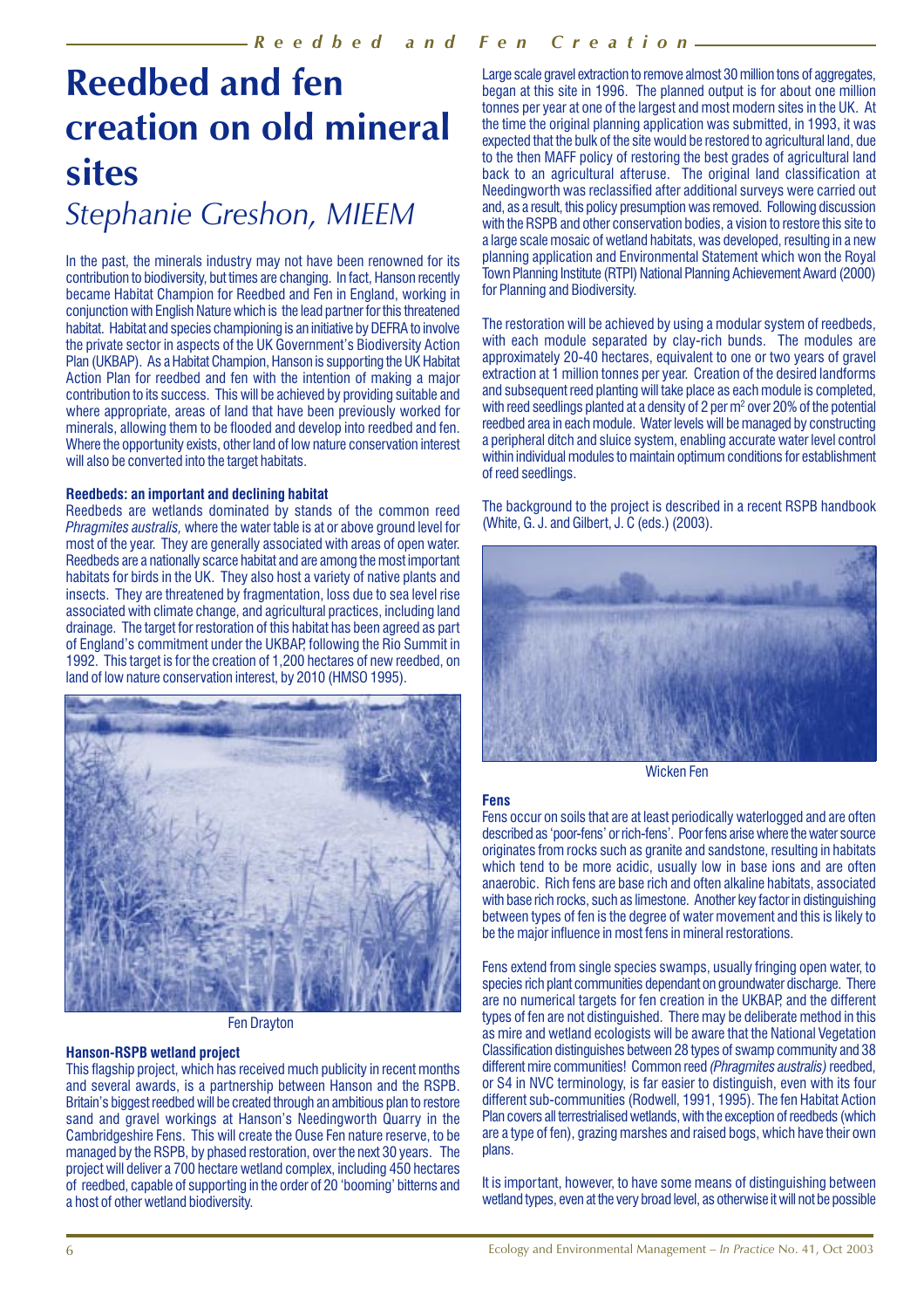# Reedbed and fen creation on old mineral sites

## Stephanie Greshon, MIEEM

In the past, the minerals industry may not have been renowned for its contribution to biodiversity, but times are changing. In fact, Hanson recently became Habitat Champion for Reedbed and Fen in England, working in conjunction with English Nature which is the lead partner for this threatened habitat. Habitat and species championing is an initiative by DEFRA to involve the private sector in aspects of the UK Government's Biodiversity Action Plan (UKBAP). As a Habitat Champion, Hanson is supporting the UK Habitat Action Plan for reedbed and fen with the intention of making a major contribution to its success. This will be achieved by providing suitable and where appropriate, areas of land that have been previously worked for minerals, allowing them to be flooded and develop into reedbed and fen. Where the opportunity exists, other land of low nature conservation interest will also be converted into the target habitats.

#### Reedbeds: an important and declining habitat

Reedbeds are wetlands dominated by stands of the common reed *Phragmites australis,* where the water table is at or above ground level for most of the year. They are generally associated with areas of open water. Reedbeds are a nationally scarce habitat and are among the most important habitats for birds in the UK. They also host a variety of native plants and insects. They are threatened by fragmentation, loss due to sea level rise associated with climate change, and agricultural practices, including land drainage. The target for restoration of this habitat has been agreed as part of England's commitment under the UKBAP, following the Rio Summit in 1992. This target is for the creation of 1,200 hectares of new reedbed, on land of low nature conservation interest, by 2010 (HMSO 1995).

Fen Drayton

#### Hanson-RSPB wetland project

This flagship project, which has received much publicity in recent months and several awards, is a partnership between Hanson and the RSPB. Britain's biggest reedbed will be created through an ambitious plan to restore sand and gravel workings at Hanson's Needingworth Quarry in the Cambridgeshire Fens. This will create the Ouse Fen nature reserve, to be managed by the RSPB, by phased restoration, over the next 30 years. The project will deliver a 700 hectare wetland complex, including 450 hectares of reedbed, capable of supporting in the order of 20 'booming' bitterns and a host of other wetland biodiversity.

Large scale gravel extraction to remove almost 30 million tons of aggregates, began at this site in 1996. The planned output is for about one million tonnes per year at one of the largest and most modern sites in the UK. At the time the original planning application was submitted, in 1993, it was expected that the bulk of the site would be restored to agricultural land, due to the then MAFF policy of restoring the best grades of agricultural land back to an agricultural afteruse. The original land classification at Needingworth was reclassified after additional surveys were carried out and, as a result, this policy presumption was removed. Following discussion with the RSPB and other conservation bodies, a vision to restore this site to a large scale mosaic of wetland habitats, was developed, resulting in a new planning application and Environmental Statement which won the Royal Town Planning Institute (RTPI) National Planning Achievement Award (2000) for Planning and Biodiversity.

The restoration will be achieved by using a modular system of reedbeds, with each module separated by clay-rich bunds. The modules are approximately 20-40 hectares, equivalent to one or two years of gravel extraction at 1 million tonnes per year. Creation of the desired landforms and subsequent reed planting will take place as each module is completed, with reed seedlings planted at a density of 2 per $m^2$ over 20% of the potential reedbed area in each module. Water levels will be managed by constructing a peripheral ditch and sluice system, enabling accurate water level control within individual modules to maintain optimum conditions for establishment of reed seedlings.

The background to the project is described in a recent RSPB handbook (White, G. J. and Gilbert, J. C (eds.) (2003).

Wicken Fen

#### Fens

Fens occur on soils that are at least periodically waterlogged and are often described as 'poor-fens' or rich-fens'. Poor fens arise where the water source originates from rocks such as granite and sandstone, resulting in habitats which tend to be more acidic, usually low in base ions and are often anaerobic. Rich fens are base rich and often alkaline habitats, associated with base rich rocks, such as limestone. Another key factor in distinguishing between types of fen is the degree of water movement and this is likely to be the major influence in most fens in mineral restorations.

Fens extend from single species swamps, usually fringing open water, to species rich plant communities dependant on groundwater discharge. There are no numerical targets for fen creation in the UKBAP, and the different types of fen are not distinguished. There may be deliberate method in this as mire and wetland ecologists will be aware that the National Vegetation Classification distinguishes between 28 types of swamp community and 38 different mire communities! Common reed *(Phragmites australis)* reedbed, or S4 in NVC terminology, is far easier to distinguish, even with its four different sub-communities (Rodwell, 1991, 1995). The fen Habitat Action Plan covers all terrestrialised wetlands, with the exception of reedbeds (which are a type of fen), grazing marshes and raised bogs, which have their own plans.

It is important, however, to have some means of distinguishing between wetland types, even at the very broad level, as otherwise it will not be possible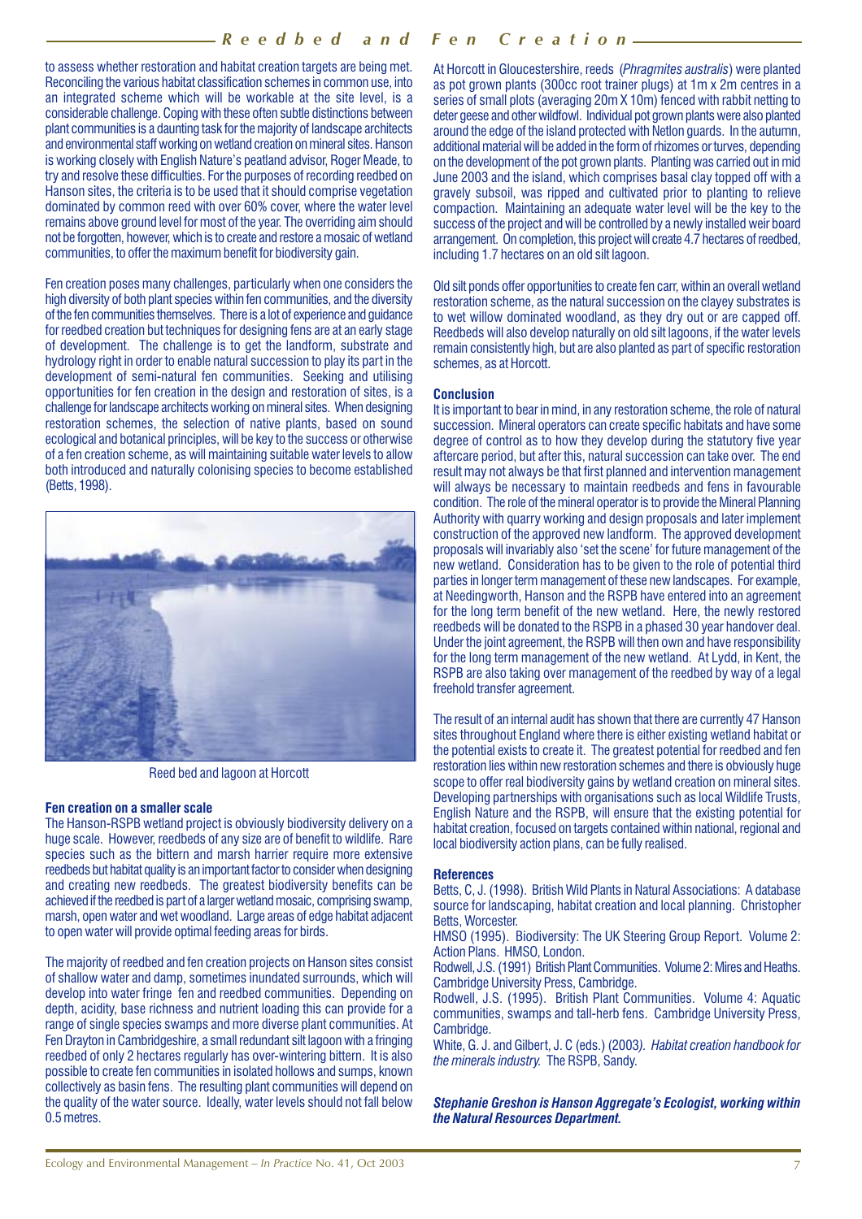to assess whether restoration and habitat creation targets are being met. Reconciling the various habitat classification schemes in common use, into an integrated scheme which will be workable at the site level, is a considerable challenge. Coping with these often subtle distinctions between plant communities is a daunting task for the majority of landscape architects and environmental staff working on wetland creation on mineral sites. Hanson is working closely with English Nature's peatland advisor, Roger Meade, to try and resolve these difficulties. For the purposes of recording reedbed on Hanson sites, the criteria is to be used that it should comprise vegetation dominated by common reed with over 60% cover, where the water level remains above ground level for most of the year. The overriding aim should not be forgotten, however, which is to create and restore a mosaic of wetland communities, to offer the maximum benefit for biodiversity gain.

Fen creation poses many challenges, particularly when one considers the high diversity of both plant species within fen communities, and the diversity of the fen communities themselves. There is a lot of experience and guidance for reedbed creation but techniques for designing fens are at an early stage of development. The challenge is to get the landform, substrate and hydrology right in order to enable natural succession to play its part in the development of semi-natural fen communities. Seeking and utilising opportunities for fen creation in the design and restoration of sites, is a challenge for landscape architects working on mineral sites. When designing restoration schemes, the selection of native plants, based on sound ecological and botanical principles, will be key to the success or otherwise of a fen creation scheme, as will maintaining suitable water levels to allow both introduced and naturally colonising species to become established (Betts, 1998).

Reed bed and lagoon at Horcott

### Fen creation on a smaller scale

The Hanson-RSPB wetland project is obviously biodiversity delivery on a huge scale. However, reedbeds of any size are of benefit to wildlife. Rare species such as the bittern and marsh harrier require more extensive reedbeds but habitat quality is an important factor to consider when designing and creating new reedbeds. The greatest biodiversity benefits can be achieved if the reedbed is part of a larger wetland mosaic, comprising swamp, marsh, open water and wet woodland. Large areas of edge habitat adjacent to open water will provide optimal feeding areas for birds.

The majority of reedbed and fen creation projects on Hanson sites consist of shallow water and damp, sometimes inundated surrounds, which will develop into water fringe fen and reedbed communities. Depending on depth, acidity, base richness and nutrient loading this can provide for a range of single species swamps and more diverse plant communities. At Fen Drayton in Cambridgeshire, a small redundant silt lagoon with a fringing reedbed of only 2 hectares regularly has over-wintering bittern. It is also possible to create fen communities in isolated hollows and sumps, known collectively as basin fens. The resulting plant communities will depend on the quality of the water source. Ideally, water levels should not fall below 0.5 metres.

At Horcott in Gloucestershire, reeds (*Phragmites australis*) were planted as pot grown plants (300cc root trainer plugs) at 1m x 2m centres in a series of small plots (averaging 20m X 10m) fenced with rabbit netting to deter geese and other wildfowl. Individual pot grown plants were also planted around the edge of the island protected with Netlon guards. In the autumn, additional material will be added in the form of rhizomes or turves, depending on the development of the pot grown plants. Planting was carried out in mid June 2003 and the island, which comprises basal clay topped off with a gravely subsoil, was ripped and cultivated prior to planting to relieve compaction. Maintaining an adequate water level will be the key to the success of the project and will be controlled by a newly installed weir board arrangement. On completion, this project will create 4.7 hectares of reedbed, including 1.7 hectares on an old silt lagoon.

Old silt ponds offer opportunities to create fen carr, within an overall wetland restoration scheme, as the natural succession on the clayey substrates is to wet willow dominated woodland, as they dry out or are capped off. Reedbeds will also develop naturally on old silt lagoons, if the water levels remain consistently high, but are also planted as part of specific restoration schemes, as at Horcott.

### Conclusion

It is important to bear in mind, in any restoration scheme, the role of natural succession. Mineral operators can create specific habitats and have some degree of control as to how they develop during the statutory five year aftercare period, but after this, natural succession can take over. The end result may not always be that first planned and intervention management will always be necessary to maintain reedbeds and fens in favourable condition. The role of the mineral operator is to provide the Mineral Planning Authority with quarry working and design proposals and later implement construction of the approved new landform. The approved development proposals will invariably also 'set the scene' for future management of the new wetland. Consideration has to be given to the role of potential third parties in longer term management of these new landscapes. For example, at Needingworth, Hanson and the RSPB have entered into an agreement for the long term benefit of the new wetland. Here, the newly restored reedbeds will be donated to the RSPB in a phased 30 year handover deal. Under the joint agreement, the RSPB will then own and have responsibility for the long term management of the new wetland. At Lydd, in Kent, the RSPB are also taking over management of the reedbed by way of a legal freehold transfer agreement.

The result of an internal audit has shown that there are currently 47 Hanson sites throughout England where there is either existing wetland habitat or the potential exists to create it. The greatest potential for reedbed and fen restoration lies within new restoration schemes and there is obviously huge scope to offer real biodiversity gains by wetland creation on mineral sites. Developing partnerships with organisations such as local Wildlife Trusts, English Nature and the RSPB, will ensure that the existing potential for habitat creation, focused on targets contained within national, regional and local biodiversity action plans, can be fully realised.

### References

Betts, C, J. (1998). British Wild Plants in Natural Associations: A database source for landscaping, habitat creation and local planning. Christopher Betts, Worcester.

HMSO (1995). Biodiversity: The UK Steering Group Report. Volume 2: Action Plans. HMSO, London.

Rodwell, J.S. (1991) British Plant Communities. Volume 2: Mires and Heaths. Cambridge University Press, Cambridge.

Rodwell, J.S. (1995). British Plant Communities. Volume 4: Aquatic communities, swamps and tall-herb fens. Cambridge University Press, Cambridge.

White, G. J. and Gilbert, J. C (eds.) (2003). *Habitat creation handbook for the minerals industry.* The RSPB, Sandy.

***Stephanie Greshon is Hanson Aggregate's Ecologist, working within the Natural Resources Department.***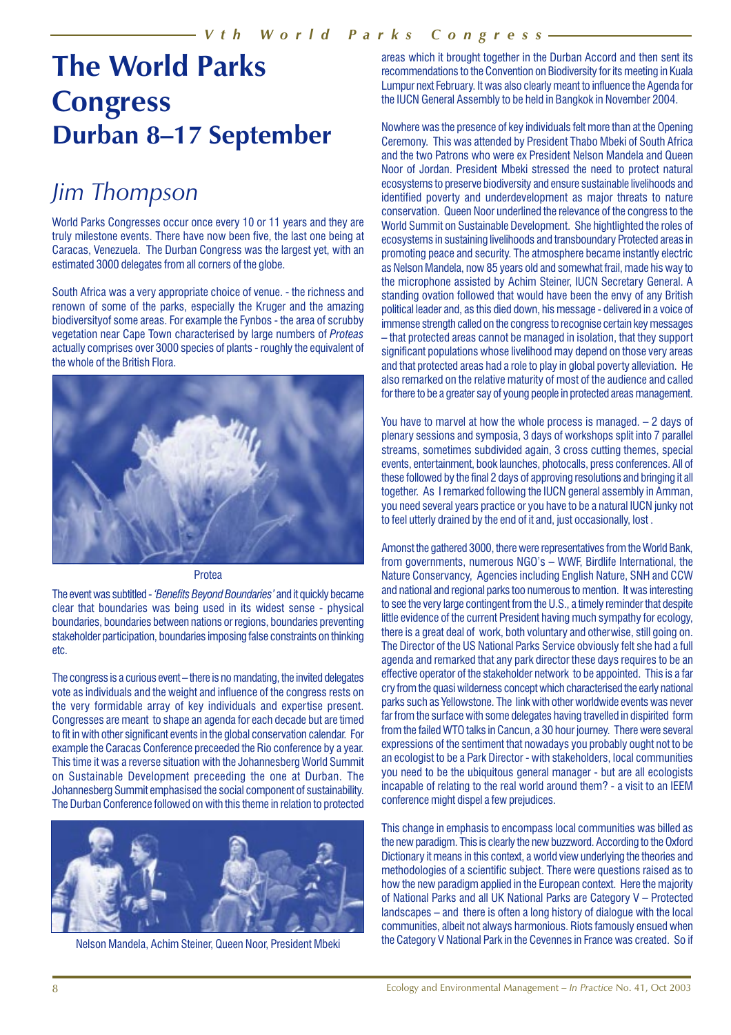# The World Parks Congress Durban 8–17 September

## *Jim Thompson*

World Parks Congresses occur once every 10 or 11 years and they are truly milestone events. There have now been five, the last one being at Caracas, Venezuela. The Durban Congress was the largest yet, with an estimated 3000 delegates from all corners of the globe.

South Africa was a very appropriate choice of venue. - the richness and renown of some of the parks, especially the Kruger and the amazing biodiversityof some areas. For example the Fynbos - the area of scrubby vegetation near Cape Town characterised by large numbers of *Proteas* actually comprises over 3000 species of plants - roughly the equivalent of the whole of the British Flora.

Protea

The event was subtitled - *'Benefits Beyond Boundaries'* and it quickly became clear that boundaries was being used in its widest sense - physical boundaries, boundaries between nations or regions, boundaries preventing stakeholder participation, boundaries imposing false constraints on thinking etc.

The congress is a curious event – there is no mandating, the invited delegates vote as individuals and the weight and influence of the congress rests on the very formidable array of key individuals and expertise present. Congresses are meant to shape an agenda for each decade but are timed to fit in with other significant events in the global conservation calendar. For example the Caracas Conference preceeded the Rio conference by a year. This time it was a reverse situation with the Johannesberg World Summit on Sustainable Development preceeding the one at Durban. The Johannesberg Summit emphasised the social component of sustainability. The Durban Conference followed on with this theme in relation to protected areas which it brought together in the Durban Accord and then sent its recommendations to the Convention on Biodiversity for its meeting in Kuala Lumpur next February. It was also clearly meant to influence the Agenda for the IUCN General Assembly to be held in Bangkok in November 2004.

Nelson Mandela, Achim Steiner, Queen Noor, President Mbeki

Nowhere was the presence of key individuals felt more than at the Opening Ceremony. This was attended by President Thabo Mbeki of South Africa and the two Patrons who were ex President Nelson Mandela and Queen Noor of Jordan. President Mbeki stressed the need to protect natural ecosystems to preserve biodiversity and ensure sustainable livelihoods and identified poverty and underdevelopment as major threats to nature conservation. Queen Noor underlined the relevance of the congress to the World Summit on Sustainable Development. She hightlighted the roles of ecosystems in sustaining livelihoods and transboundary Protected areas in promoting peace and security. The atmosphere became instantly electric as Nelson Mandela, now 85 years old and somewhat frail, made his way to the microphone assisted by Achim Steiner, IUCN Secretary General. A standing ovation followed that would have been the envy of any British political leader and, as this died down, his message - delivered in a voice of immense strength called on the congress to recognise certain key messages – that protected areas cannot be managed in isolation, that they support significant populations whose livelihood may depend on those very areas and that protected areas had a role to play in global poverty alleviation. He also remarked on the relative maturity of most of the audience and called for there to be a greater say of young people in protected areas management.

You have to marvel at how the whole process is managed. – 2 days of plenary sessions and symposia, 3 days of workshops split into 7 parallel streams, sometimes subdivided again, 3 cross cutting themes, special events, entertainment, book launches, photocalls, press conferences. All of these followed by the final 2 days of approving resolutions and bringing it all together. As I remarked following the IUCN general assembly in Amman, you need several years practice or you have to be a natural IUCN junky not to feel utterly drained by the end of it and, just occasionally, lost .

Amongst the gathered 3000, there were representatives from the World Bank, from governments, numerous NGO's – WWF, Birdlife International, the Nature Conservancy, Agencies including English Nature, SNH and CCW and national and regional parks too numerous to mention. It was interesting to see the very large contingent from the U.S., a timely reminder that despite little evidence of the current President having much sympathy for ecology, there is a great deal of work, both voluntary and otherwise, still going on. The Director of the US National Parks Service obviously felt she had a full agenda and remarked that any park director these days requires to be an effective operator of the stakeholder network to be appointed. This is a far cry from the quasi wilderness concept which characterised the early national parks such as Yellowstone. The link with other worldwide events was never far from the surface with some delegates having travelled in dispirited form from the failed WTO talks in Cancun, a 30 hour journey. There were several expressions of the sentiment that nowadays you probably ought not to be an ecologist to be a Park Director - with stakeholders, local communities you need to be the ubiquitous general manager - but are all ecologists incapable of relating to the real world around them? - a visit to an IEEM conference might dispel a few prejudices.

This change in emphasis to encompass local communities was billed as the new paradigm. This is clearly the new buzzword. According to the Oxford Dictionary it means in this context, a world view underlying the theories and methodologies of a scientific subject. There were questions raised as to how the new paradigm applied in the European context. Here the majority of National Parks and all UK National Parks are Category V – Protected landscapes – and there is often a long history of dialogue with the local communities, albeit not always harmonious. Riots famously ensued when the Category V National Park in the Cevennes in France was created. So if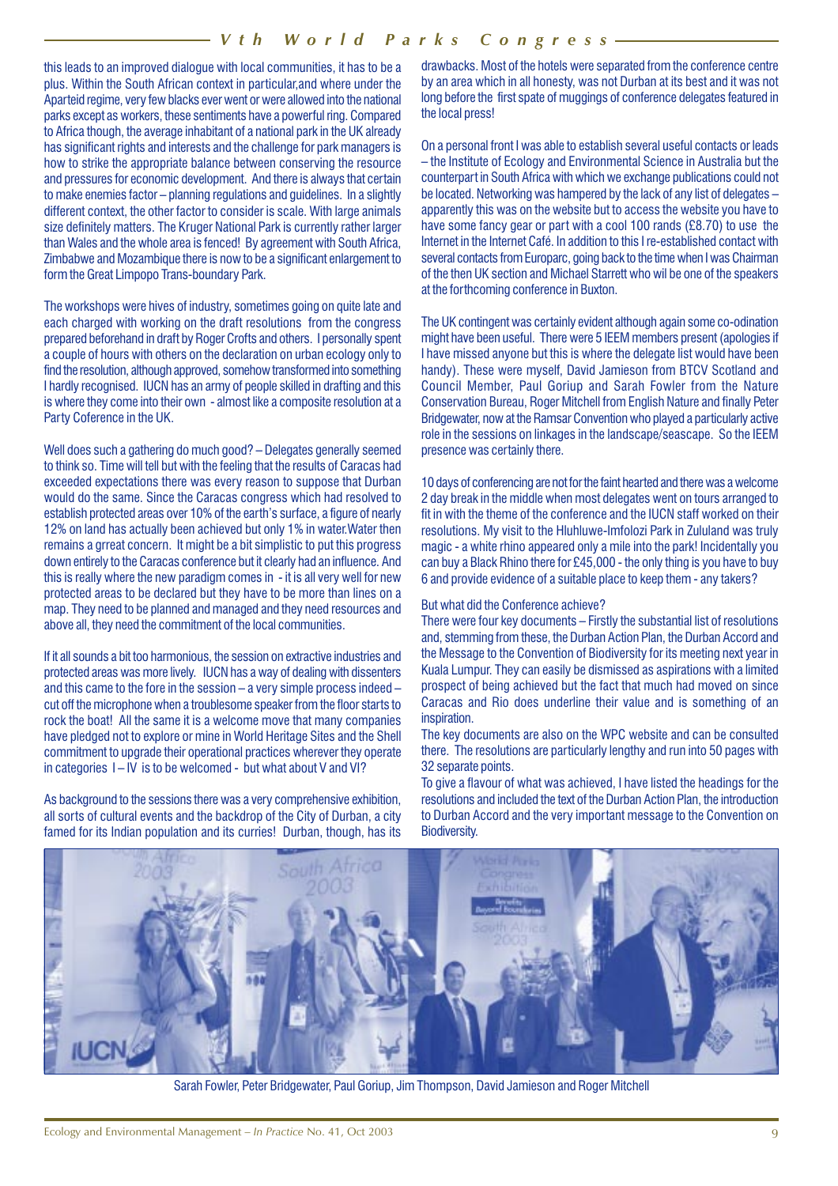this leads to an improved dialogue with local communities, it has to be a plus. Within the South African context in particular,and where under the Aparteid regime, very few blacks ever went or were allowed into the national parks except as workers, these sentiments have a powerful ring. Compared to Africa though, the average inhabitant of a national park in the UK already has significant rights and interests and the challenge for park managers is how to strike the appropriate balance between conserving the resource and pressures for economic development. And there is always that certain to make enemies factor – planning regulations and guidelines. In a slightly different context, the other factor to consider is scale. With large animals size definitely matters. The Kruger National Park is currently rather larger than Wales and the whole area is fenced! By agreement with South Africa, Zimbabwe and Mozambique there is now to be a significant enlargement to form the Great Limpopo Trans-boundary Park.

The workshops were hives of industry, sometimes going on quite late and each charged with working on the draft resolutions from the congress prepared beforehand in draft by Roger Crofts and others. I personally spent a couple of hours with others on the declaration on urban ecology only to find the resolution, although approved, somehow transformed into something I hardly recognised. IUCN has an army of people skilled in drafting and this is where they come into their own - almost like a composite resolution at a Party Coference in the UK.

Well does such a gathering do much good? – Delegates generally seemed to think so. Time will tell but with the feeling that the results of Caracas had exceeded expectations there was every reason to suppose that Durban would do the same. Since the Caracas congress which had resolved to establish protected areas over 10% of the earth's surface, a figure of nearly 12% on land has actually been achieved but only 1% in water.Water then remains a grreat concern. It might be a bit simplistic to put this progress down entirely to the Caracas conference but it clearly had an influence. And this is really where the new paradigm comes in - it is all very well for new protected areas to be declared but they have to be more than lines on a map. They need to be planned and managed and they need resources and above all, they need the commitment of the local communities.

If it all sounds a bit too harmonious, the session on extractive industries and protected areas was more lively. IUCN has a way of dealing with dissenters and this came to the fore in the session – a very simple process indeed – cut off the microphone when a troublesome speaker from the floor starts to rock the boat! All the same it is a welcome move that many companies have pledged not to explore or mine in World Heritage Sites and the Shell commitment to upgrade their operational practices wherever they operate in categories I – IV is to be welcomed - but what about V and VI?

As background to the sessions there was a very comprehensive exhibition, all sorts of cultural events and the backdrop of the City of Durban, a city famed for its Indian population and its curries! Durban, though, has its drawbacks. Most of the hotels were separated from the conference centre by an area which in all honesty, was not Durban at its best and it was not long before the first spate of muggings of conference delegates featured in the local press!

On a personal front I was able to establish several useful contacts or leads – the Institute of Ecology and Environmental Science in Australia but the counterpart in South Africa with which we exchange publications could not be located. Networking was hampered by the lack of any list of delegates – apparently this was on the website but to access the website you have to have some fancy gear or part with a cool 100 rands (£8.70) to use the Internet in the Internet Café. In addition to this I re-established contact with several contacts from Europarc, going back to the time when I was Chairman of the then UK section and Michael Starrett who wil be one of the speakers at the forthcoming conference in Buxton.

The UK contingent was certainly evident although again some co-odination might have been useful. There were 5 IEEM members present (apologies if I have missed anyone but this is where the delegate list would have been handy). These were myself, David Jamieson from BTCV Scotland and Council Member, Paul Goriup and Sarah Fowler from the Nature Conservation Bureau, Roger Mitchell from English Nature and finally Peter Bridgewater, now at the Ramsar Convention who played a particularly active role in the sessions on linkages in the landscape/seascape. So the IEEM presence was certainly there.

10 days of conferencing are not for the faint hearted and there was a welcome 2 day break in the middle when most delegates went on tours arranged to fit in with the theme of the conference and the IUCN staff worked on their resolutions. My visit to the Hluhluwe-Imfolozi Park in Zululand was truly magic - a white rhino appeared only a mile into the park! Incidentally you can buy a Black Rhino there for £45,000 - the only thing is you have to buy 6 and provide evidence of a suitable place to keep them - any takers?

But what did the Conference achieve?

There were four key documents – Firstly the substantial list of resolutions and, stemming from these, the Durban Action Plan, the Durban Accord and the Message to the Convention of Biodiversity for its meeting next year in Kuala Lumpur. They can easily be dismissed as aspirations with a limited prospect of being achieved but the fact that much had moved on since Caracas and Rio does underline their value and is something of an inspiration.

The key documents are also on the WPC website and can be consulted there. The resolutions are particularly lengthy and run into 50 pages with 32 separate points.

To give a flavour of what was achieved, I have listed the headings for the resolutions and included the text of the Durban Action Plan, the introduction to Durban Accord and the very important message to the Convention on Biodiversity.

Sarah Fowler, Peter Bridgewater, Paul Goriup, Jim Thompson, David Jamieson and Roger Mitchell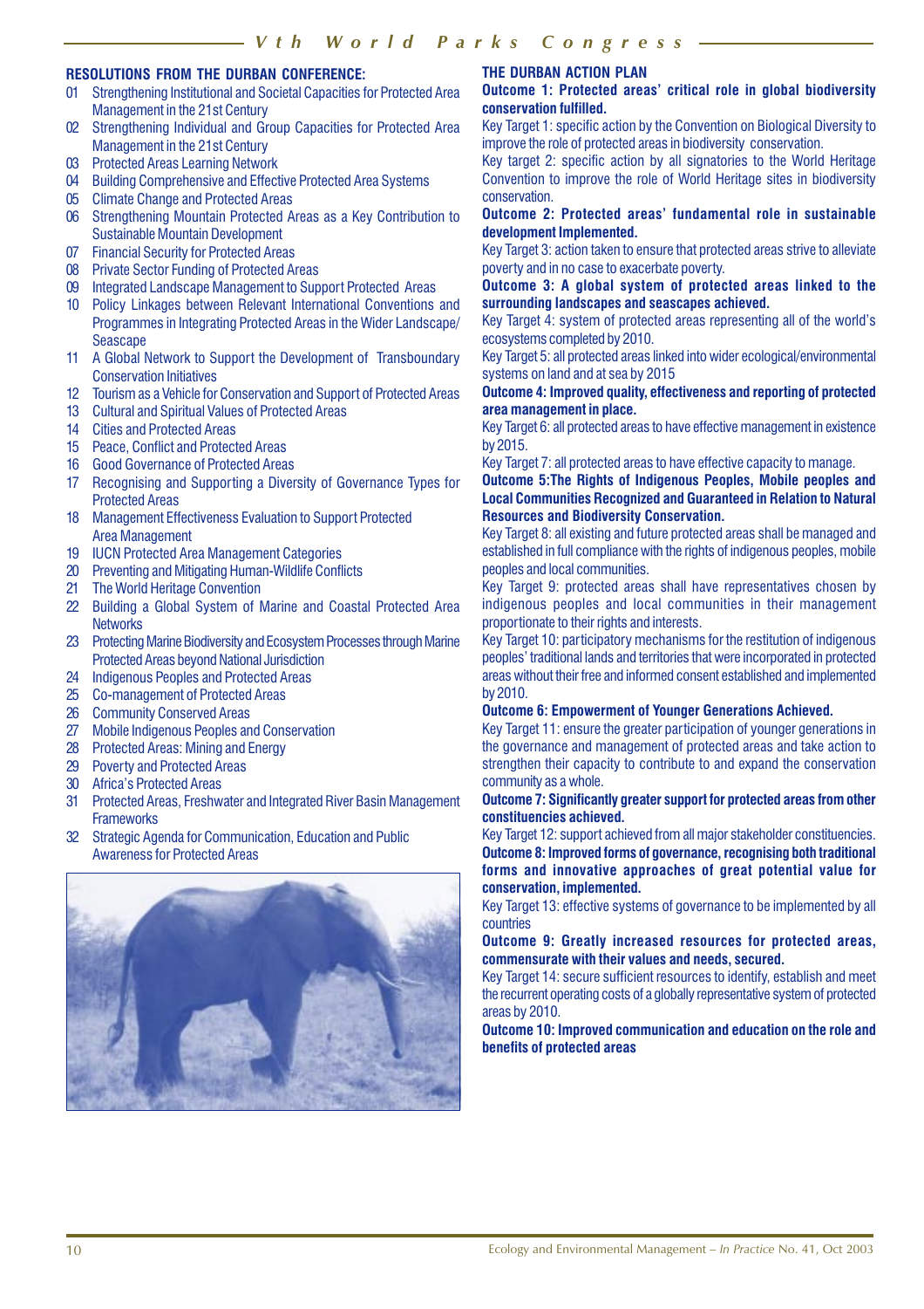## RESOLUTIONS FROM THE DURBAN CONFERENCE:

01 Strengthening Institutional and Societal Capacities for Protected Area Management in the 21st Century
02 Strengthening Individual and Group Capacities for Protected Area Management in the 21st Century
03 Protected Areas Learning Network
04 Building Comprehensive and Effective Protected Area Systems
05 Climate Change and Protected Areas
06 Strengthening Mountain Protected Areas as a Key Contribution to Sustainable Mountain Development
07 Financial Security for Protected Areas
08 Private Sector Funding of Protected Areas
09 Integrated Landscape Management to Support Protected Areas
10 Policy Linkages between Relevant International Conventions and Programmes in Integrating Protected Areas in the Wider Landscape/ Seascape
11 A Global Network to Support the Development of Transboundary Conservation Initiatives
12 Tourism as a Vehicle for Conservation and Support of Protected Areas
13 Cultural and Spiritual Values of Protected Areas
14 Cities and Protected Areas
15 Peace, Conflict and Protected Areas
16 Good Governance of Protected Areas
17 Recognising and Supporting a Diversity of Governance Types for Protected Areas
18 Management Effectiveness Evaluation to Support Protected Area Management
19 IUCN Protected Area Management Categories
20 Preventing and Mitigating Human-Wildlife Conflicts
21 The World Heritage Convention
22 Building a Global System of Marine and Coastal Protected Area Networks
23 Protecting Marine Biodiversity and Ecosystem Processes through Marine Protected Areas beyond National Jurisdiction
24 Indigenous Peoples and Protected Areas
25 Co-management of Protected Areas
26 Community Conserved Areas
27 Mobile Indigenous Peoples and Conservation
28 Protected Areas: Mining and Energy
29 Poverty and Protected Areas
30 Africa's Protected Areas
31 Protected Areas, Freshwater and Integrated River Basin Management Frameworks
32 Strategic Agenda for Communication, Education and Public Awareness for Protected Areas

## THE DURBAN ACTION PLAN

**Outcome 1: Protected areas' critical role in global biodiversity conservation fulfilled.**

Key Target 1: specific action by the Convention on Biological Diversity to improve the role of protected areas in biodiversity conservation.

Key target 2: specific action by all signatories to the World Heritage Convention to improve the role of World Heritage sites in biodiversity conservation.

**Outcome 2: Protected areas' fundamental role in sustainable development Implemented.**

Key Target 3: action taken to ensure that protected areas strive to alleviate poverty and in no case to exacerbate poverty.

**Outcome 3: A global system of protected areas linked to the surrounding landscapes and seascapes achieved.**

Key Target 4: system of protected areas representing all of the world's ecosystems completed by 2010.

Key Target 5: all protected areas linked into wider ecological/environmental systems on land and at sea by 2015

**Outcome 4: Improved quality, effectiveness and reporting of protected area management in place.**

Key Target 6: all protected areas to have effective management in existence by 2015.

Key Target 7: all protected areas to have effective capacity to manage.

**Outcome 5:The Rights of Indigenous Peoples, Mobile peoples and Local Communities Recognized and Guaranteed in Relation to Natural Resources and Biodiversity Conservation.**

Key Target 8: all existing and future protected areas shall be managed and established in full compliance with the rights of indigenous peoples, mobile peoples and local communities.

Key Target 9: protected areas shall have representatives chosen by indigenous peoples and local communities in their management proportionate to their rights and interests.

Key Target 10: participatory mechanisms for the restitution of indigenous peoples' traditional lands and territories that were incorporated in protected areas without their free and informed consent established and implemented by 2010.

**Outcome 6: Empowerment of Younger Generations Achieved.**

Key Target 11: ensure the greater participation of younger generations in the governance and management of protected areas and take action to strengthen their capacity to contribute to and expand the conservation community as a whole.

**Outcome 7: Significantly greater support for protected areas from other constituencies achieved.**

Key Target 12: support achieved from all major stakeholder constituencies.

**Outcome 8: Improved forms of governance, recognising both traditional forms and innovative approaches of great potential value for conservation, implemented.**

Key Target 13: effective systems of governance to be implemented by all countries

**Outcome 9: Greatly increased resources for protected areas, commensurate with their values and needs, secured.**

Key Target 14: secure sufficient resources to identify, establish and meet the recurrent operating costs of a globally representative system of protected areas by 2010.

**Outcome 10: Improved communication and education on the role and benefits of protected areas**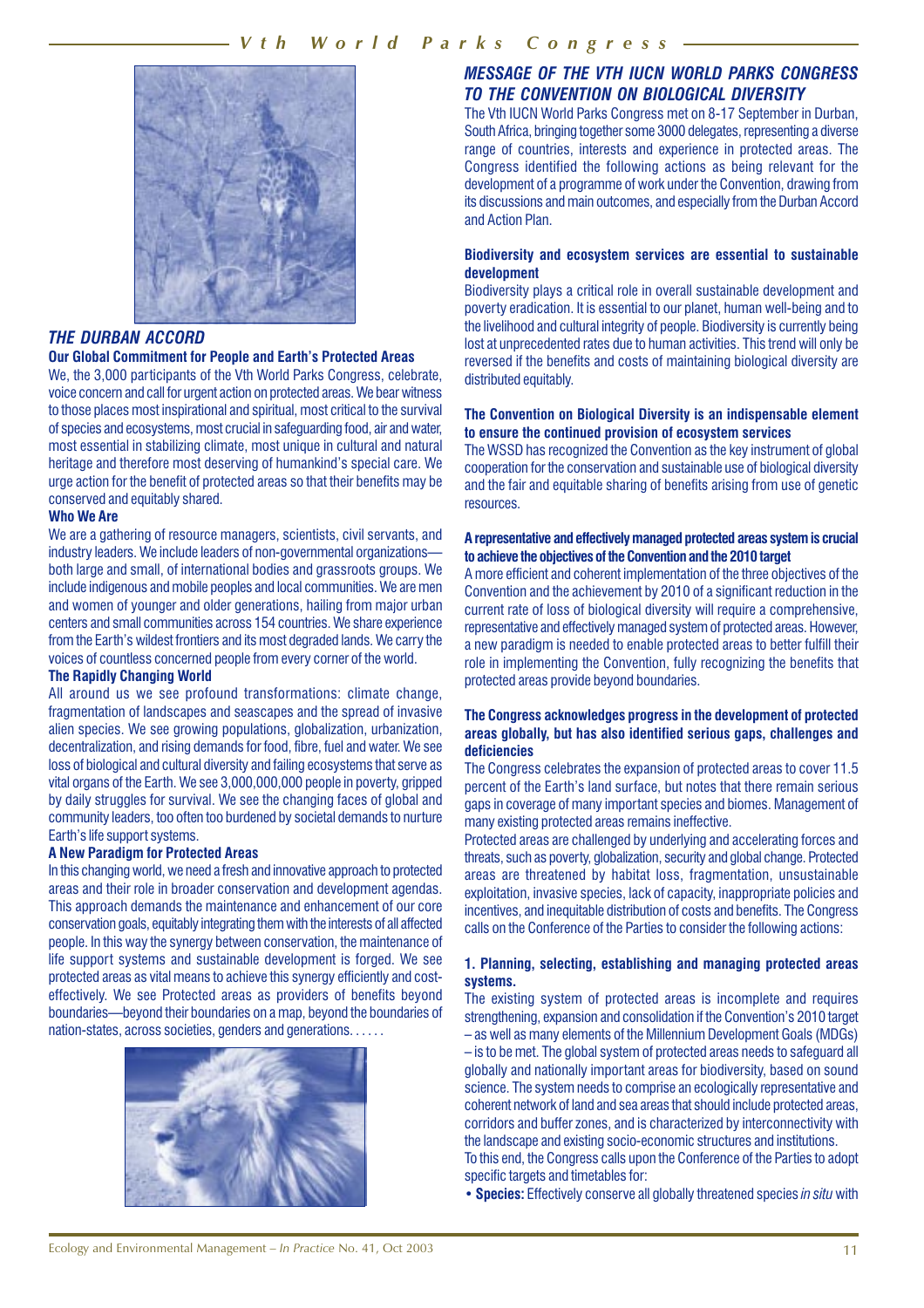## THE DURBAN ACCORD

**Our Global Commitment for People and Earth's Protected Areas**

We, the 3,000 participants of the Vth World Parks Congress, celebrate, voice concern and call for urgent action on protected areas. We bear witness to those places most inspirational and spiritual, most critical to the survival of species and ecosystems, most crucial in safeguarding food, air and water, most essential in stabilizing climate, most unique in cultural and natural heritage and therefore most deserving of humankind's special care. We urge action for the benefit of protected areas so that their benefits may be conserved and equitably shared.

**Who We Are**

We are a gathering of resource managers, scientists, civil servants, and industry leaders. We include leaders of non-governmental organizations—both large and small, of international bodies and grassroots groups. We include indigenous and mobile peoples and local communities. We are men and women of younger and older generations, hailing from major urban centers and small communities across 154 countries. We share experience from the Earth's wildest frontiers and its most degraded lands. We carry the voices of countless concerned people from every corner of the world.

**The Rapidly Changing World**

All around us we see profound transformations: climate change, fragmentation of landscapes and seascapes and the spread of invasive alien species. We see growing populations, globalization, urbanization, decentralization, and rising demands for food, fibre, fuel and water. We see loss of biological and cultural diversity and failing ecosystems that serve as vital organs of the Earth. We see 3,000,000,000 people in poverty, gripped by daily struggles for survival. We see the changing faces of global and community leaders, too often too burdened by societal demands to nurture Earth's life support systems.

**A New Paradigm for Protected Areas**

In this changing world, we need a fresh and innovative approach to protected areas and their role in broader conservation and development agendas. This approach demands the maintenance and enhancement of our core conservation goals, equitably integrating them with the interests of all affected people. In this way the synergy between conservation, the maintenance of life support systems and sustainable development is forged. We see protected areas as vital means to achieve this synergy efficiently and cost-effectively. We see Protected areas as providers of benefits beyond boundaries—beyond their boundaries on a map, beyond the boundaries of nation-states, across societies, genders and generations. . . . . .

## MESSAGE OF THE VTH IUCN WORLD PARKS CONGRESS TO THE CONVENTION ON BIOLOGICAL DIVERSITY

The Vth IUCN World Parks Congress met on 8-17 September in Durban, South Africa, bringing together some 3000 delegates, representing a diverse range of countries, interests and experience in protected areas. The Congress identified the following actions as being relevant for the development of a programme of work under the Convention, drawing from its discussions and main outcomes, and especially from the Durban Accord and Action Plan.

**Biodiversity and ecosystem services are essential to sustainable development**

Biodiversity plays a critical role in overall sustainable development and poverty eradication. It is essential to our planet, human well-being and to the livelihood and cultural integrity of people. Biodiversity is currently being lost at unprecedented rates due to human activities. This trend will only be reversed if the benefits and costs of maintaining biological diversity are distributed equitably.

**The Convention on Biological Diversity is an indispensable element to ensure the continued provision of ecosystem services**

The WSSD has recognized the Convention as the key instrument of global cooperation for the conservation and sustainable use of biological diversity and the fair and equitable sharing of benefits arising from use of genetic resources.

**A representative and effectively managed protected areas system is crucial to achieve the objectives of the Convention and the 2010 target**

A more efficient and coherent implementation of the three objectives of the Convention and the achievement by 2010 of a significant reduction in the current rate of loss of biological diversity will require a comprehensive, representative and effectively managed system of protected areas. However, a new paradigm is needed to enable protected areas to better fulfill their role in implementing the Convention, fully recognizing the benefits that protected areas provide beyond boundaries.

**The Congress acknowledges progress in the development of protected areas globally, but has also identified serious gaps, challenges and deficiencies**

The Congress celebrates the expansion of protected areas to cover 11.5 percent of the Earth's land surface, but notes that there remain serious gaps in coverage of many important species and biomes. Management of many existing protected areas remains ineffective.

Protected areas are challenged by underlying and accelerating forces and threats, such as poverty, globalization, security and global change. Protected areas are threatened by habitat loss, fragmentation, unsustainable exploitation, invasive species, lack of capacity, inappropriate policies and incentives, and inequitable distribution of costs and benefits. The Congress calls on the Conference of the Parties to consider the following actions:

**1. Planning, selecting, establishing and managing protected areas systems.**

The existing system of protected areas is incomplete and requires strengthening, expansion and consolidation if the Convention's 2010 target – as well as many elements of the Millennium Development Goals (MDGs) – is to be met. The global system of protected areas needs to safeguard all globally and nationally important areas for biodiversity, based on sound science. The system needs to comprise an ecologically representative and coherent network of land and sea areas that should include protected areas, corridors and buffer zones, and is characterized by interconnectivity with the landscape and existing socio-economic structures and institutions.

To this end, the Congress calls upon the Conference of the Parties to adopt specific targets and timetables for:

- **Species:** Effectively conserve all globally threatened species *in situ* with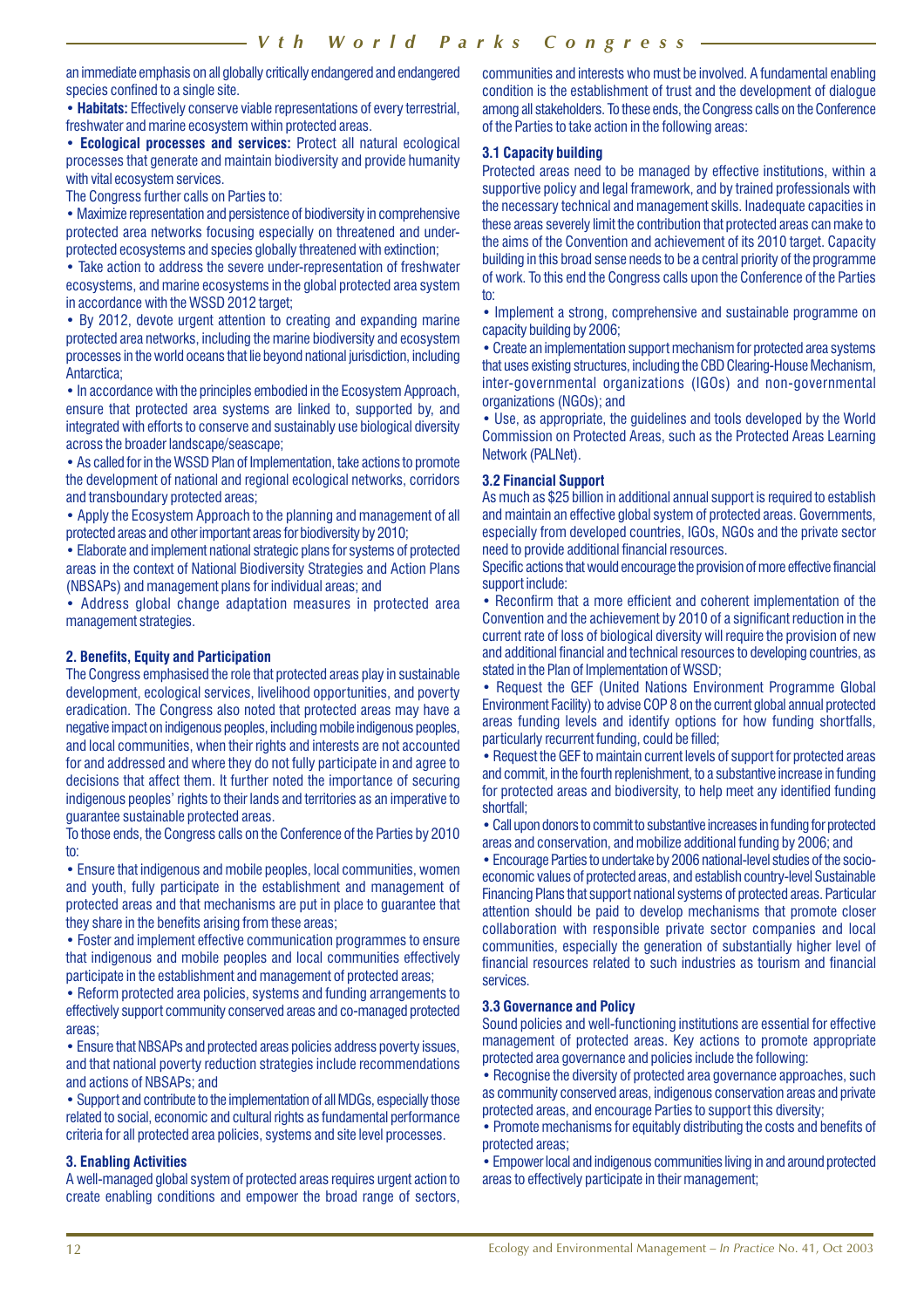an immediate emphasis on all globally critically endangered and endangered species confined to a single site.

• **Habitats:** Effectively conserve viable representations of every terrestrial, freshwater and marine ecosystem within protected areas.

• **Ecological processes and services:** Protect all natural ecological processes that generate and maintain biodiversity and provide humanity with vital ecosystem services.

The Congress further calls on Parties to:

• Maximize representation and persistence of biodiversity in comprehensive protected area networks focusing especially on threatened and under-protected ecosystems and species globally threatened with extinction;

• Take action to address the severe under-representation of freshwater ecosystems, and marine ecosystems in the global protected area system in accordance with the WSSD 2012 target;

• By 2012, devote urgent attention to creating and expanding marine protected area networks, including the marine biodiversity and ecosystem processes in the world oceans that lie beyond national jurisdiction, including Antarctica;

• In accordance with the principles embodied in the Ecosystem Approach, ensure that protected area systems are linked to, supported by, and integrated with efforts to conserve and sustainably use biological diversity across the broader landscape/seascape;

• As called for in the WSSD Plan of Implementation, take actions to promote the development of national and regional ecological networks, corridors and transboundary protected areas;

• Apply the Ecosystem Approach to the planning and management of all protected areas and other important areas for biodiversity by 2010;

• Elaborate and implement national strategic plans for systems of protected areas in the context of National Biodiversity Strategies and Action Plans (NBSAPs) and management plans for individual areas; and

• Address global change adaptation measures in protected area management strategies.

### 2. Benefits, Equity and Participation

The Congress emphasised the role that protected areas play in sustainable development, ecological services, livelihood opportunities, and poverty eradication. The Congress also noted that protected areas may have a negative impact on indigenous peoples, including mobile indigenous peoples, and local communities, when their rights and interests are not accounted for and addressed and where they do not fully participate in and agree to decisions that affect them. It further noted the importance of securing indigenous peoples' rights to their lands and territories as an imperative to guarantee sustainable protected areas.

To those ends, the Congress calls on the Conference of the Parties by 2010 to:

• Ensure that indigenous and mobile peoples, local communities, women and youth, fully participate in the establishment and management of protected areas and that mechanisms are put in place to guarantee that they share in the benefits arising from these areas;

• Foster and implement effective communication programmes to ensure that indigenous and mobile peoples and local communities effectively participate in the establishment and management of protected areas;

• Reform protected area policies, systems and funding arrangements to effectively support community conserved areas and co-managed protected areas;

• Ensure that NBSAPs and protected areas policies address poverty issues, and that national poverty reduction strategies include recommendations and actions of NBSAPs; and

• Support and contribute to the implementation of all MDGs, especially those related to social, economic and cultural rights as fundamental performance criteria for all protected area policies, systems and site level processes.

### 3. Enabling Activities

A well-managed global system of protected areas requires urgent action to create enabling conditions and empower the broad range of sectors, communities and interests who must be involved. A fundamental enabling condition is the establishment of trust and the development of dialogue among all stakeholders. To these ends, the Congress calls on the Conference of the Parties to take action in the following areas:

#### 3.1 Capacity building

Protected areas need to be managed by effective institutions, within a supportive policy and legal framework, and by trained professionals with the necessary technical and management skills. Inadequate capacities in these areas severely limit the contribution that protected areas can make to the aims of the Convention and achievement of its 2010 target. Capacity building in this broad sense needs to be a central priority of the programme of work. To this end the Congress calls upon the Conference of the Parties to:

• Implement a strong, comprehensive and sustainable programme on capacity building by 2006;

• Create an implementation support mechanism for protected area systems that uses existing structures, including the CBD Clearing-House Mechanism, inter-governmental organizations (IGOs) and non-governmental organizations (NGOs); and

• Use, as appropriate, the guidelines and tools developed by the World Commission on Protected Areas, such as the Protected Areas Learning Network (PALNet).

#### 3.2 Financial Support

As much as $25 billion in additional annual support is required to establish and maintain an effective global system of protected areas. Governments, especially from developed countries, IGOs, NGOs and the private sector need to provide additional financial resources.

Specific actions that would encourage the provision of more effective financial support include:

• Reconfirm that a more efficient and coherent implementation of the Convention and the achievement by 2010 of a significant reduction in the current rate of loss of biological diversity will require the provision of new and additional financial and technical resources to developing countries, as stated in the Plan of Implementation of WSSD;

• Request the GEF (United Nations Environment Programme Global Environment Facility) to advise COP 8 on the current global annual protected areas funding levels and identify options for how funding shortfalls, particularly recurrent funding, could be filled;

• Request the GEF to maintain current levels of support for protected areas and commit, in the fourth replenishment, to a substantive increase in funding for protected areas and biodiversity, to help meet any identified funding shortfall;

• Call upon donors to commit to substantive increases in funding for protected areas and conservation, and mobilize additional funding by 2006; and

• Encourage Parties to undertake by 2006 national-level studies of the socio-economic values of protected areas, and establish country-level Sustainable Financing Plans that support national systems of protected areas. Particular attention should be paid to develop mechanisms that promote closer collaboration with responsible private sector companies and local communities, especially the generation of substantially higher level of financial resources related to such industries as tourism and financial services.

#### 3.3 Governance and Policy

Sound policies and well-functioning institutions are essential for effective management of protected areas. Key actions to promote appropriate protected area governance and policies include the following:

• Recognise the diversity of protected area governance approaches, such as community conserved areas, indigenous conservation areas and private protected areas, and encourage Parties to support this diversity;

• Promote mechanisms for equitably distributing the costs and benefits of protected areas;

• Empower local and indigenous communities living in and around protected areas to effectively participate in their management;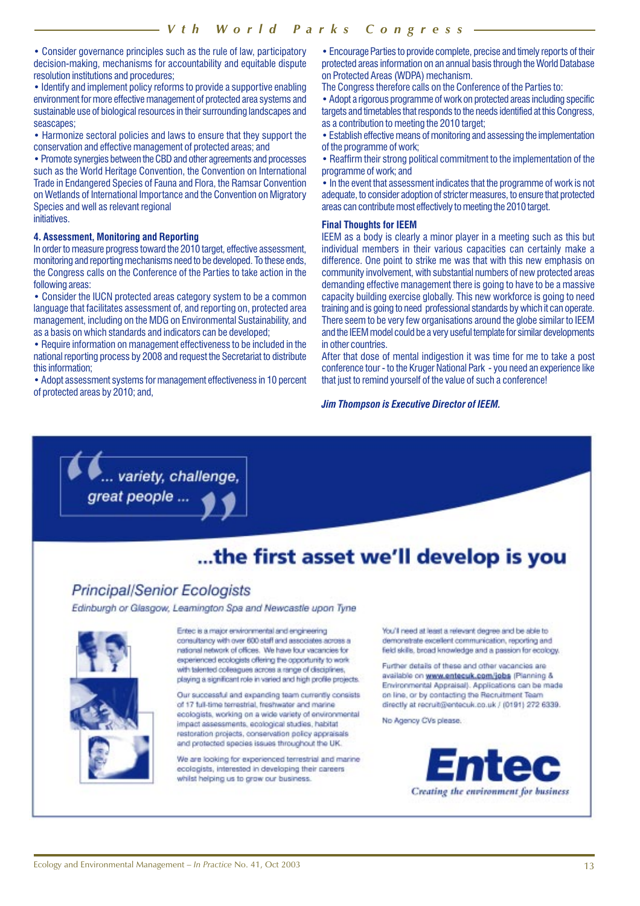- Consider governance principles such as the rule of law, participatory decision-making, mechanisms for accountability and equitable dispute resolution institutions and procedures;
- Identify and implement policy reforms to provide a supportive enabling environment for more effective management of protected area systems and sustainable use of biological resources in their surrounding landscapes and seascapes;
- Harmonize sectoral policies and laws to ensure that they support the conservation and effective management of protected areas; and
- Promote synergies between the CBD and other agreements and processes such as the World Heritage Convention, the Convention on International Trade in Endangered Species of Fauna and Flora, the Ramsar Convention on Wetlands of International Importance and the Convention on Migratory Species and well as relevant regional initiatives.

### 4. Assessment, Monitoring and Reporting

In order to measure progress toward the 2010 target, effective assessment, monitoring and reporting mechanisms need to be developed. To these ends, the Congress calls on the Conference of the Parties to take action in the following areas:

- Consider the IUCN protected areas category system to be a common language that facilitates assessment of, and reporting on, protected area management, including on the MDG on Environmental Sustainability, and as a basis on which standards and indicators can be developed;
- Require information on management effectiveness to be included in the national reporting process by 2008 and request the Secretariat to distribute this information;
- Adopt assessment systems for management effectiveness in 10 percent of protected areas by 2010; and,
- Encourage Parties to provide complete, precise and timely reports of their protected areas information on an annual basis through the World Database on Protected Areas (WDPA) mechanism.

The Congress therefore calls on the Conference of the Parties to:

- Adopt a rigorous programme of work on protected areas including specific targets and timetables that responds to the needs identified at this Congress, as a contribution to meeting the 2010 target;
- Establish effective means of monitoring and assessing the implementation of the programme of work;
- Reaffirm their strong political commitment to the implementation of the programme of work; and
- In the event that assessment indicates that the programme of work is not adequate, to consider adoption of stricter measures, to ensure that protected areas can contribute most effectively to meeting the 2010 target.

### Final Thoughts for IEEM

IEEM as a body is clearly a minor player in a meeting such as this but individual members in their various capacities can certainly make a difference. One point to strike me was that with this new emphasis on community involvement, with substantial numbers of new protected areas demanding effective management there is going to have to be a massive capacity building exercise globally. This new workforce is going to need training and is going to need professional standards by which it can operate. There seem to be very few organisations around the globe similar to IEEM and the IEEM model could be a very useful template for similar developments in other countries.

After that dose of mental indigestion it was time for me to take a post conference tour - to the Kruger National Park - you need an experience like that just to remind yourself of the value of such a conference!

***Jim Thompson is Executive Director of IEEM.***

"... variety, challenge, great people ..."

## ...the first asset we'll develop is you

### *Principal/Senior Ecologists*

*Edinburgh or Glasgow, Leamington Spa and Newcastle upon Tyne*

Entec is a major environmental and engineering consultancy with over 800 staff and associates across a national network of offices. We have four vacancies for experienced ecologists offering the opportunity to work with talented colleagues across a range of disciplines, playing a significant role in varied and high profile projects.

Our successful and expanding team currently consists of 17 full-time terrestrial, freshwater and marine ecologists, working on a wide variety of environmental impact assessments, ecological studies, habitat restoration projects, conservation policy appraisals and protected species issues throughout the UK.

We are looking for experienced terrestrial and marine ecologists, interested in developing their careers whilst helping us to grow our business.

You'll need at least a relevant degree and be able to demonstrate excellent communication, reporting and field skills, broad knowledge and a passion for ecology.

Further details of these and other vacancies are available on **www.enteuk.com/jobs** (Planning & Environmental Appraisal). Applications can be made on line, or by contacting the Recruitment Team directly at recruit@entecuk.co.uk / (0191) 272 6339.

No Agency CVs please.

**Entec**
*Creating the environment for business*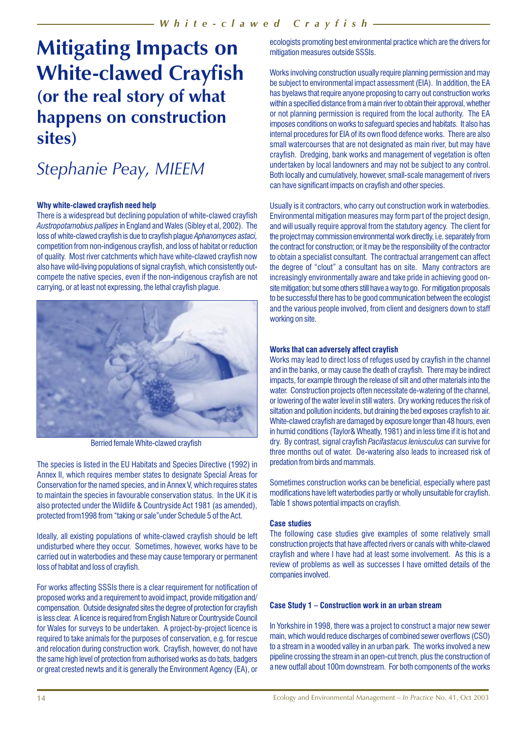# Mitigating Impacts on White-clawed Crayfish (or the real story of what happens on construction sites)

*Stephanie Peay, MIEEM*

### Why white-clawed crayfish need help

There is a widespread but declining population of white-clawed crayfish *Austropotamobius pallipes* in England and Wales (Sibley et al, 2002). The loss of white-clawed crayfish is due to crayfish plague *Aphanomyces astaci*, competition from non-indigenous crayfish, and loss of habitat or reduction of quality. Most river catchments which have white-clawed crayfish now also have wild-living populations of signal crayfish, which consistently out-compete the native species, even if the non-indigenous crayfish are not carrying, or at least not expressing, the lethal crayfish plague.

Berried female White-clawed crayfish

The species is listed in the EU Habitats and Species Directive (1992) in Annex II, which requires member states to designate Special Areas for Conservation for the named species, and in Annex V, which requires states to maintain the species in favourable conservation status. In the UK it is also protected under the Wildlife & Countryside Act 1981 (as amended), protected from1998 from "taking or sale"under Schedule 5 of the Act.

Ideally, all existing populations of white-clawed crayfish should be left undisturbed where they occur. Sometimes, however, works have to be carried out in waterbodies and these may cause temporary or permanent loss of habitat and loss of crayfish.

For works affecting SSSIs there is a clear requirement for notification of proposed works and a requirement to avoid impact, provide mitigation and/ compensation. Outside designated sites the degree of protection for crayfish is less clear. A licence is required from English Nature or Countryside Council for Wales for surveys to be undertaken. A project-by-project licence is required to take animals for the purposes of conservation, e.g. for rescue and relocation during construction work. Crayfish, however, do not have the same high level of protection from authorised works as do bats, badgers or great crested newts and it is generally the Environment Agency (EA), or ecologists promoting best environmental practice which are the drivers for mitigation measures outside SSSIs.

Works involving construction usually require planning permission and may be subject to environmental impact assessment (EIA). In addition, the EA has byelaws that require anyone proposing to carry out construction works within a specified distance from a main river to obtain their approval, whether or not planning permission is required from the local authority. The EA imposes conditions on works to safeguard species and habitats. It also has internal procedures for EIA of its own flood defence works. There are also small watercourses that are not designated as main river, but may have crayfish. Dredging, bank works and management of vegetation is often undertaken by local landowners and may not be subject to any control. Both locally and cumulatively, however, small-scale management of rivers can have significant impacts on crayfish and other species.

Usually is it contractors, who carry out construction work in waterbodies. Environmental mitigation measures may form part of the project design, and will usually require approval from the statutory agency. The client for the project may commission environmental work directly, i.e. separately from the contract for construction; or it may be the responsibility of the contractor to obtain a specialist consultant. The contractual arrangement can affect the degree of "clout" a consultant has on site. Many contractors are increasingly environmentally aware and take pride in achieving good on-site mitigation; but some others still have a way to go. For mitigation proposals to be successful there has to be good communication between the ecologist and the various people involved, from client and designers down to staff working on site.

### Works that can adversely affect crayfish

Works may lead to direct loss of refuges used by crayfish in the channel and in the banks, or may cause the death of crayfish. There may be indirect impacts, for example through the release of silt and other materials into the water. Construction projects often necessitate de-watering of the channel, or lowering of the water level in still waters. Dry working reduces the risk of siltation and pollution incidents, but draining the bed exposes crayfish to air. White-clawed crayfish are damaged by exposure longer than 48 hours, even in humid conditions (Taylor& Wheatly, 1981) and in less time if it is hot and dry. By contrast, signal crayfish *Pacifastacus leniusculus* can survive for three months out of water. De-watering also leads to increased risk of predation from birds and mammals.

Sometimes construction works can be beneficial, especially where past modifications have left waterbodies partly or wholly unsuitable for crayfish. Table 1 shows potential impacts on crayfish.

### Case studies

The following case studies give examples of some relatively small construction projects that have affected rivers or canals with white-clawed crayfish and where I have had at least some involvement. As this is a review of problems as well as successes I have omitted details of the companies involved.

### Case Study 1 – Construction work in an urban stream

In Yorkshire in 1998, there was a project to construct a major new sewer main, which would reduce discharges of combined sewer overflows (CSO) to a stream in a wooded valley in an urban park. The works involved a new pipeline crossing the stream in an open-cut trench, plus the construction of a new outfall about 100m downstream. For both components of the works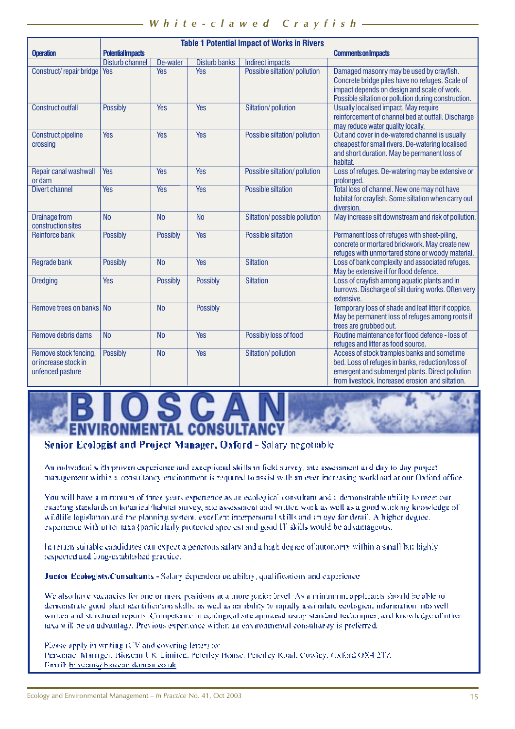**Table 1 Potential Impact of Works in Rivers**

| Operation | Potential Impacts | | | | Comments on Impacts |
|---|---|---|---|---|---|
| | Disturb channel | De-water | Disturb banks | Indirect impacts | |
| Construct/ repair bridge | Yes | Yes | Yes | Possible siltation/ pollution | Damaged masonry may be used by crayfish. Concrete bridge piles have no refuges. Scale of impact depends on design and scale of work. Possible siltation or pollution during construction. |
| Construct outfall | Possibly | Yes | Yes | Siltation/ pollution | Usually localised impact. May require reinforcement of channel bed at outfall. Discharge may reduce water quality locally. |
| Construct pipeline crossing | Yes | Yes | Yes | Possible siltation/ pollution | Cut and cover in de-watered channel is usually cheapest for small rivers. De-watering localised and short duration. May be permanent loss of habitat. |
| Repair canal washwall or dam | Yes | Yes | Yes | Possible siltation/ pollution | Loss of refuges. De-watering may be extensive or prolonged. |
| Divert channel | Yes | Yes | Yes | Possible siltation | Total loss of channel. New one may not have habitat for crayfish. Some siltation when carry out diversion. |
| Drainage from construction sites | No | No | No | Siltation/ possible pollution | May increase silt downstream and risk of pollution. |
| Reinforce bank | Possibly | Possibly | Yes | Possible siltation | Permanent loss of refuges with sheet-piling, concrete or mortared brickwork. May create new refuges with unmortared stone or woody material. |
| Regrade bank | Possibly | No | Yes | Siltation | Loss of bank complexity and associated refuges. May be extensive if for flood defence. |
| Dredging | Yes | Possibly | Possibly | Siltation | Loss of crayfish among aquatic plants and in burrows. Discharge of silt during works. Often very extensive. |
| Remove trees on banks | No | No | Possibly | | Temporary loss of shade and leaf litter if coppice. May be permanent loss of refuges among roots if trees are grubbed out. |
| Remove debris dams | No | No | Yes | Possibly loss of food | Routine maintenance for flood defence - loss of refuges and litter as food source. |
| Remove stock fencing, or increase stock in unfenced pasture | Possibly | No | Yes | Siltation/ pollution | Access of stock tramples banks and sometime bed. Loss of refuges in banks, reduction/loss of emergent and submerged plants. Direct pollution from livestock. Increased erosion and siltation. |

# BIOSCAN ENVIRONMENTAL CONSULTANCY

**Senior Ecologist and Project Manager, Oxford** – Salary negotiable

An individual with proven experience and exceptional skills in field survey, site assessment and day to day project management within a consultancy environment is required to assist with an ever increasing workload at our Oxford office.

You will have a minimum of three years experience as an ecological consultant and a demonstrable ability to meet our exacting standards in botanical/habitat survey, site assessment and written work as well as a good working knowledge of wildlife legislation and the planning system, excellent interpersonal skills and an eye for detail. A higher degree, experience with other taxa (particularly protected species) and good IT skills would be advantageous.

In return suitable candidates can expect a generous salary and a high degree of autonomy within a small but highly respected and long-established practice.

**Junior Ecologists/Consultants** – Salary dependent on ability, qualifications and experience

We also have vacancies for one or more positions at a more junior level. As a minimum, applicants should be able to demonstrate good plant identification skills, as well as an ability to rapidly assimilate ecological information into well written and structured reports. Competence in ecological site appraisal using standard techniques, and knowledge of other taxa will be an advantage. Previous experience within an environmental consultancy is preferred.

Please apply in writing (CV and covering letter) to:
Personnel Manager, Bioscan UK Limited, Peterley House, Peterley Road, Cowley, Oxford OX4 2TZ.
Email: bioscan@bioscan.demon.co.uk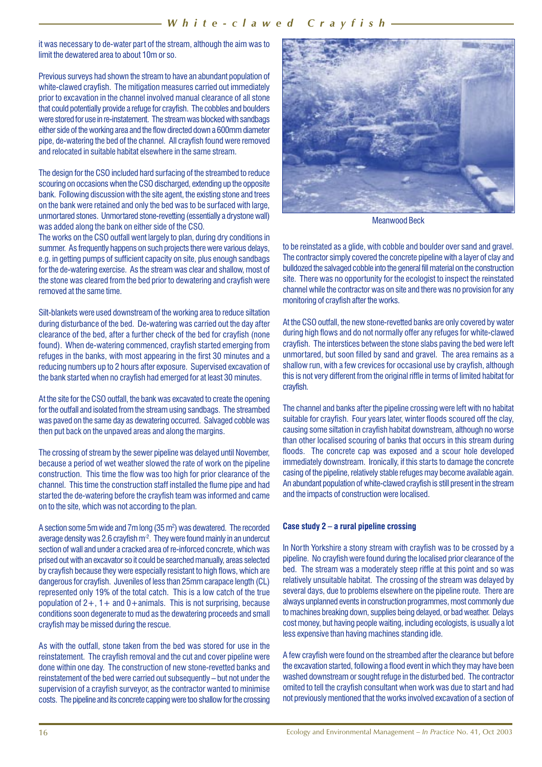it was necessary to de-water part of the stream, although the aim was to limit the dewatered area to about 10m or so.

Previous surveys had shown the stream to have an abundant population of white-clawed crayfish. The mitigation measures carried out immediately prior to excavation in the channel involved manual clearance of all stone that could potentially provide a refuge for crayfish. The cobbles and boulders were stored for use in re-instatement. The stream was blocked with sandbags either side of the working area and the flow directed down a 600mm diameter pipe, de-watering the bed of the channel. All crayfish found were removed and relocated in suitable habitat elsewhere in the same stream.

The design for the CSO included hard surfacing of the streambed to reduce scouring on occasions when the CSO discharged, extending up the opposite bank. Following discussion with the site agent, the existing stone and trees on the bank were retained and only the bed was to be surfaced with large, unmortared stones. Unmortared stone-revetting (essentially a drystone wall) was added along the bank on either side of the CSO.

The works on the CSO outfall went largely to plan, during dry conditions in summer. As frequently happens on such projects there were various delays, e.g. in getting pumps of sufficient capacity on site, plus enough sandbags for the de-watering exercise. As the stream was clear and shallow, most of the stone was cleared from the bed prior to dewatering and crayfish were removed at the same time.

Silt-blankets were used downstream of the working area to reduce siltation during disturbance of the bed. De-watering was carried out the day after clearance of the bed, after a further check of the bed for crayfish (none found). When de-watering commenced, crayfish started emerging from refuges in the banks, with most appearing in the first 30 minutes and a reducing numbers up to 2 hours after exposure. Supervised excavation of the bank started when no crayfish had emerged for at least 30 minutes.

At the site for the CSO outfall, the bank was excavated to create the opening for the outfall and isolated from the stream using sandbags. The streambed was paved on the same day as dewatering occurred. Salvaged cobble was then put back on the unpaved areas and along the margins.

The crossing of stream by the sewer pipeline was delayed until November, because a period of wet weather slowed the rate of work on the pipeline construction. This time the flow was too high for prior clearance of the channel. This time the construction staff installed the flume pipe and had started the de-watering before the crayfish team was informed and came on to the site, which was not according to the plan.

A section some 5m wide and 7m long (35 m$^2$) was dewatered. The recorded average density was 2.6 crayfish m$^{-2}$. They were found mainly in an undercut section of wall and under a cracked area of re-inforced concrete, which was prised out with an excavator so it could be searched manually, areas selected by crayfish because they were especially resistant to high flows, which are dangerous for crayfish. Juveniles of less than 25mm carapace length (CL) represented only 19% of the total catch. This is a low catch of the true population of 2+, 1+ and 0+animals. This is not surprising, because conditions soon degenerate to mud as the dewatering proceeds and small crayfish may be missed during the rescue.

As with the outfall, stone taken from the bed was stored for use in the reinstatement. The crayfish removal and the cut and cover pipeline were done within one day. The construction of new stone-revetted banks and reinstatement of the bed were carried out subsequently – but not under the supervision of a crayfish surveyor, as the contractor wanted to minimise costs. The pipeline and its concrete capping were too shallow for the crossing to be reinstated as a glide, with cobble and boulder over sand and gravel. The contractor simply covered the concrete pipeline with a layer of clay and bulldozed the salvaged cobble into the general fill material on the construction site. There was no opportunity for the ecologist to inspect the reinstated channel while the contractor was on site and there was no provision for any monitoring of crayfish after the works.

Meanwood Beck

At the CSO outfall, the new stone-revetted banks are only covered by water during high flows and do not normally offer any refuges for white-clawed crayfish. The interstices between the stone slabs paving the bed were left unmortared, but soon filled by sand and gravel. The area remains as a shallow run, with a few crevices for occasional use by crayfish, although this is not very different from the original riffle in terms of limited habitat for crayfish.

The channel and banks after the pipeline crossing were left with no habitat suitable for crayfish. Four years later, winter floods scoured off the clay, causing some siltation in crayfish habitat downstream, although no worse than other localised scouring of banks that occurs in this stream during floods. The concrete cap was exposed and a scour hole developed immediately downstream. Ironically, if this starts to damage the concrete casing of the pipeline, relatively stable refuges may become available again. An abundant population of white-clawed crayfish is still present in the stream and the impacts of construction were localised.

### Case study 2 – a rural pipeline crossing

In North Yorkshire a stony stream with crayfish was to be crossed by a pipeline. No crayfish were found during the localised prior clearance of the bed. The stream was a moderately steep riffle at this point and so was relatively unsuitable habitat. The crossing of the stream was delayed by several days, due to problems elsewhere on the pipeline route. There are always unplanned events in construction programmes, most commonly due to machines breaking down, supplies being delayed, or bad weather. Delays cost money, but having people waiting, including ecologists, is usually a lot less expensive than having machines standing idle.

A few crayfish were found on the streambed after the clearance but before the excavation started, following a flood event in which they may have been washed downstream or sought refuge in the disturbed bed. The contractor omited to tell the crayfish consultant when work was due to start and had not previously mentioned that the works involved excavation of a section of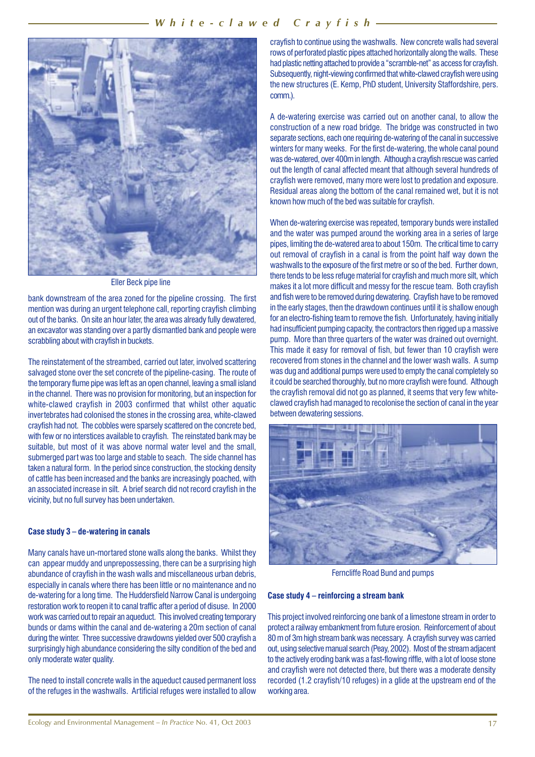Eller Beck pipe line

bank downstream of the area zoned for the pipeline crossing. The first mention was during an urgent telephone call, reporting crayfish climbing out of the banks. On site an hour later, the area was already fully dewatered, an excavator was standing over a partly dismantled bank and people were scrabbling about with crayfish in buckets.

The reinstatement of the streambed, carried out later, involved scattering salvaged stone over the set concrete of the pipeline-casing. The route of the temporary flume pipe was left as an open channel, leaving a small island in the channel. There was no provision for monitoring, but an inspection for white-clawed crayfish in 2003 confirmed that whilst other aquatic invertebrates had colonised the stones in the crossing area, white-clawed crayfish had not. The cobbles were sparsely scattered on the concrete bed, with few or no interstices available to crayfish. The reinstated bank may be suitable, but most of it was above normal water level and the small, submerged part was too large and stable to seach. The side channel has taken a natural form. In the period since construction, the stocking density of cattle has been increased and the banks are increasingly poached, with an associated increase in silt. A brief search did not record crayfish in the vicinity, but no full survey has been undertaken.

**Case study 3 – de-watering in canals**

Many canals have un-mortared stone walls along the banks. Whilst they can appear muddy and unprepossessing, there can be a surprising high abundance of crayfish in the wash walls and miscellaneous urban debris, especially in canals where there has been little or no maintenance and no de-watering for a long time. The Huddersfield Narrow Canal is undergoing restoration work to reopen it to canal traffic after a period of disuse. In 2000 work was carried out to repair an aqueduct. This involved creating temporary bunds or dams within the canal and de-watering a 20m section of canal during the winter. Three successive drawdowns yielded over 500 crayfish a surprisingly high abundance considering the silty condition of the bed and only moderate water quality.

The need to install concrete walls in the aqueduct caused permanent loss of the refuges in the washwalls. Artificial refuges were installed to allow crayfish to continue using the washwalls. New concrete walls had several rows of perforated plastic pipes attached horizontally along the walls. These had plastic netting attached to provide a "scramble-net" as access for crayfish. Subsequently, night-viewing confirmed that white-clawed crayfish were using the new structures (E. Kemp, PhD student, University Staffordshire, pers. comm.).

A de-watering exercise was carried out on another canal, to allow the construction of a new road bridge. The bridge was constructed in two separate sections, each one requiring de-watering of the canal in successive winters for many weeks. For the first de-watering, the whole canal pound was de-watered, over 400m in length. Although a crayfish rescue was carried out the length of canal affected meant that although several hundreds of crayfish were removed, many more were lost to predation and exposure. Residual areas along the bottom of the canal remained wet, but it is not known how much of the bed was suitable for crayfish.

When de-watering exercise was repeated, temporary bunds were installed and the water was pumped around the working area in a series of large pipes, limiting the de-watered area to about 150m. The critical time to carry out removal of crayfish in a canal is from the point half way down the washwalls to the exposure of the first metre or so of the bed. Further down, there tends to be less refuge material for crayfish and much more silt, which makes it a lot more difficult and messy for the rescue team. Both crayfish and fish were to be removed during dewatering. Crayfish have to be removed in the early stages, then the drawdown continues until it is shallow enough for an electro-fishing team to remove the fish. Unfortunately, having initially had insufficient pumping capacity, the contractors then rigged up a massive pump. More than three quarters of the water was drained out overnight. This made it easy for removal of fish, but fewer than 10 crayfish were recovered from stones in the channel and the lower wash walls. A sump was dug and additional pumps were used to empty the canal completely so it could be searched thoroughly, but no more crayfish were found. Although the crayfish removal did not go as planned, it seems that very few white-clawed crayfish had managed to recolonise the section of canal in the year between dewatering sessions.

Ferncliffe Road Bund and pumps

**Case study 4 – reinforcing a stream bank**

This project involved reinforcing one bank of a limestone stream in order to protect a railway embankment from future erosion. Reinforcement of about 80 m of 3m high stream bank was necessary. A crayfish survey was carried out, using selective manual search (Peay, 2002). Most of the stream adjacent to the actively eroding bank was a fast-flowing riffle, with a lot of loose stone and crayfish were not detected there, but there was a moderate density recorded (1.2 crayfish/10 refuges) in a glide at the upstream end of the working area.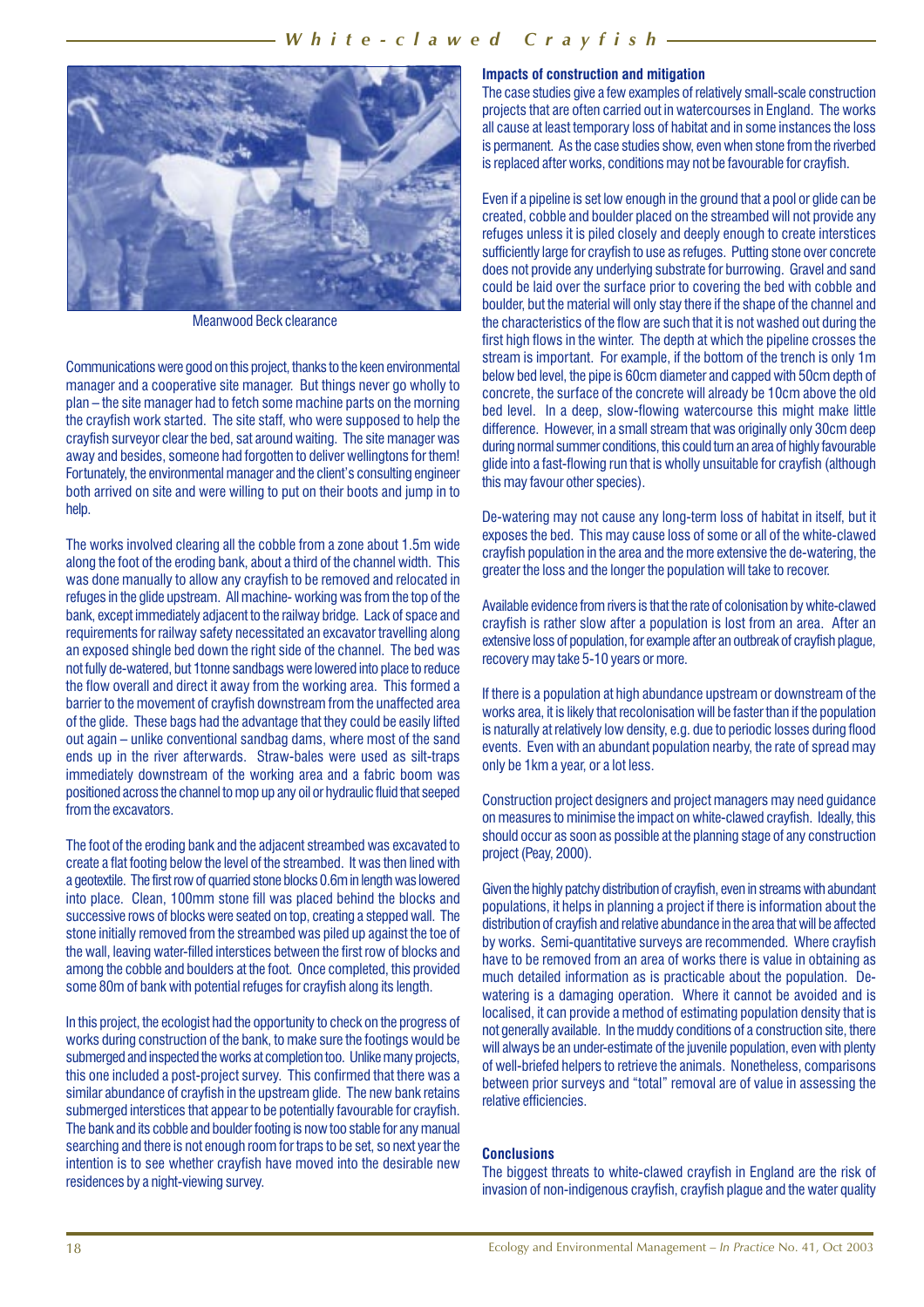Meanwood Beck clearance

Communications were good on this project, thanks to the keen environmental manager and a cooperative site manager. But things never go wholly to plan – the site manager had to fetch some machine parts on the morning the crayfish work started. The site staff, who were supposed to help the crayfish surveyor clear the bed, sat around waiting. The site manager was away and besides, someone had forgotten to deliver wellingtons for them! Fortunately, the environmental manager and the client's consulting engineer both arrived on site and were willing to put on their boots and jump in to help.

The works involved clearing all the cobble from a zone about 1.5m wide along the foot of the eroding bank, about a third of the channel width. This was done manually to allow any crayfish to be removed and relocated in refuges in the glide upstream. All machine- working was from the top of the bank, except immediately adjacent to the railway bridge. Lack of space and requirements for railway safety necessitated an excavator travelling along an exposed shingle bed down the right side of the channel. The bed was not fully de-watered, but 1tonne sandbags were lowered into place to reduce the flow overall and direct it away from the working area. This formed a barrier to the movement of crayfish downstream from the unaffected area of the glide. These bags had the advantage that they could be easily lifted out again – unlike conventional sandbag dams, where most of the sand ends up in the river afterwards. Straw-bales were used as silt-traps immediately downstream of the working area and a fabric boom was positioned across the channel to mop up any oil or hydraulic fluid that seeped from the excavators.

The foot of the eroding bank and the adjacent streambed was excavated to create a flat footing below the level of the streambed. It was then lined with a geotextile. The first row of quarried stone blocks 0.6m in length was lowered into place. Clean, 100mm stone fill was placed behind the blocks and successive rows of blocks were seated on top, creating a stepped wall. The stone initially removed from the streambed was piled up against the toe of the wall, leaving water-filled interstices between the first row of blocks and among the cobble and boulders at the foot. Once completed, this provided some 80m of bank with potential refuges for crayfish along its length.

In this project, the ecologist had the opportunity to check on the progress of works during construction of the bank, to make sure the footings would be submerged and inspected the works at completion too. Unlike many projects, this one included a post-project survey. This confirmed that there was a similar abundance of crayfish in the upstream glide. The new bank retains submerged interstices that appear to be potentially favourable for crayfish. The bank and its cobble and boulder footing is now too stable for any manual searching and there is not enough room for traps to be set, so next year the intention is to see whether crayfish have moved into the desirable new residences by a night-viewing survey.

### Impacts of construction and mitigation

The case studies give a few examples of relatively small-scale construction projects that are often carried out in watercourses in England. The works all cause at least temporary loss of habitat and in some instances the loss is permanent. As the case studies show, even when stone from the riverbed is replaced after works, conditions may not be favourable for crayfish.

Even if a pipeline is set low enough in the ground that a pool or glide can be created, cobble and boulder placed on the streambed will not provide any refuges unless it is piled closely and deeply enough to create interstices sufficiently large for crayfish to use as refuges. Putting stone over concrete does not provide any underlying substrate for burrowing. Gravel and sand could be laid over the surface prior to covering the bed with cobble and boulder, but the material will only stay there if the shape of the channel and the characteristics of the flow are such that it is not washed out during the first high flows in the winter. The depth at which the pipeline crosses the stream is important. For example, if the bottom of the trench is only 1m below bed level, the pipe is 60cm diameter and capped with 50cm depth of concrete, the surface of the concrete will already be 10cm above the old bed level. In a deep, slow-flowing watercourse this might make little difference. However, in a small stream that was originally only 30cm deep during normal summer conditions, this could turn an area of highly favourable glide into a fast-flowing run that is wholly unsuitable for crayfish (although this may favour other species).

De-watering may not cause any long-term loss of habitat in itself, but it exposes the bed. This may cause loss of some or all of the white-clawed crayfish population in the area and the more extensive the de-watering, the greater the loss and the longer the population will take to recover.

Available evidence from rivers is that the rate of colonisation by white-clawed crayfish is rather slow after a population is lost from an area. After an extensive loss of population, for example after an outbreak of crayfish plague, recovery may take 5-10 years or more.

If there is a population at high abundance upstream or downstream of the works area, it is likely that recolonisation will be faster than if the population is naturally at relatively low density, e.g. due to periodic losses during flood events. Even with an abundant population nearby, the rate of spread may only be 1km a year, or a lot less.

Construction project designers and project managers may need guidance on measures to minimise the impact on white-clawed crayfish. Ideally, this should occur as soon as possible at the planning stage of any construction project (Peay, 2000).

Given the highly patchy distribution of crayfish, even in streams with abundant populations, it helps in planning a project if there is information about the distribution of crayfish and relative abundance in the area that will be affected by works. Semi-quantitative surveys are recommended. Where crayfish have to be removed from an area of works there is value in obtaining as much detailed information as is practicable about the population. De-watering is a damaging operation. Where it cannot be avoided and is localised, it can provide a method of estimating population density that is not generally available. In the muddy conditions of a construction site, there will always be an under-estimate of the juvenile population, even with plenty of well-briefed helpers to retrieve the animals. Nonetheless, comparisons between prior surveys and "total" removal are of value in assessing the relative efficiencies.

### Conclusions

The biggest threats to white-clawed crayfish in England are the risk of invasion of non-indigenous crayfish, crayfish plague and the water quality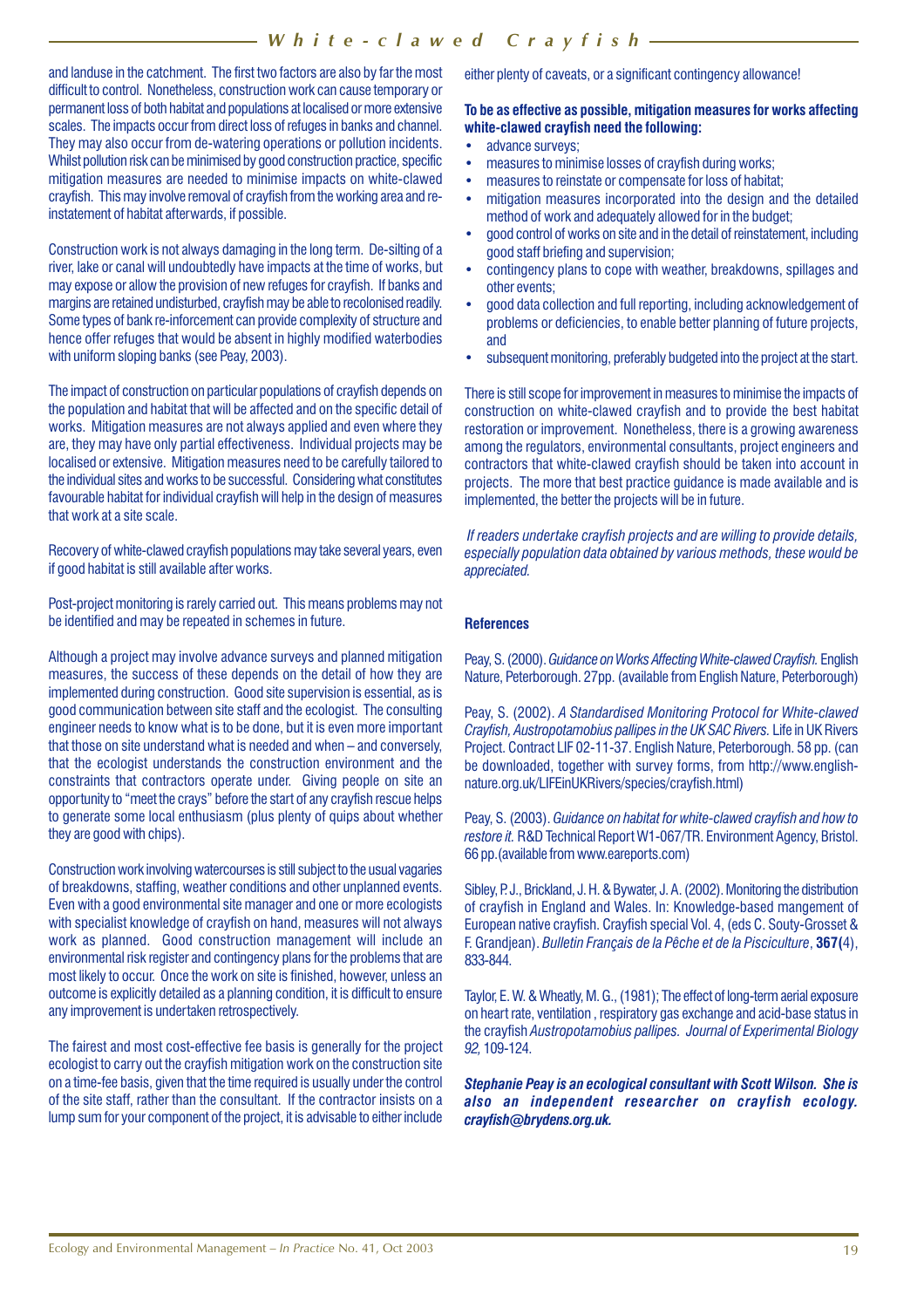and landuse in the catchment. The first two factors are also by far the most difficult to control. Nonetheless, construction work can cause temporary or permanent loss of both habitat and populations at localised or more extensive scales. The impacts occur from direct loss of refuges in banks and channel. They may also occur from de-watering operations or pollution incidents. Whilst pollution risk can be minimised by good construction practice, specific mitigation measures are needed to minimise impacts on white-clawed crayfish. This may involve removal of crayfish from the working area and re-instatement of habitat afterwards, if possible.

Construction work is not always damaging in the long term. De-silting of a river, lake or canal will undoubtedly have impacts at the time of works, but may expose or allow the provision of new refuges for crayfish. If banks and margins are retained undisturbed, crayfish may be able to recolonised readily. Some types of bank re-inforcement can provide complexity of structure and hence offer refuges that would be absent in highly modified waterbodies with uniform sloping banks (see Peay, 2003).

The impact of construction on particular populations of crayfish depends on the population and habitat that will be affected and on the specific detail of works. Mitigation measures are not always applied and even where they are, they may have only partial effectiveness. Individual projects may be localised or extensive. Mitigation measures need to be carefully tailored to the individual sites and works to be successful. Considering what constitutes favourable habitat for individual crayfish will help in the design of measures that work at a site scale.

Recovery of white-clawed crayfish populations may take several years, even if good habitat is still available after works.

Post-project monitoring is rarely carried out. This means problems may not be identified and may be repeated in schemes in future.

Although a project may involve advance surveys and planned mitigation measures, the success of these depends on the detail of how they are implemented during construction. Good site supervision is essential, as is good communication between site staff and the ecologist. The consulting engineer needs to know what is to be done, but it is even more important that those on site understand what is needed and when – and conversely, that the ecologist understands the construction environment and the constraints that contractors operate under. Giving people on site an opportunity to "meet the crays" before the start of any crayfish rescue helps to generate some local enthusiasm (plus plenty of quips about whether they are good with chips).

Construction work involving watercourses is still subject to the usual vagaries of breakdowns, staffing, weather conditions and other unplanned events. Even with a good environmental site manager and one or more ecologists with specialist knowledge of crayfish on hand, measures will not always work as planned. Good construction management will include an environmental risk register and contingency plans for the problems that are most likely to occur. Once the work on site is finished, however, unless an outcome is explicitly detailed as a planning condition, it is difficult to ensure any improvement is undertaken retrospectively.

The fairest and most cost-effective fee basis is generally for the project ecologist to carry out the crayfish mitigation work on the construction site on a time-fee basis, given that the time required is usually under the control of the site staff, rather than the consultant. If the contractor insists on a lump sum for your component of the project, it is advisable to either include either plenty of caveats, or a significant contingency allowance!

**To be as effective as possible, mitigation measures for works affecting white-clawed crayfish need the following:**

- advance surveys;
- measures to minimise losses of crayfish during works;
- measures to reinstate or compensate for loss of habitat;
- mitigation measures incorporated into the design and the detailed method of work and adequately allowed for in the budget;
- good control of works on site and in the detail of reinstatement, including good staff briefing and supervision;
- contingency plans to cope with weather, breakdowns, spillages and other events;
- good data collection and full reporting, including acknowledgement of problems or deficiencies, to enable better planning of future projects, and
- subsequent monitoring, preferably budgeted into the project at the start.

There is still scope for improvement in measures to minimise the impacts of construction on white-clawed crayfish and to provide the best habitat restoration or improvement. Nonetheless, there is a growing awareness among the regulators, environmental consultants, project engineers and contractors that white-clawed crayfish should be taken into account in projects. The more that best practice guidance is made available and is implemented, the better the projects will be in future.

*If readers undertake crayfish projects and are willing to provide details, especially population data obtained by various methods, these would be appreciated.*

### References

Peay, S. (2000). *Guidance on Works Affecting White-clawed Crayfish.* English Nature, Peterborough. 27pp. (available from English Nature, Peterborough)

Peay, S. (2002). *A Standardised Monitoring Protocol for White-clawed Crayfish, Austropotamobius pallipes in the UK SAC Rivers.* Life in UK Rivers Project. Contract LIF 02-11-37. English Nature, Peterborough. 58 pp. (can be downloaded, together with survey forms, from http://www.english-nature.org.uk/LIFEinUKRivers/species/crayfish.html)

Peay, S. (2003). *Guidance on habitat for white-clawed crayfish and how to restore it.* R&D Technical Report W1-067/TR. Environment Agency, Bristol. 66 pp. (available from www.eareports.com)

Sibley, P. J., Brickland, J. H. & Bywater, J. A. (2002). Monitoring the distribution of crayfish in England and Wales. In: Knowledge-based mangement of European native crayfish. Crayfish special Vol. 4, (eds C. Souty-Grosset & F. Grandjean). *Bulletin Français de la Pêche et de la Pisciculture*, **367(**4), 833-844.

Taylor, E. W. & Wheatly, M. G., (1981); The effect of long-term aerial exposure on heart rate, ventilation , respiratory gas exchange and acid-base status in the crayfish *Austropotamobius pallipes. Journal of Experimental Biology 92*, 109-124.

***Stephanie Peay is an ecological consultant with Scott Wilson. She is also an independent researcher on crayfish ecology. crayfish@brydens.org.uk.***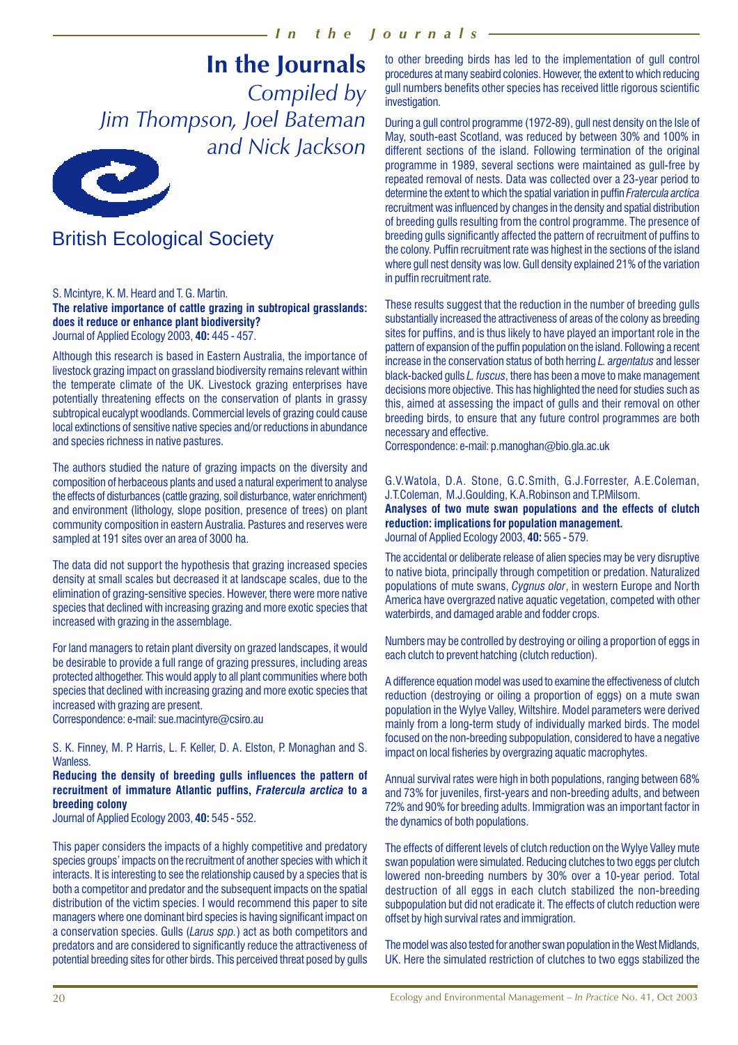# In the Journals

*Compiled by Jim Thompson, Joel Bateman and Nick Jackson*

British Ecological Society

S. Mcintyre, K. M. Heard and T. G. Martin.
**The relative importance of cattle grazing in subtropical grasslands: does it reduce or enhance plant biodiversity?**
Journal of Applied Ecology 2003, **40:** 445 - 457.

Although this research is based in Eastern Australia, the importance of livestock grazing impact on grassland biodiversity remains relevant within the temperate climate of the UK. Livestock grazing enterprises have potentially threatening effects on the conservation of plants in grassy subtropical eucalypt woodlands. Commercial levels of grazing could cause local extinctions of sensitive native species and/or reductions in abundance and species richness in native pastures.

The authors studied the nature of grazing impacts on the diversity and composition of herbaceous plants and used a natural experiment to analyse the effects of disturbances (cattle grazing, soil disturbance, water enrichment) and environment (lithology, slope position, presence of trees) on plant community composition in eastern Australia. Pastures and reserves were sampled at 191 sites over an area of 3000 ha.

The data did not support the hypothesis that grazing increased species density at small scales but decreased it at landscape scales, due to the elimination of grazing-sensitive species. However, there were more native species that declined with increasing grazing and more exotic species that increased with grazing in the assemblage.

For land managers to retain plant diversity on grazed landscapes, it would be desirable to provide a full range of grazing pressures, including areas protected althogether. This would apply to all plant communities where both species that declined with increasing grazing and more exotic species that increased with grazing are present.
Correspondence: e-mail: sue.macintyre@csiro.au

S. K. Finney, M. P. Harris, L. F. Keller, D. A. Elston, P. Monaghan and S. Wanless.
**Reducing the density of breeding gulls influences the pattern of recruitment of immature Atlantic puffins, *Fratercula arctica* to a breeding colony**
Journal of Applied Ecology 2003, **40:** 545 - 552.

This paper considers the impacts of a highly competitive and predatory species groups' impacts on the recruitment of another species with which it interacts. It is interesting to see the relationship caused by a species that is both a competitor and predator and the subsequent impacts on the spatial distribution of the victim species. I would recommend this paper to site managers where one dominant bird species is having significant impact on a conservation species. Gulls (*Larus spp.*) act as both competitors and predators and are considered to significantly reduce the attractiveness of potential breeding sites for other birds. This perceived threat posed by gulls to other breeding birds has led to the implementation of gull control procedures at many seabird colonies. However, the extent to which reducing gull numbers benefits other species has received little rigorous scientific investigation.

During a gull control programme (1972-89), gull nest density on the Isle of May, south-east Scotland, was reduced by between 30% and 100% in different sections of the island. Following termination of the original programme in 1989, several sections were maintained as gull-free by repeated removal of nests. Data was collected over a 23-year period to determine the extent to which the spatial variation in puffin *Fratercula arctica* recruitment was influenced by changes in the density and spatial distribution of breeding gulls resulting from the control programme. The presence of breeding gulls significantly affected the pattern of recruitment of puffins to the colony. Puffin recruitment rate was highest in the sections of the island where gull nest density was low. Gull density explained 21% of the variation in puffin recruitment rate.

These results suggest that the reduction in the number of breeding gulls substantially increased the attractiveness of areas of the colony as breeding sites for puffins, and is thus likely to have played an important role in the pattern of expansion of the puffin population on the island. Following a recent increase in the conservation status of both herring *L. argentatus* and lesser black-backed gulls *L. fuscus*, there has been a move to make management decisions more objective. This has highlighted the need for studies such as this, aimed at assessing the impact of gulls and their removal on other breeding birds, to ensure that any future control programmes are both necessary and effective.
Correspondence: e-mail: p.manoghan@bio.gla.ac.uk

G.V.Watola, D.A. Stone, G.C.Smith, G.J.Forrester, A.E.Coleman, J.T.Coleman, M.J.Goulding, K.A.Robinson and T.P.Milsom.
**Analyses of two mute swan populations and the effects of clutch reduction: implications for population management.**
Journal of Applied Ecology 2003, **40:** 565 - 579.

The accidental or deliberate release of alien species may be very disruptive to native biota, principally through competition or predation. Naturalized populations of mute swans, *Cygnus olor*, in western Europe and North America have overgrazed native aquatic vegetation, competed with other waterbirds, and damaged arable and fodder crops.

Numbers may be controlled by destroying or oiling a proportion of eggs in each clutch to prevent hatching (clutch reduction).

A difference equation model was used to examine the effectiveness of clutch reduction (destroying or oiling a proportion of eggs) on a mute swan population in the Wylye Valley, Wiltshire. Model parameters were derived mainly from a long-term study of individually marked birds. The model focused on the non-breeding subpopulation, considered to have a negative impact on local fisheries by overgrazing aquatic macrophytes.

Annual survival rates were high in both populations, ranging between 68% and 73% for juveniles, first-years and non-breeding adults, and between 72% and 90% for breeding adults. Immigration was an important factor in the dynamics of both populations.

The effects of different levels of clutch reduction on the Wylye Valley mute swan population were simulated. Reducing clutches to two eggs per clutch lowered non-breeding numbers by 30% over a 10-year period. Total destruction of all eggs in each clutch stabilized the non-breeding subpopulation but did not eradicate it. The effects of clutch reduction were offset by high survival rates and immigration.

The model was also tested for another swan population in the West Midlands, UK. Here the simulated restriction of clutches to two eggs stabilized the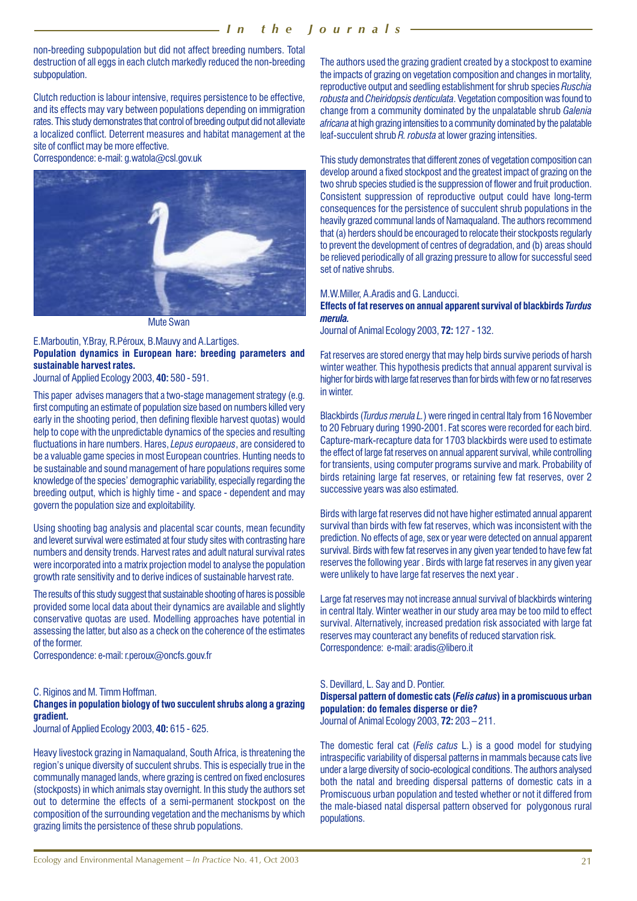non-breeding subpopulation but did not affect breeding numbers. Total destruction of all eggs in each clutch markedly reduced the non-breeding subpopulation.

Clutch reduction is labour intensive, requires persistence to be effective, and its effects may vary between populations depending on immigration rates. This study demonstrates that control of breeding output did not alleviate a localized conflict. Deterrent measures and habitat management at the site of conflict may be more effective.
Correspondence: e-mail: g.watola@csl.gov.uk

Mute Swan

E.Marboutin, Y.Bray, R.Péroux, B.Mauvy and A.Lartiges.
**Population dynamics in European hare: breeding parameters and sustainable harvest rates.**
Journal of Applied Ecology 2003, **40:** 580 - 591.

This paper advises managers that a two-stage management strategy (e.g. first computing an estimate of population size based on numbers killed very early in the shooting period, then defining flexible harvest quotas) would help to cope with the unpredictable dynamics of the species and resulting fluctuations in hare numbers. Hares, *Lepus europaeus*, are considered to be a valuable game species in most European countries. Hunting needs to be sustainable and sound management of hare populations requires some knowledge of the species' demographic variability, especially regarding the breeding output, which is highly time - and space - dependent and may govern the population size and exploitability.

Using shooting bag analysis and placental scar counts, mean fecundity and leveret survival were estimated at four study sites with contrasting hare numbers and density trends. Harvest rates and adult natural survival rates were incorporated into a matrix projection model to analyse the population growth rate sensitivity and to derive indices of sustainable harvest rate.

The results of this study suggest that sustainable shooting of hares is possible provided some local data about their dynamics are available and slightly conservative quotas are used. Modelling approaches have potential in assessing the latter, but also as a check on the coherence of the estimates of the former.
Correspondence: e-mail: r.peroux@oncfs.gouv.fr

C. Riginos and M. Timm Hoffman.
**Changes in population biology of two succulent shrubs along a grazing gradient.**
Journal of Applied Ecology 2003, **40:** 615 - 625.

Heavy livestock grazing in Namaqualand, South Africa, is threatening the region's unique diversity of succulent shrubs. This is especially true in the communally managed lands, where grazing is centred on fixed enclosures (stockposts) in which animals stay overnight. In this study the authors set out to determine the effects of a semi-permanent stockpost on the composition of the surrounding vegetation and the mechanisms by which grazing limits the persistence of these shrub populations.

The authors used the grazing gradient created by a stockpost to examine the impacts of grazing on vegetation composition and changes in mortality, reproductive output and seedling establishment for shrub species *Ruschia robusta* and *Cheiridopsis denticulata*. Vegetation composition was found to change from a community dominated by the unpalatable shrub *Galenia africana* at high grazing intensities to a community dominated by the palatable leaf-succulent shrub *R. robusta* at lower grazing intensities.

This study demonstrates that different zones of vegetation composition can develop around a fixed stockpost and the greatest impact of grazing on the two shrub species studied is the suppression of flower and fruit production. Consistent suppression of reproductive output could have long-term consequences for the persistence of succulent shrub populations in the heavily grazed communal lands of Namaqualand. The authors recommend that (a) herders should be encouraged to relocate their stockposts regularly to prevent the development of centres of degradation, and (b) areas should be relieved periodically of all grazing pressure to allow for successful seed set of native shrubs.

M.W.Miller, A.Aradis and G. Landucci.
**Effects of fat reserves on annual apparent survival of blackbirds *Turdus merula*.**
Journal of Animal Ecology 2003, **72:** 127 - 132.

Fat reserves are stored energy that may help birds survive periods of harsh winter weather. This hypothesis predicts that annual apparent survival is higher for birds with large fat reserves than for birds with few or no fat reserves in winter.

Blackbirds (*Turdus merula L.*) were ringed in central Italy from 16 November to 20 February during 1990-2001. Fat scores were recorded for each bird. Capture-mark-recapture data for 1703 blackbirds were used to estimate the effect of large fat reserves on annual apparent survival, while controlling for transients, using computer programs survive and mark. Probability of birds retaining large fat reserves, or retaining few fat reserves, over 2 successive years was also estimated.

Birds with large fat reserves did not have higher estimated annual apparent survival than birds with few fat reserves, which was inconsistent with the prediction. No effects of age, sex or year were detected on annual apparent survival. Birds with few fat reserves in any given year tended to have few fat reserves the following year . Birds with large fat reserves in any given year were unlikely to have large fat reserves the next year .

Large fat reserves may not increase annual survival of blackbirds wintering in central Italy. Winter weather in our study area may be too mild to effect survival. Alternatively, increased predation risk associated with large fat reserves may counteract any benefits of reduced starvation risk.
Correspondence: e-mail: aradis@libero.it

S. Devillard, L. Say and D. Pontier.
**Dispersal pattern of domestic cats (*Felis catus*) in a promiscuous urban population: do females disperse or die?**
Journal of Animal Ecology 2003, **72:** 203 – 211.

The domestic feral cat (*Felis catus* L.) is a good model for studying intraspecific variability of dispersal patterns in mammals because cats live under a large diversity of socio-ecological conditions. The authors analysed both the natal and breeding dispersal patterns of domestic cats in a Promiscuous urban population and tested whether or not it differed from the male-biased natal dispersal pattern observed for polygonous rural populations.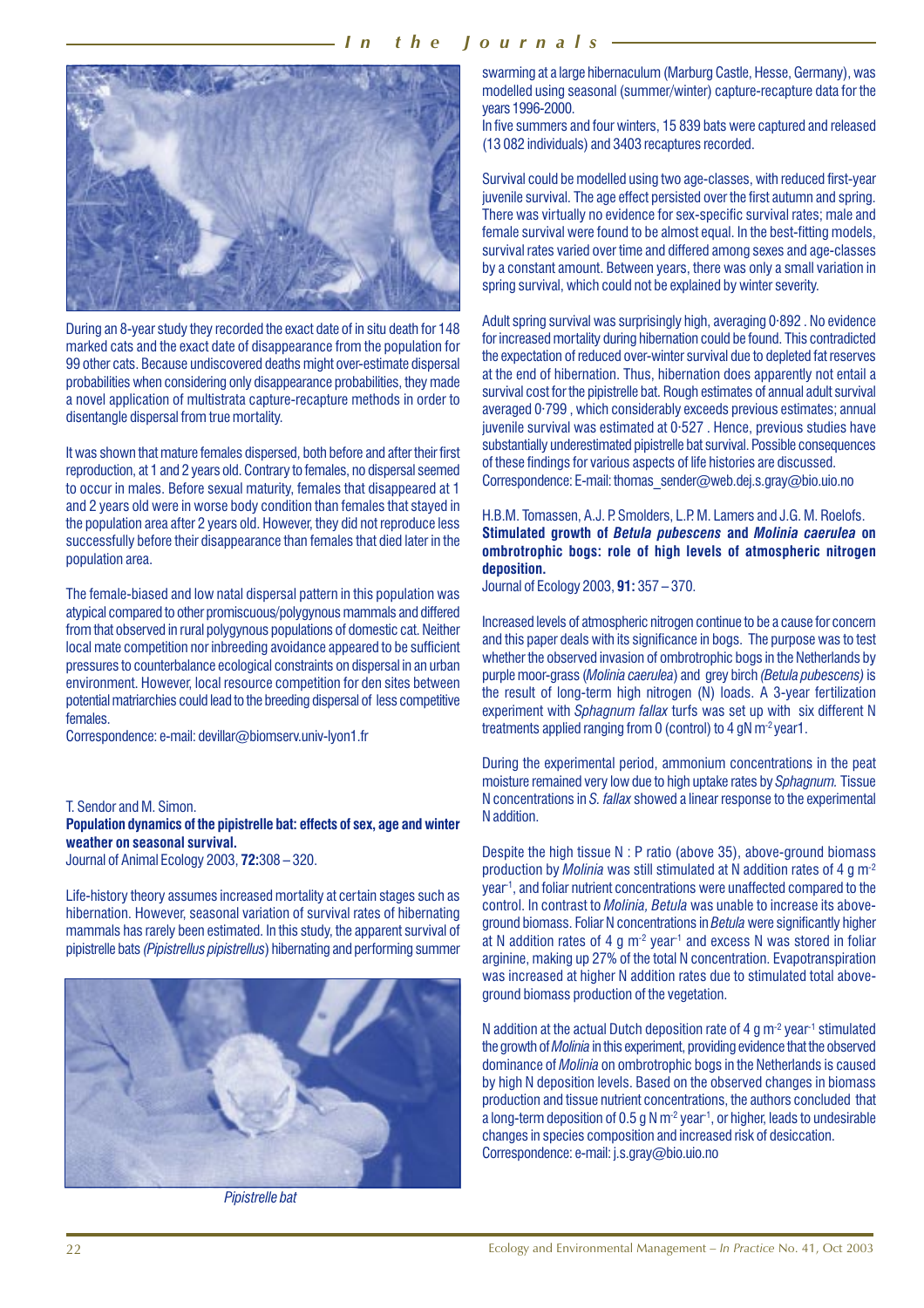During an 8-year study they recorded the exact date of in situ death for 148 marked cats and the exact date of disappearance from the population for 99 other cats. Because undiscovered deaths might over-estimate dispersal probabilities when considering only disappearance probabilities, they made a novel application of multistrata capture-recapture methods in order to disentangle dispersal from true mortality.

It was shown that mature females dispersed, both before and after their first reproduction, at 1 and 2 years old. Contrary to females, no dispersal seemed to occur in males. Before sexual maturity, females that disappeared at 1 and 2 years old were in worse body condition than females that stayed in the population area after 2 years old. However, they did not reproduce less successfully before their disappearance than females that died later in the population area.

The female-biased and low natal dispersal pattern in this population was atypical compared to other promiscuous/polygynous mammals and differed from that observed in rural polygynous populations of domestic cat. Neither local mate competition nor inbreeding avoidance appeared to be sufficient pressures to counterbalance ecological constraints on dispersal in an urban environment. However, local resource competition for den sites between potential matriarchies could lead to the breeding dispersal of less competitive females.

Correspondence: e-mail: devillar@biomserv.univ-lyon1.fr

T. Sendor and M. Simon.
**Population dynamics of the pipistrelle bat: effects of sex, age and winter weather on seasonal survival.**
Journal of Animal Ecology 2003, **72:**308 – 320.

Life-history theory assumes increased mortality at certain stages such as hibernation. However, seasonal variation of survival rates of hibernating mammals has rarely been estimated. In this study, the apparent survival of pipistrelle bats *(Pipistrellus pipistrellus)* hibernating and performing summer swarming at a large hibernaculum (Marburg Castle, Hesse, Germany), was modelled using seasonal (summer/winter) capture-recapture data for the years 1996-2000.

In five summers and four winters, 15 839 bats were captured and released (13 082 individuals) and 3403 recaptures recorded.

Survival could be modelled using two age-classes, with reduced first-year juvenile survival. The age effect persisted over the first autumn and spring. There was virtually no evidence for sex-specific survival rates; male and female survival were found to be almost equal. In the best-fitting models, survival rates varied over time and differed among sexes and age-classes by a constant amount. Between years, there was only a small variation in spring survival, which could not be explained by winter severity.

Adult spring survival was surprisingly high, averaging 0·892 . No evidence for increased mortality during hibernation could be found. This contradicted the expectation of reduced over-winter survival due to depleted fat reserves at the end of hibernation. Thus, hibernation does apparently not entail a survival cost for the pipistrelle bat. Rough estimates of annual adult survival averaged 0·799 , which considerably exceeds previous estimates; annual juvenile survival was estimated at 0·527 . Hence, previous studies have substantially underestimated pipistrelle bat survival. Possible consequences of these findings for various aspects of life histories are discussed.

Correspondence: E-mail: thomas_sender@web.dej.s.gray@bio.uio.no

*Pipistrelle bat*

H.B.M. Tomassen, A.J. P. Smolders, L.P. M. Lamers and J.G. M. Roelofs.
**Stimulated growth of *Betula pubescens* and *Molinia caerulea* on ombrotrophic bogs: role of high levels of atmospheric nitrogen deposition.**
Journal of Ecology 2003, **91:** 357 – 370.

Increased levels of atmospheric nitrogen continue to be a cause for concern and this paper deals with its significance in bogs. The purpose was to test whether the observed invasion of ombrotrophic bogs in the Netherlands by purple moor-grass (*Molinia caerulea*) and grey birch *(Betula pubescens)* is the result of long-term high nitrogen (N) loads. A 3-year fertilization experiment with *Sphagnum fallax* turfs was set up with six different N treatments applied ranging from 0 (control) to 4 gN $m^{-2}$ year1.

During the experimental period, ammonium concentrations in the peat moisture remained very low due to high uptake rates by *Sphagnum.* Tissue N concentrations in *S. fallax* showed a linear response to the experimental N addition.

Despite the high tissue N : P ratio (above 35), above-ground biomass production by *Molinia* was still stimulated at N addition rates of 4 g $m^{-2}$ $year^{-1}$, and foliar nutrient concentrations were unaffected compared to the control. In contrast to *Molinia, Betula* was unable to increase its above-ground biomass. Foliar N concentrations in *Betula* were significantly higher at N addition rates of 4 g $m^{-2}$ $year^{-1}$ and excess N was stored in foliar arginine, making up 27% of the total N concentration. Evapotranspiration was increased at higher N addition rates due to stimulated total above-ground biomass production of the vegetation.

N addition at the actual Dutch deposition rate of 4 g $m^{-2}$ $year^{-1}$ stimulated the growth of *Molinia* in this experiment, providing evidence that the observed dominance of *Molinia* on ombrotrophic bogs in the Netherlands is caused by high N deposition levels. Based on the observed changes in biomass production and tissue nutrient concentrations, the authors concluded that a long-term deposition of 0.5 g N $m^{-2}$ $year^{-1}$, or higher, leads to undesirable changes in species composition and increased risk of desiccation.

Correspondence: e-mail: j.s.gray@bio.uio.no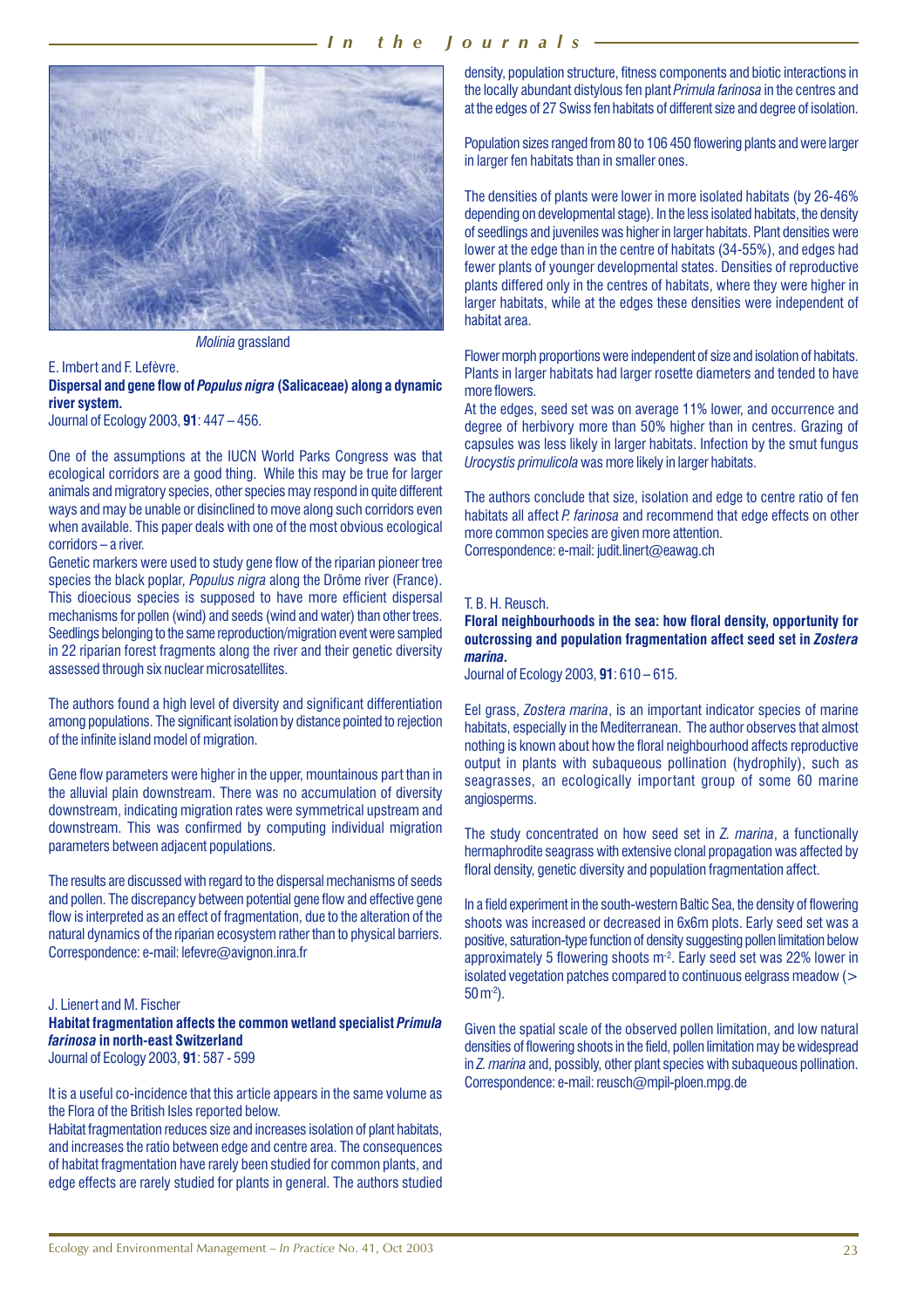*Molinia* grassland

E. Imbert and F. Lefèvre.

**Dispersal and gene flow of *Populus nigra* (Salicaceae) along a dynamic river system.**

Journal of Ecology 2003, **91**: 447 – 456.

One of the assumptions at the IUCN World Parks Congress was that ecological corridors are a good thing. While this may be true for larger animals and migratory species, other species may respond in quite different ways and may be unable or disinclined to move along such corridors even when available. This paper deals with one of the most obvious ecological corridors – a river.

Genetic markers were used to study gene flow of the riparian pioneer tree species the black poplar, *Populus nigra* along the Drôme river (France). This dioecious species is supposed to have more efficient dispersal mechanisms for pollen (wind) and seeds (wind and water) than other trees. Seedlings belonging to the same reproduction/migration event were sampled in 22 riparian forest fragments along the river and their genetic diversity assessed through six nuclear microsatellites.

The authors found a high level of diversity and significant differentiation among populations. The significant isolation by distance pointed to rejection of the infinite island model of migration.

Gene flow parameters were higher in the upper, mountainous part than in the alluvial plain downstream. There was no accumulation of diversity downstream, indicating migration rates were symmetrical upstream and downstream. This was confirmed by computing individual migration parameters between adjacent populations.

The results are discussed with regard to the dispersal mechanisms of seeds and pollen. The discrepancy between potential gene flow and effective gene flow is interpreted as an effect of fragmentation, due to the alteration of the natural dynamics of the riparian ecosystem rather than to physical barriers.

Correspondence: e-mail: lefevre@avignon.inra.fr

J. Lienert and M. Fischer

**Habitat fragmentation affects the common wetland specialist *Primula farinosa* in north-east Switzerland**

Journal of Ecology 2003, **91**: 587 - 599

It is a useful co-incidence that this article appears in the same volume as the Flora of the British Isles reported below.

Habitat fragmentation reduces size and increases isolation of plant habitats, and increases the ratio between edge and centre area. The consequences of habitat fragmentation have rarely been studied for common plants, and edge effects are rarely studied for plants in general. The authors studied density, population structure, fitness components and biotic interactions in the locally abundant distylous fen plant *Primula farinosa* in the centres and at the edges of 27 Swiss fen habitats of different size and degree of isolation.

Population sizes ranged from 80 to 106 450 flowering plants and were larger in larger fen habitats than in smaller ones.

The densities of plants were lower in more isolated habitats (by 26-46% depending on developmental stage). In the less isolated habitats, the density of seedlings and juveniles was higher in larger habitats. Plant densities were lower at the edge than in the centre of habitats (34-55%), and edges had fewer plants of younger developmental states. Densities of reproductive plants differed only in the centres of habitats, where they were higher in larger habitats, while at the edges these densities were independent of habitat area.

Flower morph proportions were independent of size and isolation of habitats. Plants in larger habitats had larger rosette diameters and tended to have more flowers.

At the edges, seed set was on average 11% lower, and occurrence and degree of herbivory more than 50% higher than in centres. Grazing of capsules was less likely in larger habitats. Infection by the smut fungus *Urocystis primulicola* was more likely in larger habitats.

The authors conclude that size, isolation and edge to centre ratio of fen habitats all affect *P. farinosa* and recommend that edge effects on other more common species are given more attention.

Correspondence: e-mail: judit.linert@eawag.ch

T. B. H. Reusch.

**Floral neighbourhoods in the sea: how floral density, opportunity for outcrossing and population fragmentation affect seed set in *Zostera marina*.**

Journal of Ecology 2003, **91**: 610 – 615.

Eel grass, *Zostera marina*, is an important indicator species of marine habitats, especially in the Mediterranean. The author observes that almost nothing is known about how the floral neighbourhood affects reproductive output in plants with subaqueous pollination (hydrophily), such as seagrasses, an ecologically important group of some 60 marine angiosperms.

The study concentrated on how seed set in *Z. marina*, a functionally hermaphrodite seagrass with extensive clonal propagation was affected by floral density, genetic diversity and population fragmentation affect.

In a field experiment in the south-western Baltic Sea, the density of flowering shoots was increased or decreased in 6x6m plots. Early seed set was a positive, saturation-type function of density suggesting pollen limitation below approximately 5 flowering shoots $m^{-2}$. Early seed set was 22% lower in isolated vegetation patches compared to continuous eelgrass meadow (> 50 $m^{2}$).

Given the spatial scale of the observed pollen limitation, and low natural densities of flowering shoots in the field, pollen limitation may be widespread in *Z. marina* and, possibly, other plant species with subaqueous pollination.

Correspondence: e-mail: reusch@mpil-ploen.mpg.de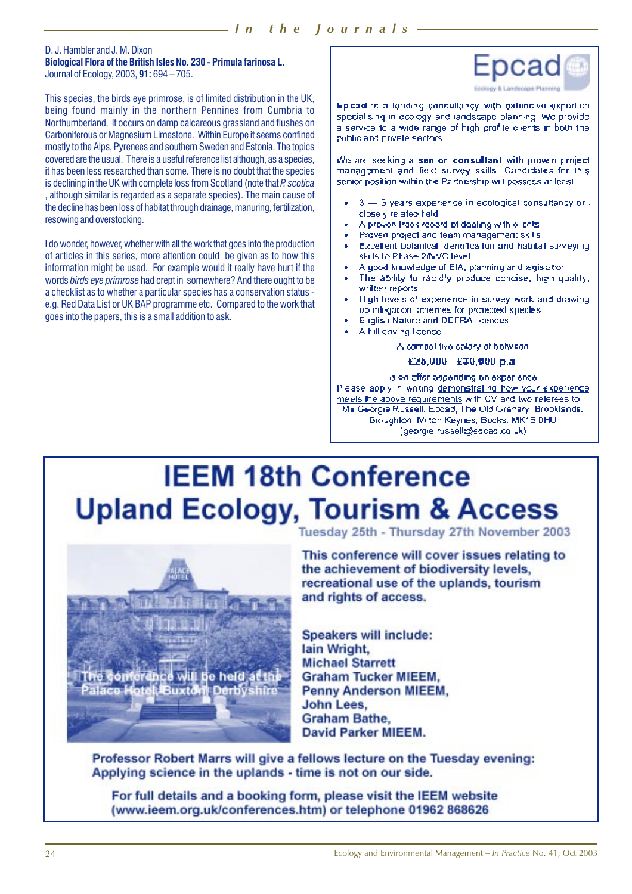D. J. Hambler and J. M. Dixon
**Biological Flora of the British Isles No. 230 - Primula farinosa L.**
Journal of Ecology, 2003, **91:** 694 – 705.

This species, the birds eye primrose, is of limited distribution in the UK, being found mainly in the northern Pennines from Cumbria to Northumberland. It occurs on damp calcareous grassland and flushes on Carboniferous or Magnesium Limestone. Within Europe it seems confined mostly to the Alps, Pyrenees and southern Sweden and Estonia. The topics covered are the usual. There is a useful reference list although, as a species, it has been less researched than some. There is no doubt that the species is declining in the UK with complete loss from Scotland (note that *P. scotica*, although similar is regarded as a separate species). The main cause of the decline has been loss of habitat through drainage, manuring, fertilization, resowing and overstocking.

I do wonder, however, whether with all the work that goes into the production of articles in this series, more attention could be given as to how this information might be used. For example would it really have hurt if the words *birds eye primrose* had crept in somewhere? And there ought to be a checklist as to whether a particular species has a conservation status - e.g. Red Data List or UK BAP programme etc. Compared to the work that goes into the papers, this is a small addition to ask.

---

**Epcad**
Ecology & Landscape Planning

**Epcad** is a leading consultancy with extensive expertise specialising in ecology and landscape planning. We provide a service to a wide range of high profile clients in both the public and private sectors.

We are seeking a **senior consultant** with proven project management and field survey skills. Candidates for this senior position within the Partnership will possess at least:

- 3 — 5 years experience in ecological consultancy or a closely related field
- A proven track record of dealing with clients
- Proven project and team management skills
- Excellent botanical identification and habitat surveying skills to Phase 2/NVC level
- A good knowledge of EIA, planning and legislation
- The ability to rapidly produce concise, high quality, written reports
- High levels of experience in survey work and drawing up mitigation schemes for protected species
- English Nature and DEFRA licences
- A full driving licence

A competitive salary of between

**£25,000 - £30,000 p.a.**

is on offer depending on experience

Please apply in writing demonstrating how your experience meets the above requirements with CV and two referees to: Ms Georgie Russell, Epcad, The Old Granary, Brooklands, Broughton, Milton Keynes, Bucks. MK16 0HU (georgie.russell@epcad.co.uk)

---

# IEEM 18th Conference
# Upland Ecology, Tourism & Access

Tuesday 25th - Thursday 27th November 2003

The conference will be held at the Palace Hotel, Buxton, Derbyshire

**This conference will cover issues relating to the achievement of biodiversity levels, recreational use of the uplands, tourism and rights of access.**

**Speakers will include:**
**Iain Wright,**
**Michael Starrett**
**Graham Tucker MIEEM,**
**Penny Anderson MIEEM,**
**John Lees,**
**Graham Bathe,**
**David Parker MIEEM.**

**Professor Robert Marrs will give a fellows lecture on the Tuesday evening: Applying science in the uplands - time is not on our side.**

**For full details and a booking form, please visit the IEEM website (www.ieem.org.uk/conferences.htm) or telephone 01962 868626**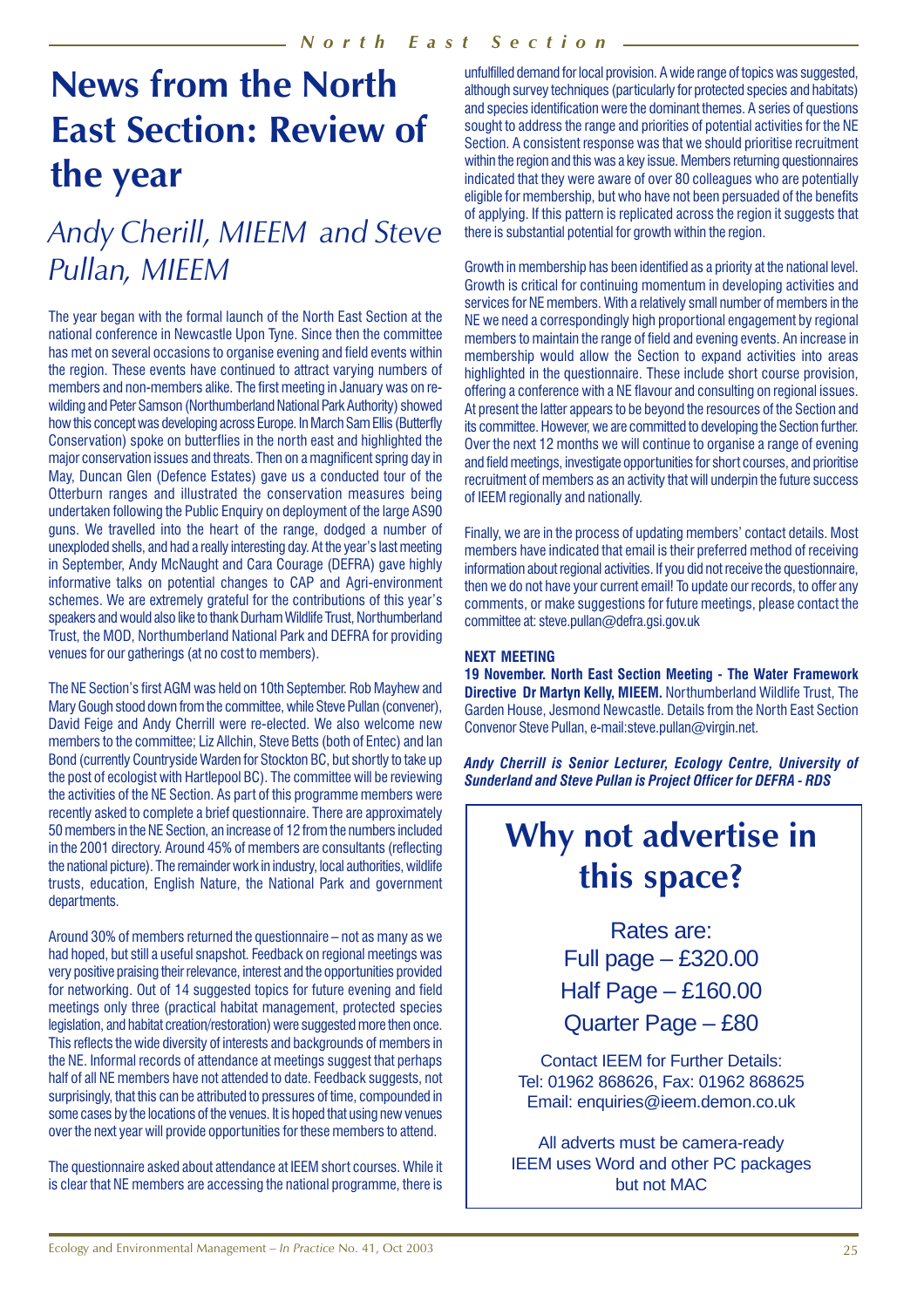# News from the North East Section: Review of the year

## *Andy Cherill, MIEEM and Steve Pullan, MIEEM*

The year began with the formal launch of the North East Section at the national conference in Newcastle Upon Tyne. Since then the committee has met on several occasions to organise evening and field events within the region. These events have continued to attract varying numbers of members and non-members alike. The first meeting in January was on re-wilding and Peter Samson (Northumberland National Park Authority) showed how this concept was developing across Europe. In March Sam Ellis (Butterfly Conservation) spoke on butterflies in the north east and highlighted the major conservation issues and threats. Then on a magnificent spring day in May, Duncan Glen (Defence Estates) gave us a conducted tour of the Otterburn ranges and illustrated the conservation measures being undertaken following the Public Enquiry on deployment of the large AS90 guns. We travelled into the heart of the range, dodged a number of unexploded shells, and had a really interesting day. At the year's last meeting in September, Andy McNaught and Cara Courage (DEFRA) gave highly informative talks on potential changes to CAP and Agri-environment schemes. We are extremely grateful for the contributions of this year's speakers and would also like to thank Durham Wildlife Trust, Northumberland Trust, the MOD, Northumberland National Park and DEFRA for providing venues for our gatherings (at no cost to members).

The NE Section's first AGM was held on 10th September. Rob Mayhew and Mary Gough stood down from the committee, while Steve Pullan (convener), David Feige and Andy Cherrill were re-elected. We also welcome new members to the committee; Liz Allchin, Steve Betts (both of Entec) and Ian Bond (currently Countryside Warden for Stockton BC, but shortly to take up the post of ecologist with Hartlepool BC). The committee will be reviewing the activities of the NE Section. As part of this programme members were recently asked to complete a brief questionnaire. There are approximately 50 members in the NE Section, an increase of 12 from the numbers included in the 2001 directory. Around 45% of members are consultants (reflecting the national picture). The remainder work in industry, local authorities, wildlife trusts, education, English Nature, the National Park and government departments.

Around 30% of members returned the questionnaire – not as many as we had hoped, but still a useful snapshot. Feedback on regional meetings was very positive praising their relevance, interest and the opportunities provided for networking. Out of 14 suggested topics for future evening and field meetings only three (practical habitat management, protected species legislation, and habitat creation/restoration) were suggested more then once. This reflects the wide diversity of interests and backgrounds of members in the NE. Informal records of attendance at meetings suggest that perhaps half of all NE members have not attended to date. Feedback suggests, not surprisingly, that this can be attributed to pressures of time, compounded in some cases by the locations of the venues. It is hoped that using new venues over the next year will provide opportunities for these members to attend.

The questionnaire asked about attendance at IEEM short courses. While it is clear that NE members are accessing the national programme, there is unfulfilled demand for local provision. A wide range of topics was suggested, although survey techniques (particularly for protected species and habitats) and species identification were the dominant themes. A series of questions sought to address the range and priorities of potential activities for the NE Section. A consistent response was that we should prioritise recruitment within the region and this was a key issue. Members returning questionnaires indicated that they were aware of over 80 colleagues who are potentially eligible for membership, but who have not been persuaded of the benefits of applying. If this pattern is replicated across the region it suggests that there is substantial potential for growth within the region.

Growth in membership has been identified as a priority at the national level. Growth is critical for continuing momentum in developing activities and services for NE members. With a relatively small number of members in the NE we need a correspondingly high proportional engagement by regional members to maintain the range of field and evening events. An increase in membership would allow the Section to expand activities into areas highlighted in the questionnaire. These include short course provision, offering a conference with a NE flavour and consulting on regional issues. At present the latter appears to be beyond the resources of the Section and its committee. However, we are committed to developing the Section further. Over the next 12 months we will continue to organise a range of evening and field meetings, investigate opportunities for short courses, and prioritise recruitment of members as an activity that will underpin the future success of IEEM regionally and nationally.

Finally, we are in the process of updating members' contact details. Most members have indicated that email is their preferred method of receiving information about regional activities. If you did not receive the questionnaire, then we do not have your current email! To update our records, to offer any comments, or make suggestions for future meetings, please contact the committee at: steve.pullan@defra.gsi.gov.uk

**NEXT MEETING**

**19 November. North East Section Meeting - The Water Framework Directive Dr Martyn Kelly, MIEEM.** Northumberland Wildlife Trust, The Garden House, Jesmond Newcastle. Details from the North East Section Convenor Steve Pullan, e-mail:steve.pullan@virgin.net.

***Andy Cherrill is Senior Lecturer, Ecology Centre, University of Sunderland and Steve Pullan is Project Officer for DEFRA - RDS***

## Why not advertise in this space?

Rates are:
Full page – £320.00
Half Page – £160.00
Quarter Page – £80

Contact IEEM for Further Details:
Tel: 01962 868626, Fax: 01962 868625
Email: enquiries@ieem.demon.co.uk

All adverts must be camera-ready
IEEM uses Word and other PC packages
but not MAC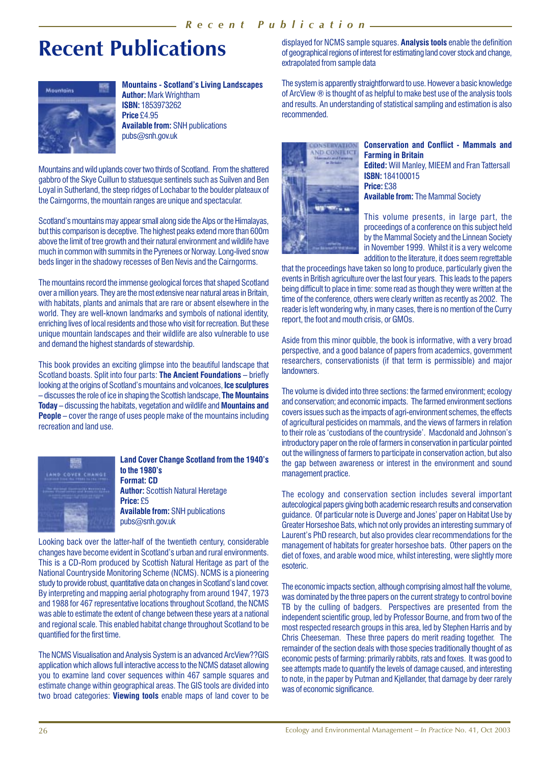# Recent Publications

**Mountains - Scotland's Living Landscapes**
**Author:** Mark Wrightham
**ISBN:** 1853973262
**Price** £4.95
**Available from:** SNH publications pubs@snh.gov.uk

Mountains and wild uplands cover two thirds of Scotland. From the shattered gabbro of the Skye Cuillun to statuesque sentinels such as Suilven and Ben Loyal in Sutherland, the steep ridges of Lochabar to the boulder plateaux of the Cairngorms, the mountain ranges are unique and spectacular.

Scotland's mountains may appear small along side the Alps or the Himalayas, but this comparison is deceptive. The highest peaks extend more than 600m above the limit of tree growth and their natural environment and wildlife have much in common with summits in the Pyrenees or Norway. Long-lived snow beds linger in the shadowy recesses of Ben Nevis and the Cairngorms.

The mountains record the immense geological forces that shaped Scotland over a million years. They are the most extensive near natural areas in Britain, with habitats, plants and animals that are rare or absent elsewhere in the world. They are well-known landmarks and symbols of national identity, enriching lives of local residents and those who visit for recreation. But these unique mountain landscapes and their wildlife are also vulnerable to use and demand the highest standards of stewardship.

This book provides an exciting glimpse into the beautiful landscape that Scotland boasts. Split into four parts: **The Ancient Foundations** – briefly looking at the origins of Scotland's mountains and volcanoes, **Ice sculptures** – discusses the role of ice in shaping the Scottish landscape, **The Mountains Today** – discussing the habitats, vegetation and wildlife and **Mountains and People** – cover the range of uses people make of the mountains including recreation and land use.

**Land Cover Change Scotland from the 1940's to the 1980's**
**Format: CD**
**Author:** Scottish Natural Heretage
**Price:** £5
**Available from:** SNH publications pubs@snh.gov.uk

Looking back over the latter-half of the twentieth century, considerable changes have become evident in Scotland's urban and rural environments. This is a CD-Rom produced by Scottish Natural Heritage as part of the National Countryside Monitoring Scheme (NCMS). NCMS is a pioneering study to provide robust, quantitative data on changes in Scotland's land cover. By interpreting and mapping aerial photography from around 1947, 1973 and 1988 for 467 representative locations throughout Scotland, the NCMS was able to estimate the extent of change between these years at a national and regional scale. This enabled habitat change throughout Scotland to be quantified for the first time.

The NCMS Visualisation and Analysis System is an advanced ArcView??GIS application which allows full interactive access to the NCMS dataset allowing you to examine land cover sequences within 467 sample squares and estimate change within geographical areas. The GIS tools are divided into two broad categories: **Viewing tools** enable maps of land cover to be displayed for NCMS sample squares. **Analysis tools** enable the definition of geographical regions of interest for estimating land cover stock and change, extrapolated from sample data

The system is apparently straightforward to use. However a basic knowledge of ArcView ® is thought of as helpful to make best use of the analysis tools and results. An understanding of statistical sampling and estimation is also recommended.

**Conservation and Conflict - Mammals and Farming in Britain**
**Edited:** Will Manley, MIEEM and Fran Tattersall
**ISBN:** 184100015
**Price:** £38
**Available from:** The Mammal Society

This volume presents, in large part, the proceedings of a conference on this subject held by the Mammal Society and the Linnean Society in November 1999. Whilst it is a very welcome addition to the literature, it does seem regrettable that the proceedings have taken so long to produce, particularly given the events in British agriculture over the last four years. This leads to the papers being difficult to place in time: some read as though they were written at the time of the conference, others were clearly written as recently as 2002. The reader is left wondering why, in many cases, there is no mention of the Curry report, the foot and mouth crisis, or GMOs.

Aside from this minor quibble, the book is informative, with a very broad perspective, and a good balance of papers from academics, government researchers, conservationists (if that term is permissible) and major landowners.

The volume is divided into three sections: the farmed environment; ecology and conservation; and economic impacts. The farmed environment sections covers issues such as the impacts of agri-environment schemes, the effects of agricultural pesticides on mammals, and the views of farmers in relation to their role as 'custodians of the countryside'. Macdonald and Johnson's introductory paper on the role of farmers in conservation in particular pointed out the willingness of farmers to participate in conservation action, but also the gap between awareness or interest in the environment and sound management practice.

The ecology and conservation section includes several important autecological papers giving both academic research results and conservation guidance. Of particular note is Duverge and Jones' paper on Habitat Use by Greater Horseshoe Bats, which not only provides an interesting summary of Laurent's PhD research, but also provides clear recommendations for the management of habitats for greater horseshoe bats. Other papers on the diet of foxes, and arable wood mice, whilst interesting, were slightly more esoteric.

The economic impacts section, although comprising almost half the volume, was dominated by the three papers on the current strategy to control bovine TB by the culling of badgers. Perspectives are presented from the independent scientific group, led by Professor Bourne, and from two of the most respected research groups in this area, led by Stephen Harris and by Chris Cheeseman. These three papers do merit reading together. The remainder of the section deals with those species traditionally thought of as economic pests of farming: primarily rabbits, rats and foxes. It was good to see attempts made to quantify the levels of damage caused, and interesting to note, in the paper by Putman and Kjellander, that damage by deer rarely was of economic significance.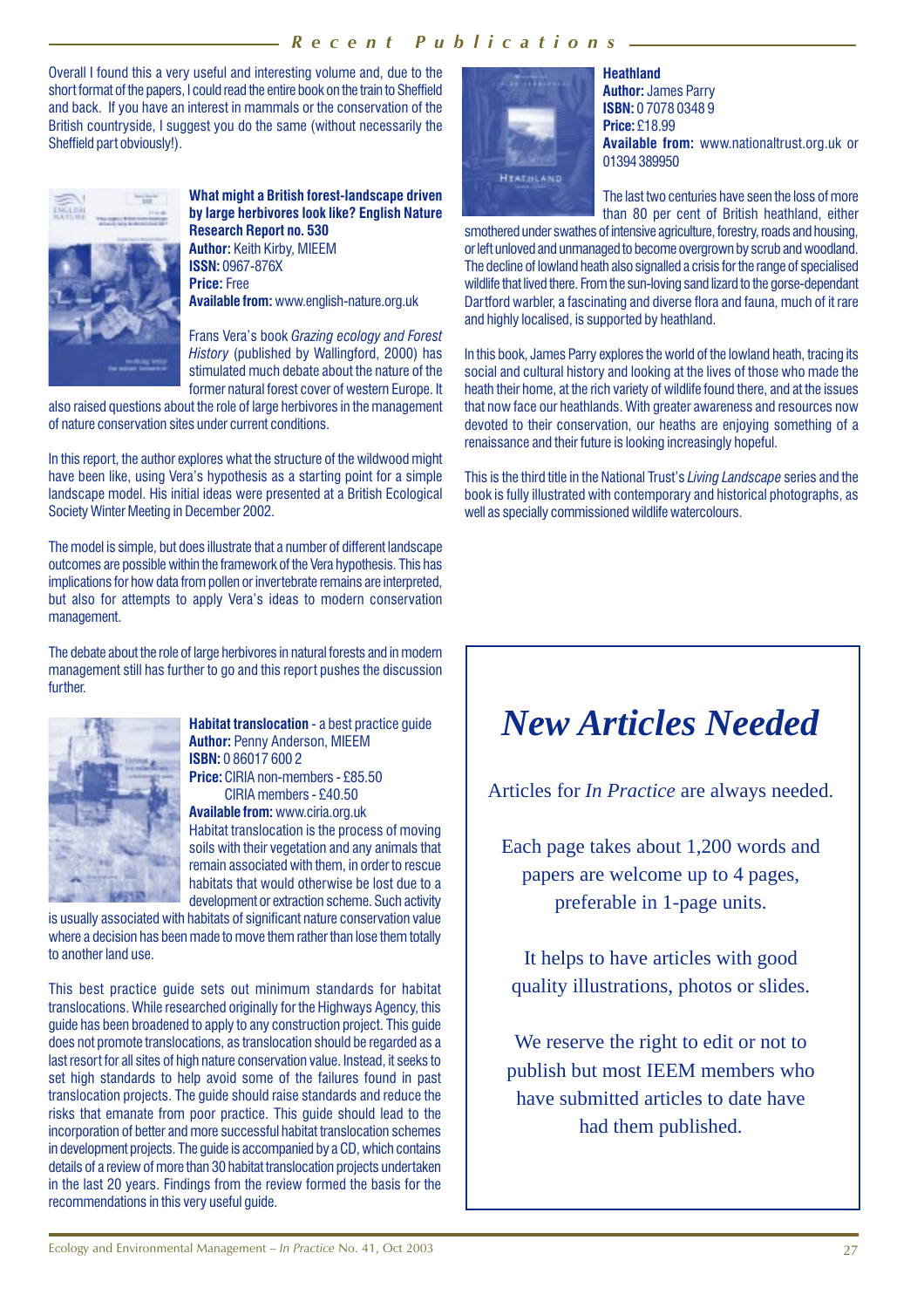Overall I found this a very useful and interesting volume and, due to the short format of the papers, I could read the entire book on the train to Sheffield and back. If you have an interest in mammals or the conservation of the British countryside, I suggest you do the same (without necessarily the Sheffield part obviously!).

**What might a British forest-landscape driven by large herbivores look like? English Nature Research Report no. 530**
**Author:** Keith Kirby, MIEEM
**ISSN:** 0967-876X
**Price:** Free
**Available from:** www.english-nature.org.uk

Frans Vera's book *Grazing ecology and Forest History* (published by Wallingford, 2000) has stimulated much debate about the nature of the former natural forest cover of western Europe. It also raised questions about the role of large herbivores in the management of nature conservation sites under current conditions.

In this report, the author explores what the structure of the wildwood might have been like, using Vera's hypothesis as a starting point for a simple landscape model. His initial ideas were presented at a British Ecological Society Winter Meeting in December 2002.

The model is simple, but does illustrate that a number of different landscape outcomes are possible within the framework of the Vera hypothesis. This has implications for how data from pollen or invertebrate remains are interpreted, but also for attempts to apply Vera's ideas to modern conservation management.

The debate about the role of large herbivores in natural forests and in modern management still has further to go and this report pushes the discussion further.

**Habitat translocation** - a best practice guide
**Author:** Penny Anderson, MIEEM
**ISBN:** 0 86017 600 2
**Price:** CIRIA non-members - £85.50
CIRIA members - £40.50
**Available from:** www.ciria.org.uk

Habitat translocation is the process of moving soils with their vegetation and any animals that remain associated with them, in order to rescue habitats that would otherwise be lost due to a development or extraction scheme. Such activity is usually associated with habitats of significant nature conservation value where a decision has been made to move them rather than lose them totally to another land use.

This best practice guide sets out minimum standards for habitat translocations. While researched originally for the Highways Agency, this guide has been broadened to apply to any construction project. This guide does not promote translocations, as translocation should be regarded as a last resort for all sites of high nature conservation value. Instead, it seeks to set high standards to help avoid some of the failures found in past translocation projects. The guide should raise standards and reduce the risks that emanate from poor practice. This guide should lead to the incorporation of better and more successful habitat translocation schemes in development projects. The guide is accompanied by a CD, which contains details of a review of more than 30 habitat translocation projects undertaken in the last 20 years. Findings from the review formed the basis for the recommendations in this very useful guide.

**Heathland**
**Author:** James Parry
**ISBN:** 0 7078 0348 9
**Price:** £18.99
**Available from:** www.nationaltrust.org.uk or 01394 389950

The last two centuries have seen the loss of more than 80 per cent of British heathland, either smothered under swathes of intensive agriculture, forestry, roads and housing, or left unloved and unmanaged to become overgrown by scrub and woodland. The decline of lowland heath also signalled a crisis for the range of specialised wildlife that lived there. From the sun-loving sand lizard to the gorse-dependant Dartford warbler, a fascinating and diverse flora and fauna, much of it rare and highly localised, is supported by heathland.

In this book, James Parry explores the world of the lowland heath, tracing its social and cultural history and looking at the lives of those who made the heath their home, at the rich variety of wildlife found there, and at the issues that now face our heathlands. With greater awareness and resources now devoted to their conservation, our heaths are enjoying something of a renaissance and their future is looking increasingly hopeful.

This is the third title in the National Trust's *Living Landscape* series and the book is fully illustrated with contemporary and historical photographs, as well as specially commissioned wildlife watercolours.

# *New Articles Needed*

Articles for *In Practice* are always needed.

Each page takes about 1,200 words and papers are welcome up to 4 pages, preferable in 1-page units.

It helps to have articles with good quality illustrations, photos or slides.

We reserve the right to edit or not to publish but most IEEM members who have submitted articles to date have had them published.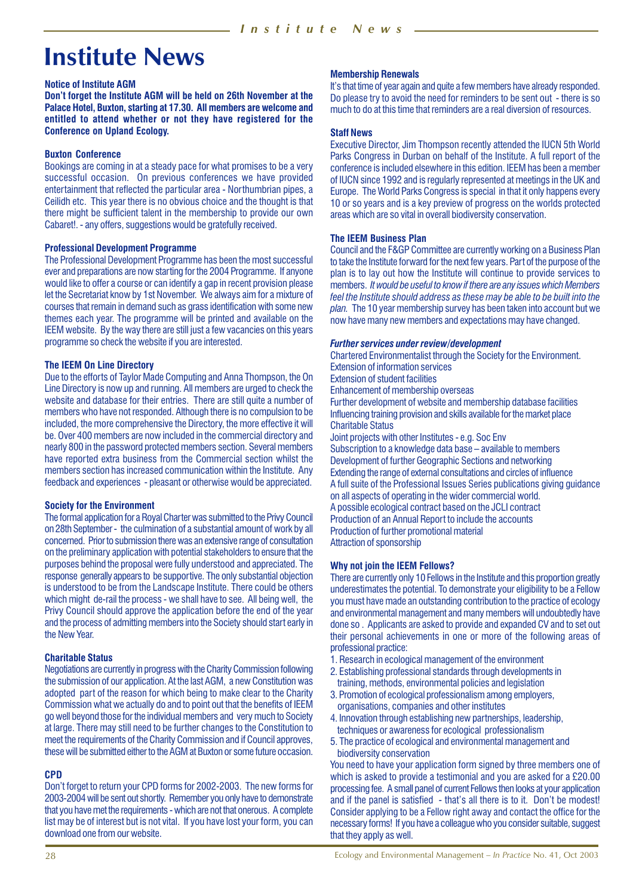# Institute News

**Notice of Institute AGM**

**Don't forget the Institute AGM will be held on 26th November at the Palace Hotel, Buxton, starting at 17.30. All members are welcome and entitled to attend whether or not they have registered for the Conference on Upland Ecology.**

**Buxton Conference**

Bookings are coming in at a steady pace for what promises to be a very successful occasion. On previous conferences we have provided entertainment that reflected the particular area - Northumbrian pipes, a Ceilidh etc. This year there is no obvious choice and the thought is that there might be sufficient talent in the membership to provide our own Cabaret!. - any offers, suggestions would be gratefully received.

**Professional Development Programme**

The Professional Development Programme has been the most successful ever and preparations are now starting for the 2004 Programme. If anyone would like to offer a course or can identify a gap in recent provision please let the Secretariat know by 1st November. We always aim for a mixture of courses that remain in demand such as grass identification with some new themes each year. The programme will be printed and available on the IEEM website. By the way there are still just a few vacancies on this years programme so check the website if you are interested.

**The IEEM On Line Directory**

Due to the efforts of Taylor Made Computing and Anna Thompson, the On Line Directory is now up and running. All members are urged to check the website and database for their entries. There are still quite a number of members who have not responded. Although there is no compulsion to be included, the more comprehensive the Directory, the more effective it will be. Over 400 members are now included in the commercial directory and nearly 800 in the password protected members section. Several members have reported extra business from the Commercial section whilst the members section has increased communication within the Institute. Any feedback and experiences - pleasant or otherwise would be appreciated.

**Society for the Environment**

The formal application for a Royal Charter was submitted to the Privy Council on 28th September - the culmination of a substantial amount of work by all concerned. Prior to submission there was an extensive range of consultation on the preliminary application with potential stakeholders to ensure that the purposes behind the proposal were fully understood and appreciated. The response generally appears to be supportive. The only substantial objection is understood to be from the Landscape Institute. There could be others which might de-rail the process - we shall have to see. All being well, the Privy Council should approve the application before the end of the year and the process of admitting members into the Society should start early in the New Year.

**Charitable Status**

Negotiations are currently in progress with the Charity Commission following the submission of our application. At the last AGM, a new Constitution was adopted part of the reason for which being to make clear to the Charity Commission what we actually do and to point out that the benefits of IEEM go well beyond those for the individual members and very much to Society at large. There may still need to be further changes to the Constitution to meet the requirements of the Charity Commission and if Council approves, these will be submitted either to the AGM at Buxton or some future occasion.

**CPD**

Don't forget to return your CPD forms for 2002-2003. The new forms for 2003-2004 will be sent out shortly. Remember you only have to demonstrate that you have met the requirements - which are not that onerous. A complete list may be of interest but is not vital. If you have lost your form, you can download one from our website.

**Membership Renewals**

It's that time of year again and quite a few members have already responded. Do please try to avoid the need for reminders to be sent out - there is so much to do at this time that reminders are a real diversion of resources.

**Staff News**

Executive Director, Jim Thompson recently attended the IUCN 5th World Parks Congress in Durban on behalf of the Institute. A full report of the conference is included elsewhere in this edition. IEEM has been a member of IUCN since 1992 and is regularly represented at meetings in the UK and Europe. The World Parks Congress is special in that it only happens every 10 or so years and is a key preview of progress on the worlds protected areas which are so vital in overall biodiversity conservation.

**The IEEM Business Plan**

Council and the F&GP Committee are currently working on a Business Plan to take the Institute forward for the next few years. Part of the purpose of the plan is to lay out how the Institute will continue to provide services to members. *It would be useful to know if there are any issues which Members feel the Institute should address as these may be able to be built into the plan.* The 10 year membership survey has been taken into account but we now have many new members and expectations may have changed.

***Further services under review/development***

Chartered Environmentalist through the Society for the Environment.  
Extension of information services  
Extension of student facilities  
Enhancement of membership overseas  
Further development of website and membership database facilities  
Influencing training provision and skills available for the market place  
Charitable Status  
Joint projects with other Institutes - e.g. Soc Env  
Subscription to a knowledge data base – available to members  
Development of further Geographic Sections and networking  
Extending the range of external consultations and circles of influence  
A full suite of the Professional Issues Series publications giving guidance on all aspects of operating in the wider commercial world.  
A possible ecological contract based on the JCLI contract  
Production of an Annual Report to include the accounts  
Production of further promotional material  
Attraction of sponsorship

**Why not join the IEEM Fellows?**

There are currently only 10 Fellows in the Institute and this proportion greatly underestimates the potential. To demonstrate your eligibility to be a Fellow you must have made an outstanding contribution to the practice of ecology and environmental management and many members will undoubtedly have done so . Applicants are asked to provide and expanded CV and to set out their personal achievements in one or more of the following areas of professional practice:

1. Research in ecological management of the environment
2. Establishing professional standards through developments in training, methods, environmental policies and legislation
3. Promotion of ecological professionalism among employers, organisations, companies and other institutes
4. Innovation through establishing new partnerships, leadership, techniques or awareness for ecological professionalism
5. The practice of ecological and environmental management and biodiversity conservation

You need to have your application form signed by three members one of which is asked to provide a testimonial and you are asked for a £20.00 processing fee. A small panel of current Fellows then looks at your application and if the panel is satisfied - that's all there is to it. Don't be modest! Consider applying to be a Fellow right away and contact the office for the necessary forms! If you have a colleague who you consider suitable, suggest that they apply as well.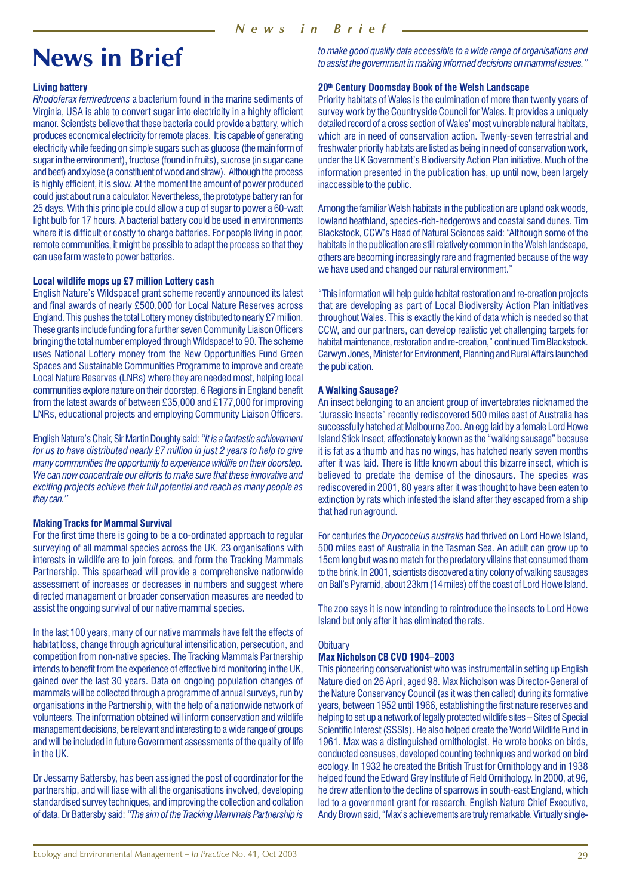# News in Brief

### Living battery

*Rhodoferax ferrireducens* a bacterium found in the marine sediments of Virginia, USA is able to convert sugar into electricity in a highly efficient manor. Scientists believe that these bacteria could provide a battery, which produces economical electricity for remote places. It is capable of generating electricity while feeding on simple sugars such as glucose (the main form of sugar in the environment), fructose (found in fruits), sucrose (in sugar cane and beet) and xylose (a constituent of wood and straw). Although the process is highly efficient, it is slow. At the moment the amount of power produced could just about run a calculator. Nevertheless, the prototype battery ran for 25 days. With this principle could allow a cup of sugar to power a 60-watt light bulb for 17 hours. A bacterial battery could be used in environments where it is difficult or costly to charge batteries. For people living in poor, remote communities, it might be possible to adapt the process so that they can use farm waste to power batteries.

### Local wildlife mops up £7 million Lottery cash

English Nature's Wildspace! grant scheme recently announced its latest and final awards of nearly £500,000 for Local Nature Reserves across England. This pushes the total Lottery money distributed to nearly £7 million. These grants include funding for a further seven Community Liaison Officers bringing the total number employed through Wildspace! to 90. The scheme uses National Lottery money from the New Opportunities Fund Green Spaces and Sustainable Communities Programme to improve and create Local Nature Reserves (LNRs) where they are needed most, helping local communities explore nature on their doorstep. 6 Regions in England benefit from the latest awards of between £35,000 and £177,000 for improving LNRs, educational projects and employing Community Liaison Officers.

English Nature's Chair, Sir Martin Doughty said: *"It is a fantastic achievement for us to have distributed nearly £7 million in just 2 years to help to give many communities the opportunity to experience wildlife on their doorstep. We can now concentrate our efforts to make sure that these innovative and exciting projects achieve their full potential and reach as many people as they can."*

### Making Tracks for Mammal Survival

For the first time there is going to be a co-ordinated approach to regular surveying of all mammal species across the UK. 23 organisations with interests in wildlife are to join forces, and form the Tracking Mammals Partnership. This spearhead will provide a comprehensive nationwide assessment of increases or decreases in numbers and suggest where directed management or broader conservation measures are needed to assist the ongoing survival of our native mammal species.

In the last 100 years, many of our native mammals have felt the effects of habitat loss, change through agricultural intensification, persecution, and competition from non-native species. The Tracking Mammals Partnership intends to benefit from the experience of effective bird monitoring in the UK, gained over the last 30 years. Data on ongoing population changes of mammals will be collected through a programme of annual surveys, run by organisations in the Partnership, with the help of a nationwide network of volunteers. The information obtained will inform conservation and wildlife management decisions, be relevant and interesting to a wide range of groups and will be included in future Government assessments of the quality of life in the UK.

Dr Jessamy Battersby, has been assigned the post of coordinator for the partnership, and will liase with all the organisations involved, developing standardised survey techniques, and improving the collection and collation of data. Dr Battersby said: *"The aim of the Tracking Mammals Partnership is to make good quality data accessible to a wide range of organisations and to assist the government in making informed decisions on mammal issues."*

### 20th Century Doomsday Book of the Welsh Landscape

Priority habitats of Wales is the culmination of more than twenty years of survey work by the Countryside Council for Wales. It provides a uniquely detailed record of a cross section of Wales' most vulnerable natural habitats, which are in need of conservation action. Twenty-seven terrestrial and freshwater priority habitats are listed as being in need of conservation work, under the UK Government's Biodiversity Action Plan initiative. Much of the information presented in the publication has, up until now, been largely inaccessible to the public.

Among the familiar Welsh habitats in the publication are upland oak woods, lowland heathland, species-rich-hedgerows and coastal sand dunes. Tim Blackstock, CCW's Head of Natural Sciences said: "Although some of the habitats in the publication are still relatively common in the Welsh landscape, others are becoming increasingly rare and fragmented because of the way we have used and changed our natural environment."

"This information will help guide habitat restoration and re-creation projects that are developing as part of Local Biodiversity Action Plan initiatives throughout Wales. This is exactly the kind of data which is needed so that CCW, and our partners, can develop realistic yet challenging targets for habitat maintenance, restoration and re-creation," continued Tim Blackstock. Carwyn Jones, Minister for Environment, Planning and Rural Affairs launched the publication.

### A Walking Sausage?

An insect belonging to an ancient group of invertebrates nicknamed the "Jurassic Insects" recently rediscovered 500 miles east of Australia has successfully hatched at Melbourne Zoo. An egg laid by a female Lord Howe Island Stick Insect, affectionately known as the "walking sausage" because it is fat as a thumb and has no wings, has hatched nearly seven months after it was laid. There is little known about this bizarre insect, which is believed to predate the demise of the dinosaurs. The species was rediscovered in 2001, 80 years after it was thought to have been eaten to extinction by rats which infested the island after they escaped from a ship that had run aground.

For centuries the *Dryococelus australis* had thrived on Lord Howe Island, 500 miles east of Australia in the Tasman Sea. An adult can grow up to 15cm long but was no match for the predatory villains that consumed them to the brink. In 2001, scientists discovered a tiny colony of walking sausages on Ball's Pyramid, about 23km (14 miles) off the coast of Lord Howe Island.

The zoo says it is now intending to reintroduce the insects to Lord Howe Island but only after it has eliminated the rats.

Obituary

### Max Nicholson CB CVO 1904–2003

This pioneering conservationist who was instrumental in setting up English Nature died on 26 April, aged 98. Max Nicholson was Director-General of the Nature Conservancy Council (as it was then called) during its formative years, between 1952 until 1966, establishing the first nature reserves and helping to set up a network of legally protected wildlife sites – Sites of Special Scientific Interest (SSSIs). He also helped create the World Wildlife Fund in 1961. Max was a distinguished ornithologist. He wrote books on birds, conducted censuses, developed counting techniques and worked on bird ecology. In 1932 he created the British Trust for Ornithology and in 1938 helped found the Edward Grey Institute of Field Ornithology. In 2000, at 96, he drew attention to the decline of sparrows in south-east England, which led to a government grant for research. English Nature Chief Executive, Andy Brown said, "Max's achievements are truly remarkable. Virtually single-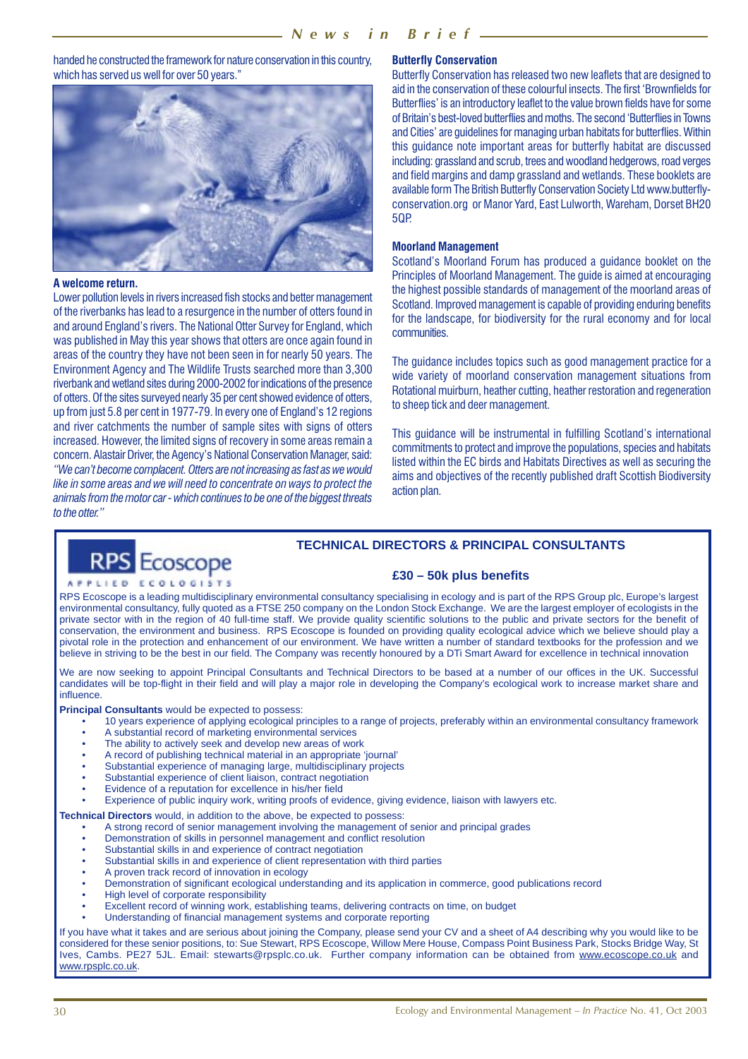handed he constructed the framework for nature conservation in this country, which has served us well for over 50 years."

**A welcome return.**

Lower pollution levels in rivers increased fish stocks and better management of the riverbanks has lead to a resurgence in the number of otters found in and around England's rivers. The National Otter Survey for England, which was published in May this year shows that otters are once again found in areas of the country they have not been seen in for nearly 50 years. The Environment Agency and The Wildlife Trusts searched more than 3,300 riverbank and wetland sites during 2000-2002 for indications of the presence of otters. Of the sites surveyed nearly 35 per cent showed evidence of otters, up from just 5.8 per cent in 1977-79. In every one of England's 12 regions and river catchments the number of sample sites with signs of otters increased. However, the limited signs of recovery in some areas remain a concern. Alastair Driver, the Agency's National Conservation Manager, said: *"We can't become complacent. Otters are not increasing as fast as we would like in some areas and we will need to concentrate on ways to protect the animals from the motor car - which continues to be one of the biggest threats to the otter."*

**Butterfly Conservation**

Butterfly Conservation has released two new leaflets that are designed to aid in the conservation of these colourful insects. The first 'Brownfields for Butterflies' is an introductory leaflet to the value brown fields have for some of Britain's best-loved butterflies and moths. The second 'Butterflies in Towns and Cities' are guidelines for managing urban habitats for butterflies. Within this guidance note important areas for butterfly habitat are discussed including: grassland and scrub, trees and woodland hedgerows, road verges and field margins and damp grassland and wetlands. These booklets are available form The British Butterfly Conservation Society Ltd www.butterfly-conservation.org or Manor Yard, East Lulworth, Wareham, Dorset BH20 5QP.

**Moorland Management**

Scotland's Moorland Forum has produced a guidance booklet on the Principles of Moorland Management. The guide is aimed at encouraging the highest possible standards of management of the moorland areas of Scotland. Improved management is capable of providing enduring benefits for the landscape, for biodiversity for the rural economy and for local communities.

The guidance includes topics such as good management practice for a wide variety of moorland conservation management situations from Rotational muirburn, heather cutting, heather restoration and regeneration to sheep tick and deer management.

This guidance will be instrumental in fulfilling Scotland's international commitments to protect and improve the populations, species and habitats listed within the EC birds and Habitats Directives as well as securing the aims and objectives of the recently published draft Scottish Biodiversity action plan.

---

**RPS Ecoscope**
APPLIED ECOLOGISTS

## TECHNICAL DIRECTORS & PRINCIPAL CONSULTANTS

### £30 – 50k plus benefits

RPS Ecoscope is a leading multidisciplinary environmental consultancy specialising in ecology and is part of the RPS Group plc, Europe's largest environmental consultancy, fully quoted as a FTSE 250 company on the London Stock Exchange. We are the largest employer of ecologists in the private sector with in the region of 40 full-time staff. We provide quality scientific solutions to the public and private sectors for the benefit of conservation, the environment and business. RPS Ecoscope is founded on providing quality ecological advice which we believe should play a pivotal role in the protection and enhancement of our environment. We have written a number of standard textbooks for the profession and we believe in striving to be the best in our field. The Company was recently honoured by a DTi Smart Award for excellence in technical innovation

We are now seeking to appoint Principal Consultants and Technical Directors to be based at a number of our offices in the UK. Successful candidates will be top-flight in their field and will play a major role in developing the Company's ecological work to increase market share and influence.

**Principal Consultants** would be expected to possess:

- 10 years experience of applying ecological principles to a range of projects, preferably within an environmental consultancy framework
- A substantial record of marketing environmental services
- The ability to actively seek and develop new areas of work
- A record of publishing technical material in an appropriate 'journal'
- Substantial experience of managing large, multidisciplinary projects
- Substantial experience of client liaison, contract negotiation
- Evidence of a reputation for excellence in his/her field
- Experience of public inquiry work, writing proofs of evidence, giving evidence, liaison with lawyers etc.

**Technical Directors** would, in addition to the above, be expected to possess:

- A strong record of senior management involving the management of senior and principal grades
- Demonstration of skills in personnel management and conflict resolution
- Substantial skills in and experience of contract negotiation
- Substantial skills in and experience of client representation with third parties
- A proven track record of innovation in ecology
- Demonstration of significant ecological understanding and its application in commerce, good publications record
- High level of corporate responsibility
- Excellent record of winning work, establishing teams, delivering contracts on time, on budget
- Understanding of financial management systems and corporate reporting

If you have what it takes and are serious about joining the Company, please send your CV and a sheet of A4 describing why you would like to be considered for these senior positions, to: Sue Stewart, RPS Ecoscope, Willow Mere House, Compass Point Business Park, Stocks Bridge Way, St Ives, Cambs. PE27 5JL. Email: stewarts@rpsplc.co.uk. Further company information can be obtained from www.ecoscope.co.uk and www.rpsplc.co.uk.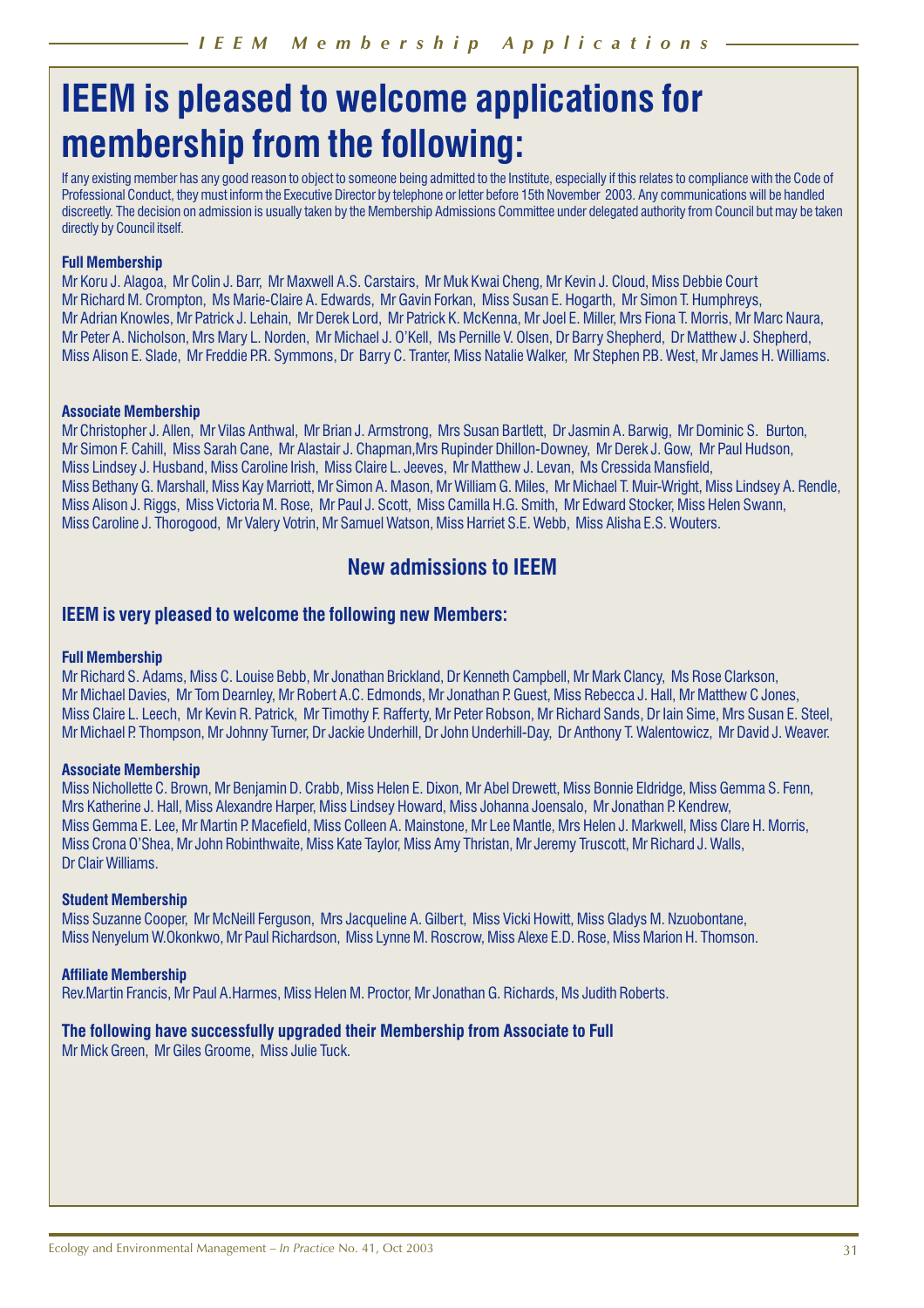# IEEM is pleased to welcome applications for membership from the following:

If any existing member has any good reason to object to someone being admitted to the Institute, especially if this relates to compliance with the Code of Professional Conduct, they must inform the Executive Director by telephone or letter before 15th November 2003. Any communications will be handled discreetly. The decision on admission is usually taken by the Membership Admissions Committee under delegated authority from Council but may be taken directly by Council itself.

**Full Membership**

Mr Koru J. Alagoa, Mr Colin J. Barr, Mr Maxwell A.S. Carstairs, Mr Muk Kwai Cheng, Mr Kevin J. Cloud, Miss Debbie Court Mr Richard M. Crompton, Ms Marie-Claire A. Edwards, Mr Gavin Forkan, Miss Susan E. Hogarth, Mr Simon T. Humphreys, Mr Adrian Knowles, Mr Patrick J. Lehain, Mr Derek Lord, Mr Patrick K. McKenna, Mr Joel E. Miller, Mrs Fiona T. Morris, Mr Marc Naura, Mr Peter A. Nicholson, Mrs Mary L. Norden, Mr Michael J. O'Kell, Ms Pernille V. Olsen, Dr Barry Shepherd, Dr Matthew J. Shepherd, Miss Alison E. Slade, Mr Freddie P.R. Symmons, Dr Barry C. Tranter, Miss Natalie Walker, Mr Stephen P.B. West, Mr James H. Williams.

**Associate Membership**

Mr Christopher J. Allen, Mr Vilas Anthwal, Mr Brian J. Armstrong, Mrs Susan Bartlett, Dr Jasmin A. Barwig, Mr Dominic S. Burton, Mr Simon F. Cahill, Miss Sarah Cane, Mr Alastair J. Chapman,Mrs Rupinder Dhillon-Downey, Mr Derek J. Gow, Mr Paul Hudson, Miss Lindsey J. Husband, Miss Caroline Irish, Miss Claire L. Jeeves, Mr Matthew J. Levan, Ms Cressida Mansfield, Miss Bethany G. Marshall, Miss Kay Marriott, Mr Simon A. Mason, Mr William G. Miles, Mr Michael T. Muir-Wright, Miss Lindsey A. Rendle, Miss Alison J. Riggs, Miss Victoria M. Rose, Mr Paul J. Scott, Miss Camilla H.G. Smith, Mr Edward Stocker, Miss Helen Swann, Miss Caroline J. Thorogood, Mr Valery Votrin, Mr Samuel Watson, Miss Harriet S.E. Webb, Miss Alisha E.S. Wouters.

## New admissions to IEEM

### IEEM is very pleased to welcome the following new Members:

**Full Membership**

Mr Richard S. Adams, Miss C. Louise Bebb, Mr Jonathan Brickland, Dr Kenneth Campbell, Mr Mark Clancy, Ms Rose Clarkson, Mr Michael Davies, Mr Tom Dearnley, Mr Robert A.C. Edmonds, Mr Jonathan P. Guest, Miss Rebecca J. Hall, Mr Matthew C Jones, Miss Claire L. Leech, Mr Kevin R. Patrick, Mr Timothy F. Rafferty, Mr Peter Robson, Mr Richard Sands, Dr Iain Sime, Mrs Susan E. Steel, Mr Michael P. Thompson, Mr Johnny Turner, Dr Jackie Underhill, Dr John Underhill-Day, Dr Anthony T. Walentowicz, Mr David J. Weaver.

**Associate Membership**

Miss Nichollette C. Brown, Mr Benjamin D. Crabb, Miss Helen E. Dixon, Mr Abel Drewett, Miss Bonnie Eldridge, Miss Gemma S. Fenn, Mrs Katherine J. Hall, Miss Alexandre Harper, Miss Lindsey Howard, Miss Johanna Joensalo, Mr Jonathan P. Kendrew, Miss Gemma E. Lee, Mr Martin P. Macefield, Miss Colleen A. Mainstone, Mr Lee Mantle, Mrs Helen J. Markwell, Miss Clare H. Morris, Miss Crona O'Shea, Mr John Robinthwaite, Miss Kate Taylor, Miss Amy Thristan, Mr Jeremy Truscott, Mr Richard J. Walls, Dr Clair Williams.

**Student Membership**

Miss Suzanne Cooper, Mr McNeill Ferguson, Mrs Jacqueline A. Gilbert, Miss Vicki Howitt, Miss Gladys M. Nzuobontane, Miss Nenyelum W.Okonkwo, Mr Paul Richardson, Miss Lynne M. Roscrow, Miss Alexe E.D. Rose, Miss Marion H. Thomson.

**Affiliate Membership**

Rev.Martin Francis, Mr Paul A.Harmes, Miss Helen M. Proctor, Mr Jonathan G. Richards, Ms Judith Roberts.

**The following have successfully upgraded their Membership from Associate to Full**

Mr Mick Green, Mr Giles Groome, Miss Julie Tuck.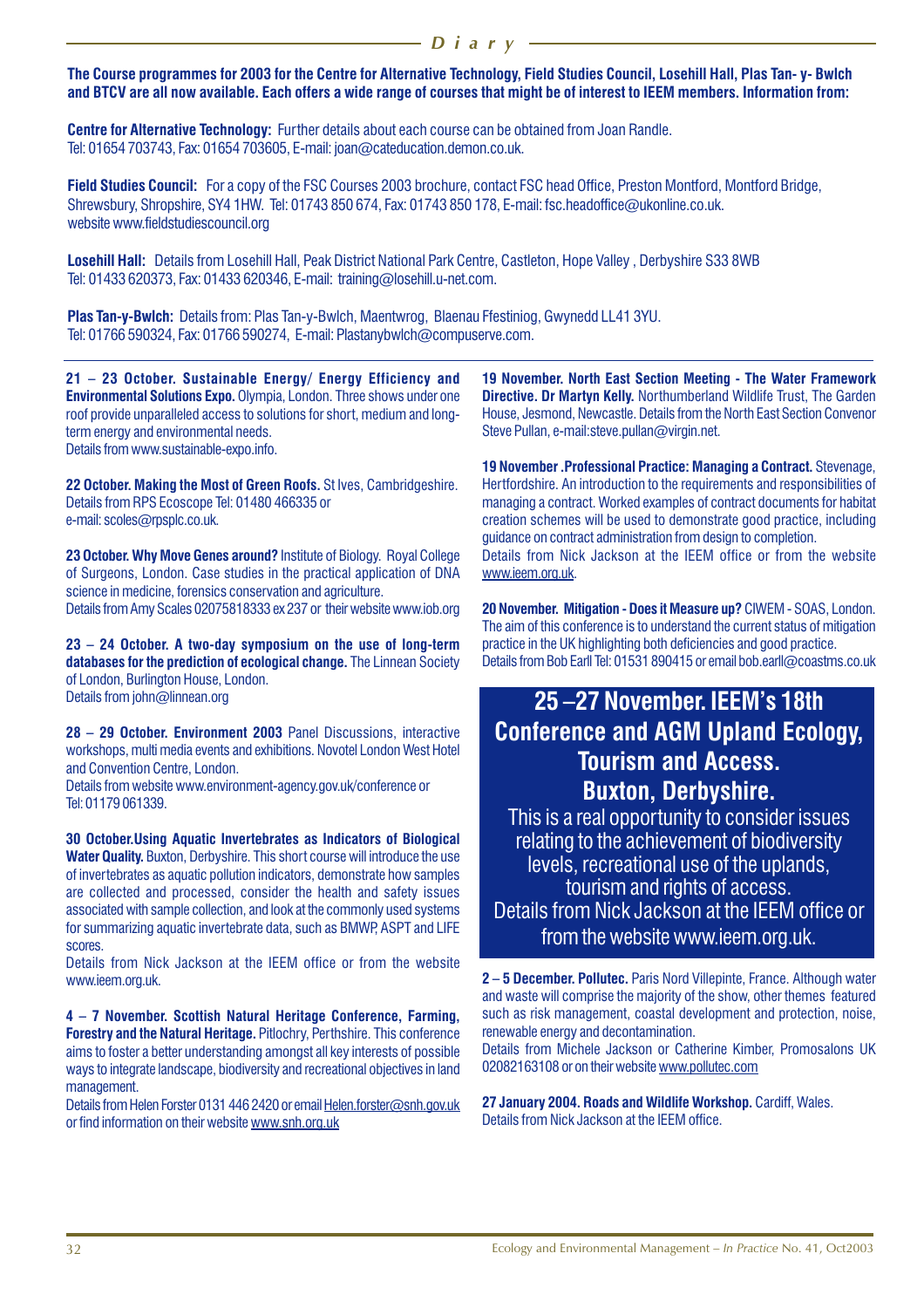## Diary

**The Course programmes for 2003 for the Centre for Alternative Technology, Field Studies Council, Losehill Hall, Plas Tan- y- Bwlch and BTCV are all now available. Each offers a wide range of courses that might be of interest to IEEM members. Information from:**

**Centre for Alternative Technology:** Further details about each course can be obtained from Joan Randle. Tel: 01654 703743, Fax: 01654 703605, E-mail: joan@cateducation.demon.co.uk.

**Field Studies Council:** For a copy of the FSC Courses 2003 brochure, contact FSC head Office, Preston Montford, Montford Bridge, Shrewsbury, Shropshire, SY4 1HW. Tel: 01743 850 674, Fax: 01743 850 178, E-mail: fsc.headoffice@ukonline.co.uk. website www.fieldstudiescouncil.org

**Losehill Hall:** Details from Losehill Hall, Peak District National Park Centre, Castleton, Hope Valley , Derbyshire S33 8WB Tel: 01433 620373, Fax: 01433 620346, E-mail: training@losehill.u-net.com.

**Plas Tan-y-Bwlch:** Details from: Plas Tan-y-Bwlch, Maentwrog, Blaenau Ffestiniog, Gwynedd LL41 3YU. Tel: 01766 590324, Fax: 01766 590274, E-mail: Plastanybwlch@compuserve.com.

**21 – 23 October. Sustainable Energy/ Energy Efficiency and Environmental Solutions Expo.** Olympia, London. Three shows under one roof provide unparalleled access to solutions for short, medium and long-term energy and environmental needs.
Details from www.sustainable-expo.info.

**22 October. Making the Most of Green Roofs.** St Ives, Cambridgeshire. Details from RPS Ecoscope Tel: 01480 466335 or e-mail: scoles@rpsplc.co.uk.

**23 October. Why Move Genes around?** Institute of Biology. Royal College of Surgeons, London. Case studies in the practical application of DNA science in medicine, forensics conservation and agriculture.
Details from Amy Scales 02075818333 ex 237 or their website www.iob.org

**23 – 24 October. A two-day symposium on the use of long-term databases for the prediction of ecological change.** The Linnean Society of London, Burlington House, London.
Details from john@linnean.org

**28 – 29 October. Environment 2003** Panel Discussions, interactive workshops, multi media events and exhibitions. Novotel London West Hotel and Convention Centre, London.
Details from website www.environment-agency.gov.uk/conference or Tel: 01179 061339.

**30 October.Using Aquatic Invertebrates as Indicators of Biological Water Quality.** Buxton, Derbyshire. This short course will introduce the use of invertebrates as aquatic pollution indicators, demonstrate how samples are collected and processed, consider the health and safety issues associated with sample collection, and look at the commonly used systems for summarizing aquatic invertebrate data, such as BMWP, ASPT and LIFE scores.
Details from Nick Jackson at the IEEM office or from the website www.ieem.org.uk.

**4 – 7 November. Scottish Natural Heritage Conference, Farming, Forestry and the Natural Heritage.** Pitlochry, Perthshire. This conference aims to foster a better understanding amongst all key interests of possible ways to integrate landscape, biodiversity and recreational objectives in land management.
Details from Helen Forster 0131 446 2420 or email Helen.forster@snh.gov.uk or find information on their website www.snh.org.uk

**19 November. North East Section Meeting - The Water Framework Directive. Dr Martyn Kelly.** Northumberland Wildlife Trust, The Garden House, Jesmond, Newcastle. Details from the North East Section Convenor Steve Pullan, e-mail:steve.pullan@virgin.net.

**19 November .Professional Practice: Managing a Contract.** Stevenage, Hertfordshire. An introduction to the requirements and responsibilities of managing a contract. Worked examples of contract documents for habitat creation schemes will be used to demonstrate good practice, including guidance on contract administration from design to completion.
Details from Nick Jackson at the IEEM office or from the website www.ieem.org.uk.

**20 November. Mitigation - Does it Measure up?** CIWEM - SOAS, London. The aim of this conference is to understand the current status of mitigation practice in the UK highlighting both deficiencies and good practice.
Details from Bob Earll Tel: 01531 890415 or email bob.earll@coastms.co.uk

**25 –27 November. IEEM's 18th Conference and AGM Upland Ecology, Tourism and Access. Buxton, Derbyshire.**
This is a real opportunity to consider issues relating to the achievement of biodiversity levels, recreational use of the uplands, tourism and rights of access.
Details from Nick Jackson at the IEEM office or from the website www.ieem.org.uk.

**2 – 5 December. Pollutec.** Paris Nord Villepinte, France. Although water and waste will comprise the majority of the show, other themes featured such as risk management, coastal development and protection, noise, renewable energy and decontamination.
Details from Michele Jackson or Catherine Kimber, Promosalons UK 02082163108 or on their website www.pollutec.com

**27 January 2004. Roads and Wildlife Workshop.** Cardiff, Wales. Details from Nick Jackson at the IEEM office.